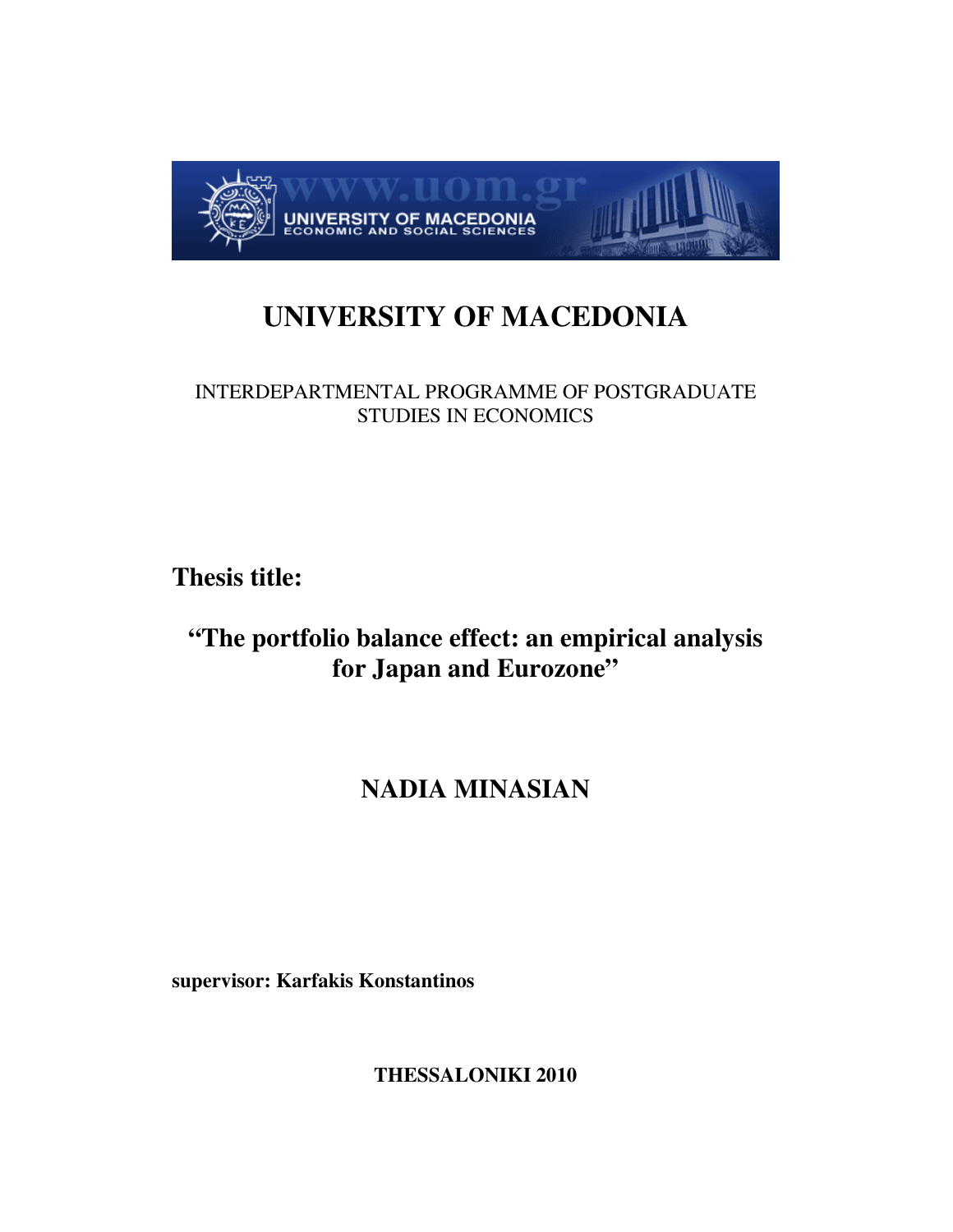# UNIVERSITY OF MACEDONIA

INTERDEPARTMENTAL PROGRAMME OF POSTGRADUATE STUDIES IN ECONOMICS

**Thesis title:**

## "The portfolio balance effect: an empirical analysis for Japan and Eurozone"

## NADIA MINASIAN

**supervisor: Karfakis Konstantinos**

**THESSALONIKI 2010**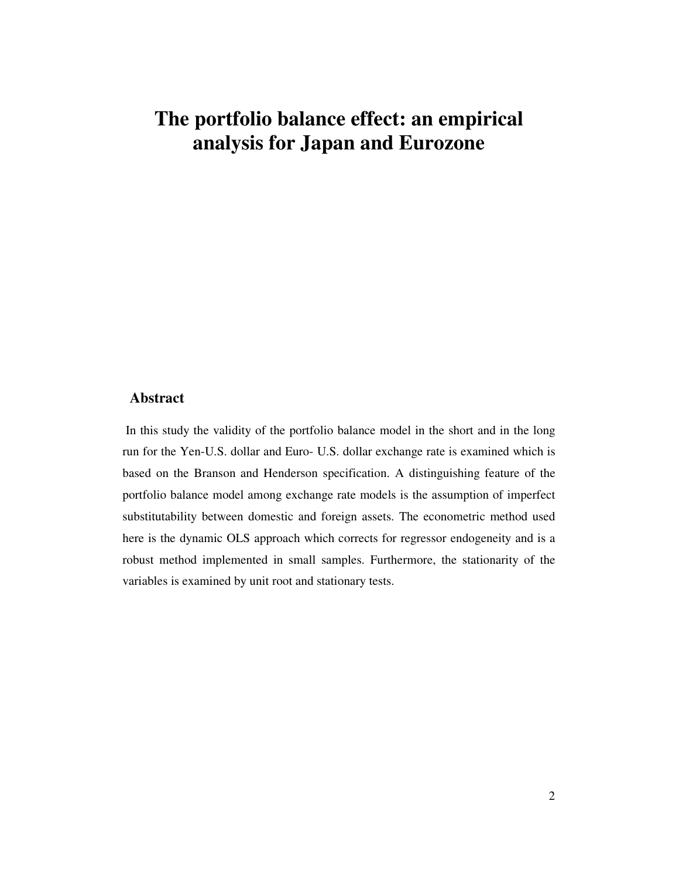# The portfolio balance effect: an empirical analysis for Japan and Eurozone

## Abstract

In this study the validity of the portfolio balance model in the short and in the long run for the Yen-U.S. dollar and Euro- U.S. dollar exchange rate is examined which is based on the Branson and Henderson specification. A distinguishing feature of the portfolio balance model among exchange rate models is the assumption of imperfect substitutability between domestic and foreign assets. The econometric method used here is the dynamic OLS approach which corrects for regressor endogeneity and is a robust method implemented in small samples. Furthermore, the stationarity of the variables is examined by unit root and stationary tests.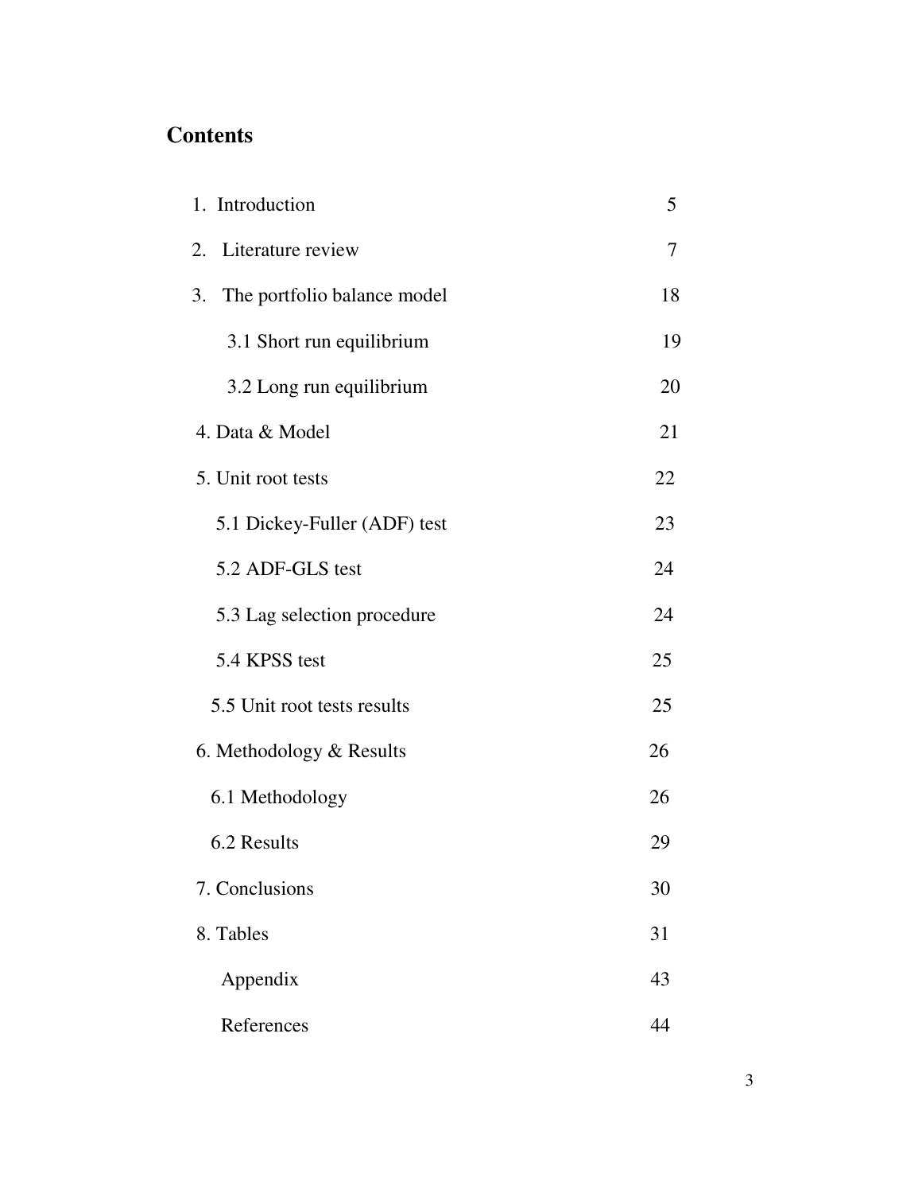# Contents

1. Introduction 5
2. Literature review 7
3. The portfolio balance model 18
   - 3.1 Short run equilibrium 19
   - 3.2 Long run equilibrium 20
4. Data & Model 21
5. Unit root tests 22
   - 5.1 Dickey-Fuller (ADF) test 23
   - 5.2 ADF-GLS test 24
   - 5.3 Lag selection procedure 24
   - 5.4 KPSS test 25
   - 5.5 Unit root tests results 25
6. Methodology & Results 26
   - 6.1 Methodology 26
   - 6.2 Results 29
7. Conclusions 30
8. Tables 31

   Appendix 43

   References 44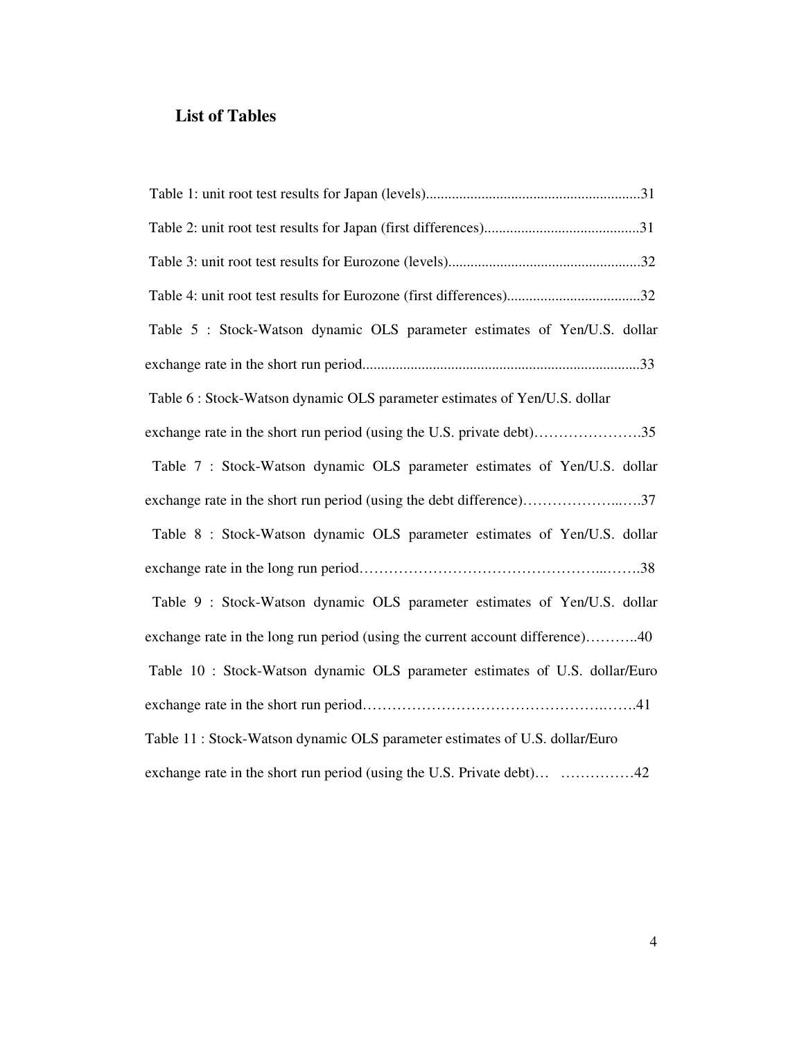## List of Tables

Table 1: unit root test results for Japan (levels)..........................................................31

Table 2: unit root test results for Japan (first differences)..........................................31

Table 3: unit root test results for Eurozone (levels)....................................................32

Table 4: unit root test results for Eurozone (first differences)....................................32

Table 5 : Stock-Watson dynamic OLS parameter estimates of Yen/U.S. dollar exchange rate in the short run period..........................................................................33

Table 6 : Stock-Watson dynamic OLS parameter estimates of Yen/U.S. dollar exchange rate in the short run period (using the U.S. private debt)………………….35

Table 7 : Stock-Watson dynamic OLS parameter estimates of Yen/U.S. dollar exchange rate in the short run period (using the debt difference)………………..….37

Table 8 : Stock-Watson dynamic OLS parameter estimates of Yen/U.S. dollar exchange rate in the long run period…………………………………………..…….38

Table 9 : Stock-Watson dynamic OLS parameter estimates of Yen/U.S. dollar exchange rate in the long run period (using the current account difference)………..40

Table 10 : Stock-Watson dynamic OLS parameter estimates of U.S. dollar/Euro exchange rate in the short run period……………………………………….…….41

Table 11 : Stock-Watson dynamic OLS parameter estimates of U.S. dollar/Euro exchange rate in the short run period (using the U.S. Private debt)… ……………42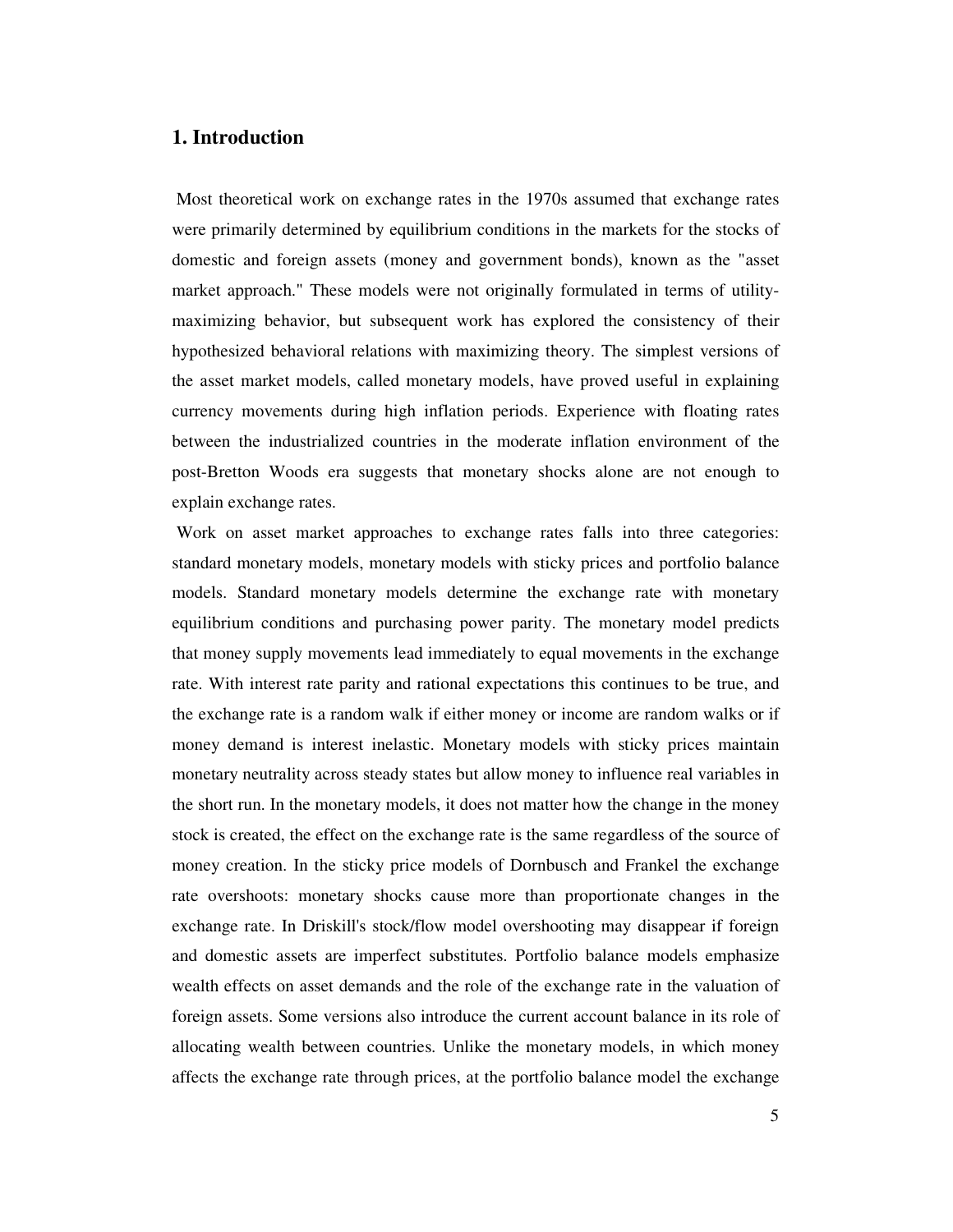# 1. Introduction

Most theoretical work on exchange rates in the 1970s assumed that exchange rates were primarily determined by equilibrium conditions in the markets for the stocks of domestic and foreign assets (money and government bonds), known as the "asset market approach." These models were not originally formulated in terms of utility-maximizing behavior, but subsequent work has explored the consistency of their hypothesized behavioral relations with maximizing theory. The simplest versions of the asset market models, called monetary models, have proved useful in explaining currency movements during high inflation periods. Experience with floating rates between the industrialized countries in the moderate inflation environment of the post-Bretton Woods era suggests that monetary shocks alone are not enough to explain exchange rates.

Work on asset market approaches to exchange rates falls into three categories: standard monetary models, monetary models with sticky prices and portfolio balance models. Standard monetary models determine the exchange rate with monetary equilibrium conditions and purchasing power parity. The monetary model predicts that money supply movements lead immediately to equal movements in the exchange rate. With interest rate parity and rational expectations this continues to be true, and the exchange rate is a random walk if either money or income are random walks or if money demand is interest inelastic. Monetary models with sticky prices maintain monetary neutrality across steady states but allow money to influence real variables in the short run. In the monetary models, it does not matter how the change in the money stock is created, the effect on the exchange rate is the same regardless of the source of money creation. In the sticky price models of Dornbusch and Frankel the exchange rate overshoots: monetary shocks cause more than proportionate changes in the exchange rate. In Driskill's stock/flow model overshooting may disappear if foreign and domestic assets are imperfect substitutes. Portfolio balance models emphasize wealth effects on asset demands and the role of the exchange rate in the valuation of foreign assets. Some versions also introduce the current account balance in its role of allocating wealth between countries. Unlike the monetary models, in which money affects the exchange rate through prices, at the portfolio balance model the exchange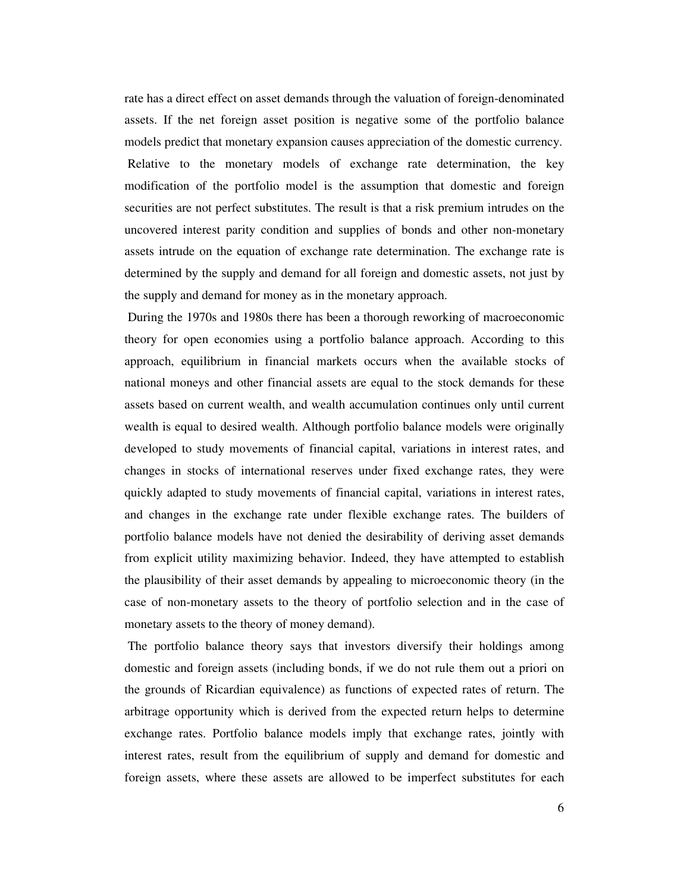rate has a direct effect on asset demands through the valuation of foreign-denominated assets. If the net foreign asset position is negative some of the portfolio balance models predict that monetary expansion causes appreciation of the domestic currency.

Relative to the monetary models of exchange rate determination, the key modification of the portfolio model is the assumption that domestic and foreign securities are not perfect substitutes. The result is that a risk premium intrudes on the uncovered interest parity condition and supplies of bonds and other non-monetary assets intrude on the equation of exchange rate determination. The exchange rate is determined by the supply and demand for all foreign and domestic assets, not just by the supply and demand for money as in the monetary approach.

During the 1970s and 1980s there has been a thorough reworking of macroeconomic theory for open economies using a portfolio balance approach. According to this approach, equilibrium in financial markets occurs when the available stocks of national moneys and other financial assets are equal to the stock demands for these assets based on current wealth, and wealth accumulation continues only until current wealth is equal to desired wealth. Although portfolio balance models were originally developed to study movements of financial capital, variations in interest rates, and changes in stocks of international reserves under fixed exchange rates, they were quickly adapted to study movements of financial capital, variations in interest rates, and changes in the exchange rate under flexible exchange rates. The builders of portfolio balance models have not denied the desirability of deriving asset demands from explicit utility maximizing behavior. Indeed, they have attempted to establish the plausibility of their asset demands by appealing to microeconomic theory (in the case of non-monetary assets to the theory of portfolio selection and in the case of monetary assets to the theory of money demand).

The portfolio balance theory says that investors diversify their holdings among domestic and foreign assets (including bonds, if we do not rule them out a priori on the grounds of Ricardian equivalence) as functions of expected rates of return. The arbitrage opportunity which is derived from the expected return helps to determine exchange rates. Portfolio balance models imply that exchange rates, jointly with interest rates, result from the equilibrium of supply and demand for domestic and foreign assets, where these assets are allowed to be imperfect substitutes for each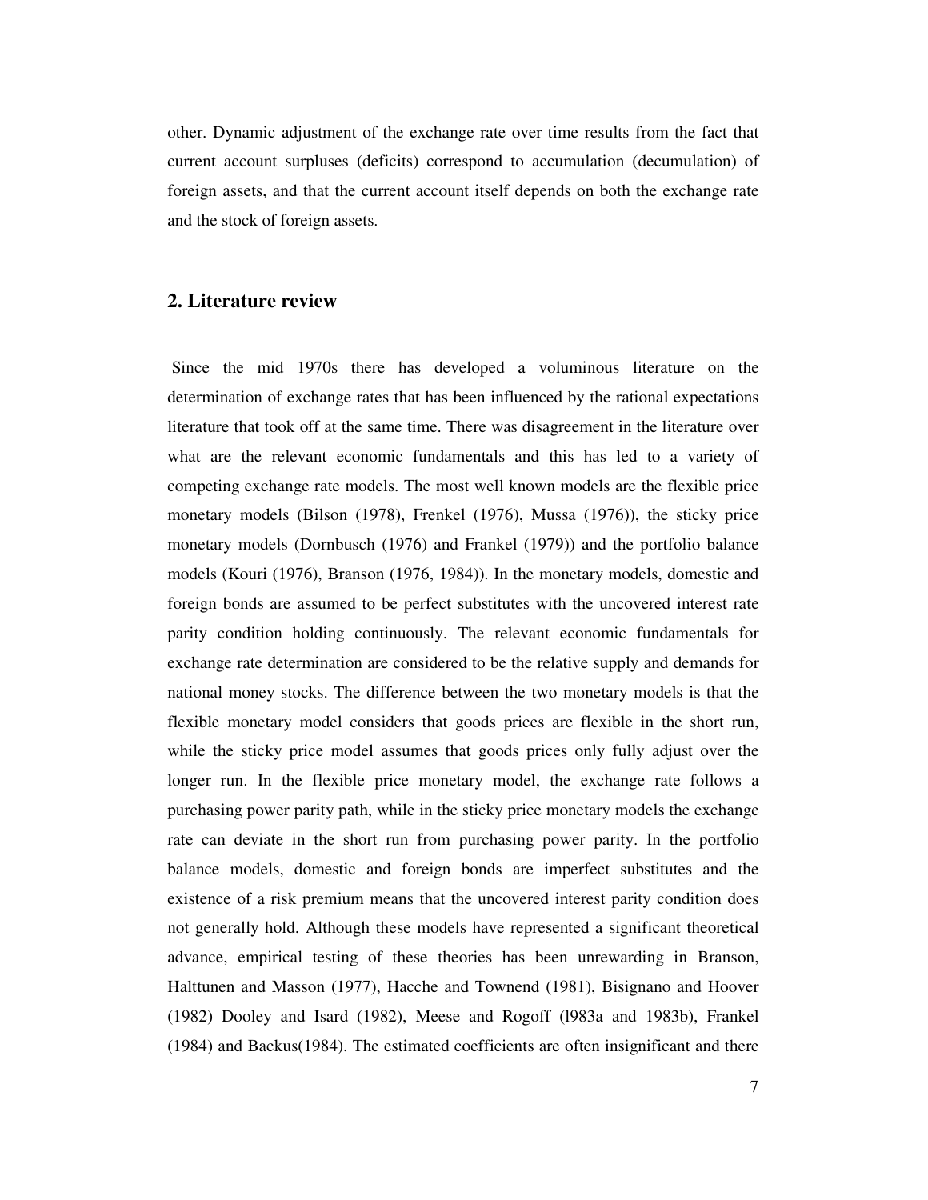other. Dynamic adjustment of the exchange rate over time results from the fact that current account surpluses (deficits) correspond to accumulation (decumulation) of foreign assets, and that the current account itself depends on both the exchange rate and the stock of foreign assets.

## 2. Literature review

Since the mid 1970s there has developed a voluminous literature on the determination of exchange rates that has been influenced by the rational expectations literature that took off at the same time. There was disagreement in the literature over what are the relevant economic fundamentals and this has led to a variety of competing exchange rate models. The most well known models are the flexible price monetary models (Bilson (1978), Frenkel (1976), Mussa (1976)), the sticky price monetary models (Dornbusch (1976) and Frankel (1979)) and the portfolio balance models (Kouri (1976), Branson (1976, 1984)). In the monetary models, domestic and foreign bonds are assumed to be perfect substitutes with the uncovered interest rate parity condition holding continuously. The relevant economic fundamentals for exchange rate determination are considered to be the relative supply and demands for national money stocks. The difference between the two monetary models is that the flexible monetary model considers that goods prices are flexible in the short run, while the sticky price model assumes that goods prices only fully adjust over the longer run. In the flexible price monetary model, the exchange rate follows a purchasing power parity path, while in the sticky price monetary models the exchange rate can deviate in the short run from purchasing power parity. In the portfolio balance models, domestic and foreign bonds are imperfect substitutes and the existence of a risk premium means that the uncovered interest parity condition does not generally hold. Although these models have represented a significant theoretical advance, empirical testing of these theories has been unrewarding in Branson, Halttunen and Masson (1977), Hacche and Townend (1981), Bisignano and Hoover (1982) Dooley and Isard (1982), Meese and Rogoff (l983a and 1983b), Frankel (1984) and Backus(1984). The estimated coefficients are often insignificant and there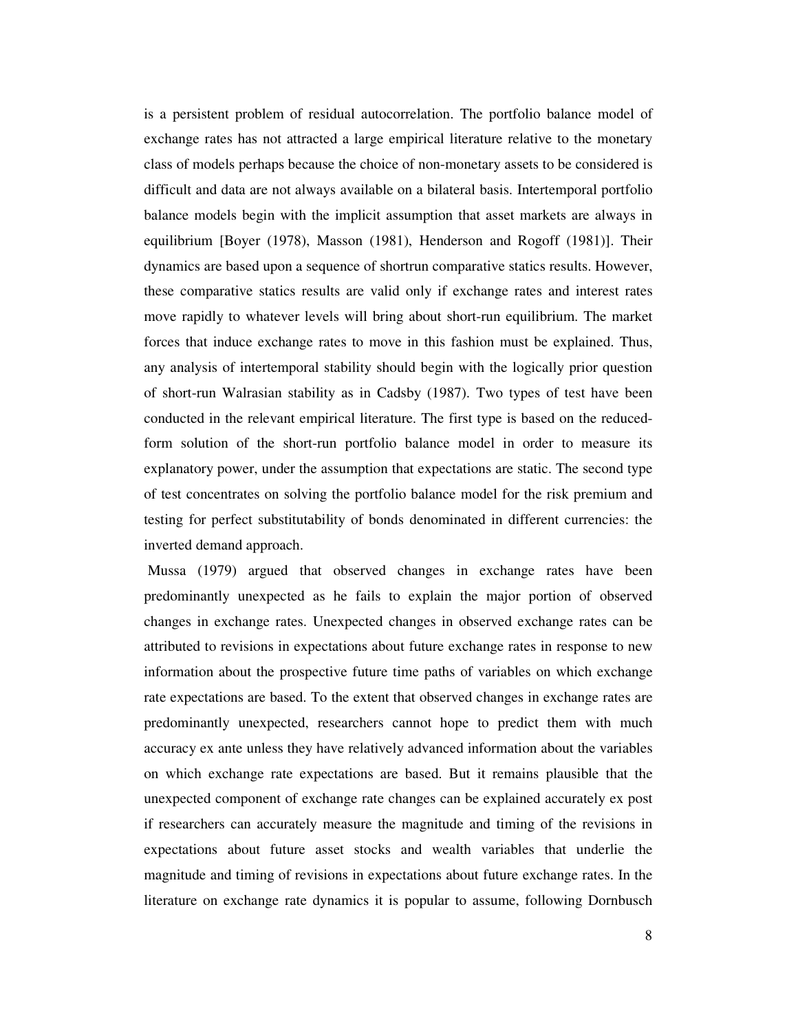is a persistent problem of residual autocorrelation. The portfolio balance model of exchange rates has not attracted a large empirical literature relative to the monetary class of models perhaps because the choice of non-monetary assets to be considered is difficult and data are not always available on a bilateral basis. Intertemporal portfolio balance models begin with the implicit assumption that asset markets are always in equilibrium [Boyer (1978), Masson (1981), Henderson and Rogoff (1981)]. Their dynamics are based upon a sequence of shortrun comparative statics results. However, these comparative statics results are valid only if exchange rates and interest rates move rapidly to whatever levels will bring about short-run equilibrium. The market forces that induce exchange rates to move in this fashion must be explained. Thus, any analysis of intertemporal stability should begin with the logically prior question of short-run Walrasian stability as in Cadsby (1987). Two types of test have been conducted in the relevant empirical literature. The first type is based on the reduced-form solution of the short-run portfolio balance model in order to measure its explanatory power, under the assumption that expectations are static. The second type of test concentrates on solving the portfolio balance model for the risk premium and testing for perfect substitutability of bonds denominated in different currencies: the inverted demand approach.

Mussa (1979) argued that observed changes in exchange rates have been predominantly unexpected as he fails to explain the major portion of observed changes in exchange rates. Unexpected changes in observed exchange rates can be attributed to revisions in expectations about future exchange rates in response to new information about the prospective future time paths of variables on which exchange rate expectations are based. To the extent that observed changes in exchange rates are predominantly unexpected, researchers cannot hope to predict them with much accuracy ex ante unless they have relatively advanced information about the variables on which exchange rate expectations are based. But it remains plausible that the unexpected component of exchange rate changes can be explained accurately ex post if researchers can accurately measure the magnitude and timing of the revisions in expectations about future asset stocks and wealth variables that underlie the magnitude and timing of revisions in expectations about future exchange rates. In the literature on exchange rate dynamics it is popular to assume, following Dornbusch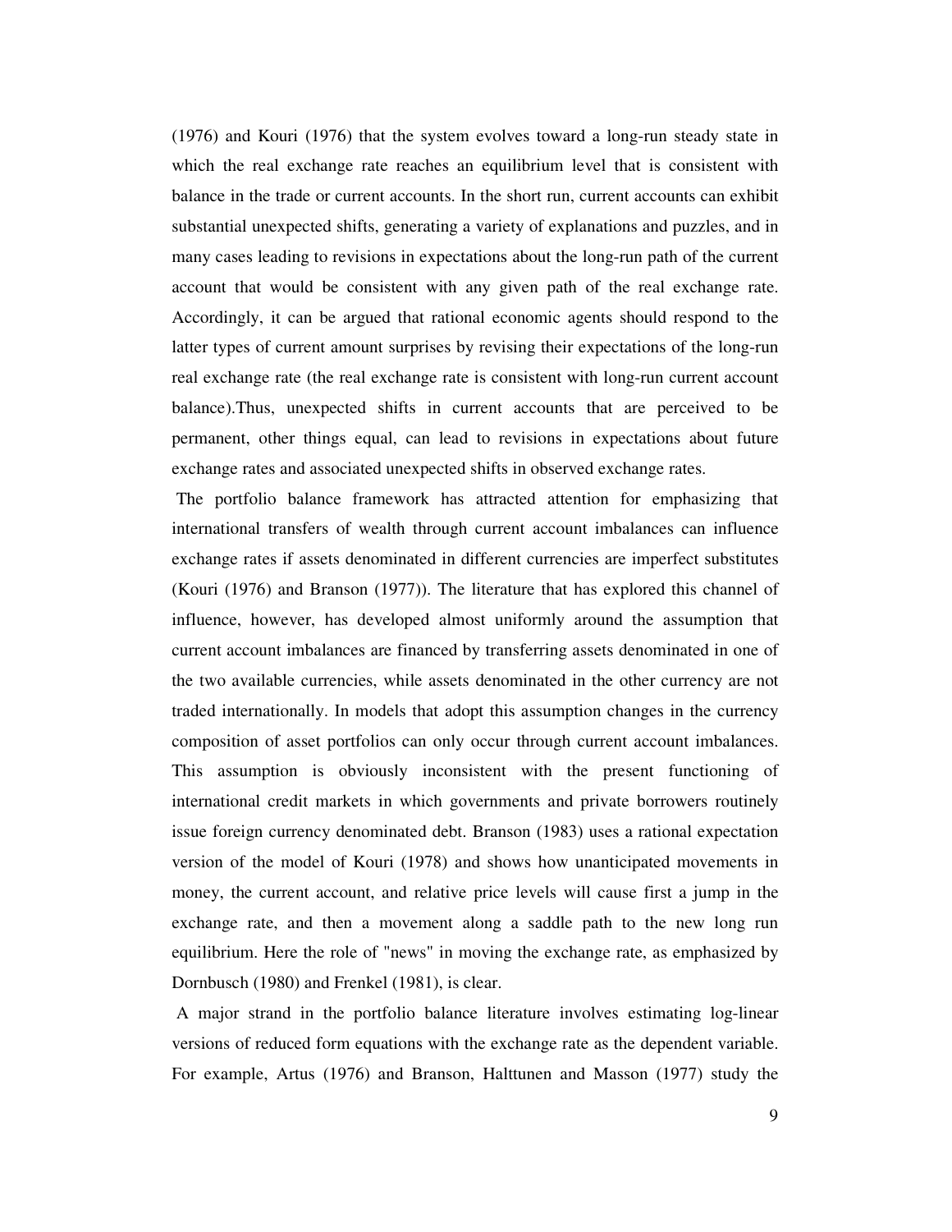(1976) and Kouri (1976) that the system evolves toward a long-run steady state in which the real exchange rate reaches an equilibrium level that is consistent with balance in the trade or current accounts. In the short run, current accounts can exhibit substantial unexpected shifts, generating a variety of explanations and puzzles, and in many cases leading to revisions in expectations about the long-run path of the current account that would be consistent with any given path of the real exchange rate. Accordingly, it can be argued that rational economic agents should respond to the latter types of current amount surprises by revising their expectations of the long-run real exchange rate (the real exchange rate is consistent with long-run current account balance).Thus, unexpected shifts in current accounts that are perceived to be permanent, other things equal, can lead to revisions in expectations about future exchange rates and associated unexpected shifts in observed exchange rates.

The portfolio balance framework has attracted attention for emphasizing that international transfers of wealth through current account imbalances can influence exchange rates if assets denominated in different currencies are imperfect substitutes (Kouri (1976) and Branson (1977)). The literature that has explored this channel of influence, however, has developed almost uniformly around the assumption that current account imbalances are financed by transferring assets denominated in one of the two available currencies, while assets denominated in the other currency are not traded internationally. In models that adopt this assumption changes in the currency composition of asset portfolios can only occur through current account imbalances. This assumption is obviously inconsistent with the present functioning of international credit markets in which governments and private borrowers routinely issue foreign currency denominated debt. Branson (1983) uses a rational expectation version of the model of Kouri (1978) and shows how unanticipated movements in money, the current account, and relative price levels will cause first a jump in the exchange rate, and then a movement along a saddle path to the new long run equilibrium. Here the role of "news" in moving the exchange rate, as emphasized by Dornbusch (1980) and Frenkel (1981), is clear.

A major strand in the portfolio balance literature involves estimating log-linear versions of reduced form equations with the exchange rate as the dependent variable. For example, Artus (1976) and Branson, Halttunen and Masson (1977) study the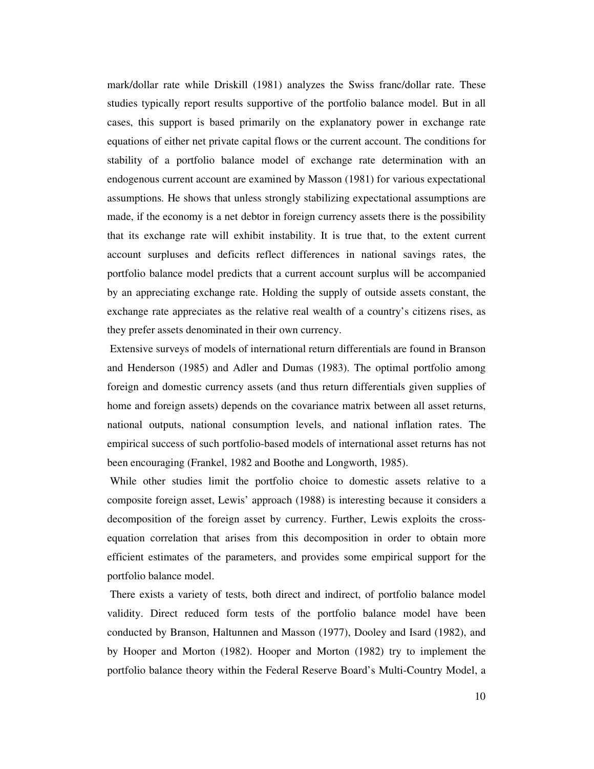mark/dollar rate while Driskill (1981) analyzes the Swiss franc/dollar rate. These studies typically report results supportive of the portfolio balance model. But in all cases, this support is based primarily on the explanatory power in exchange rate equations of either net private capital flows or the current account. The conditions for stability of a portfolio balance model of exchange rate determination with an endogenous current account are examined by Masson (1981) for various expectational assumptions. He shows that unless strongly stabilizing expectational assumptions are made, if the economy is a net debtor in foreign currency assets there is the possibility that its exchange rate will exhibit instability. It is true that, to the extent current account surpluses and deficits reflect differences in national savings rates, the portfolio balance model predicts that a current account surplus will be accompanied by an appreciating exchange rate. Holding the supply of outside assets constant, the exchange rate appreciates as the relative real wealth of a country's citizens rises, as they prefer assets denominated in their own currency.

Extensive surveys of models of international return differentials are found in Branson and Henderson (1985) and Adler and Dumas (1983). The optimal portfolio among foreign and domestic currency assets (and thus return differentials given supplies of home and foreign assets) depends on the covariance matrix between all asset returns, national outputs, national consumption levels, and national inflation rates. The empirical success of such portfolio-based models of international asset returns has not been encouraging (Frankel, 1982 and Boothe and Longworth, 1985).

While other studies limit the portfolio choice to domestic assets relative to a composite foreign asset, Lewis' approach (1988) is interesting because it considers a decomposition of the foreign asset by currency. Further, Lewis exploits the cross-equation correlation that arises from this decomposition in order to obtain more efficient estimates of the parameters, and provides some empirical support for the portfolio balance model.

There exists a variety of tests, both direct and indirect, of portfolio balance model validity. Direct reduced form tests of the portfolio balance model have been conducted by Branson, Haltunnen and Masson (1977), Dooley and Isard (1982), and by Hooper and Morton (1982). Hooper and Morton (1982) try to implement the portfolio balance theory within the Federal Reserve Board's Multi-Country Model, a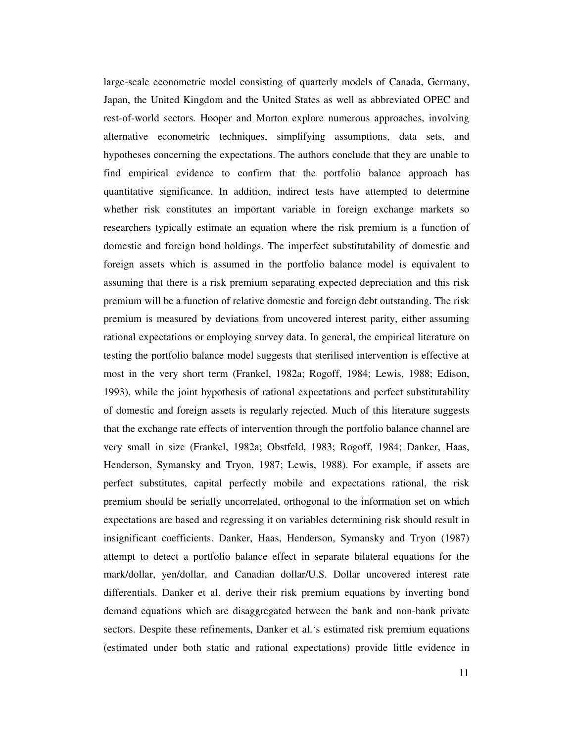large-scale econometric model consisting of quarterly models of Canada, Germany, Japan, the United Kingdom and the United States as well as abbreviated OPEC and rest-of-world sectors. Hooper and Morton explore numerous approaches, involving alternative econometric techniques, simplifying assumptions, data sets, and hypotheses concerning the expectations. The authors conclude that they are unable to find empirical evidence to confirm that the portfolio balance approach has quantitative significance. In addition, indirect tests have attempted to determine whether risk constitutes an important variable in foreign exchange markets so researchers typically estimate an equation where the risk premium is a function of domestic and foreign bond holdings. The imperfect substitutability of domestic and foreign assets which is assumed in the portfolio balance model is equivalent to assuming that there is a risk premium separating expected depreciation and this risk premium will be a function of relative domestic and foreign debt outstanding. The risk premium is measured by deviations from uncovered interest parity, either assuming rational expectations or employing survey data. In general, the empirical literature on testing the portfolio balance model suggests that sterilised intervention is effective at most in the very short term (Frankel, 1982a; Rogoff, 1984; Lewis, 1988; Edison, 1993), while the joint hypothesis of rational expectations and perfect substitutability of domestic and foreign assets is regularly rejected. Much of this literature suggests that the exchange rate effects of intervention through the portfolio balance channel are very small in size (Frankel, 1982a; Obstfeld, 1983; Rogoff, 1984; Danker, Haas, Henderson, Symansky and Tryon, 1987; Lewis, 1988). For example, if assets are perfect substitutes, capital perfectly mobile and expectations rational, the risk premium should be serially uncorrelated, orthogonal to the information set on which expectations are based and regressing it on variables determining risk should result in insignificant coefficients. Danker, Haas, Henderson, Symansky and Tryon (1987) attempt to detect a portfolio balance effect in separate bilateral equations for the mark/dollar, yen/dollar, and Canadian dollar/U.S. Dollar uncovered interest rate differentials. Danker et al. derive their risk premium equations by inverting bond demand equations which are disaggregated between the bank and non-bank private sectors. Despite these refinements, Danker et al.'s estimated risk premium equations (estimated under both static and rational expectations) provide little evidence in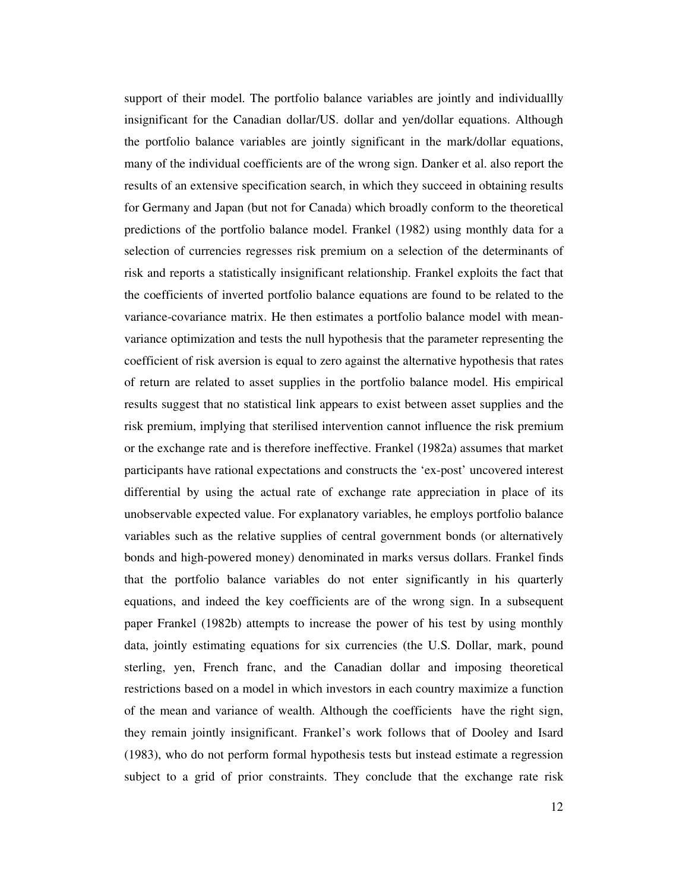support of their model. The portfolio balance variables are jointly and individuallly insignificant for the Canadian dollar/US. dollar and yen/dollar equations. Although the portfolio balance variables are jointly significant in the mark/dollar equations, many of the individual coefficients are of the wrong sign. Danker et al. also report the results of an extensive specification search, in which they succeed in obtaining results for Germany and Japan (but not for Canada) which broadly conform to the theoretical predictions of the portfolio balance model. Frankel (1982) using monthly data for a selection of currencies regresses risk premium on a selection of the determinants of risk and reports a statistically insignificant relationship. Frankel exploits the fact that the coefficients of inverted portfolio balance equations are found to be related to the variance-covariance matrix. He then estimates a portfolio balance model with mean-variance optimization and tests the null hypothesis that the parameter representing the coefficient of risk aversion is equal to zero against the alternative hypothesis that rates of return are related to asset supplies in the portfolio balance model. His empirical results suggest that no statistical link appears to exist between asset supplies and the risk premium, implying that sterilised intervention cannot influence the risk premium or the exchange rate and is therefore ineffective. Frankel (1982a) assumes that market participants have rational expectations and constructs the 'ex-post' uncovered interest differential by using the actual rate of exchange rate appreciation in place of its unobservable expected value. For explanatory variables, he employs portfolio balance variables such as the relative supplies of central government bonds (or alternatively bonds and high-powered money) denominated in marks versus dollars. Frankel finds that the portfolio balance variables do not enter significantly in his quarterly equations, and indeed the key coefficients are of the wrong sign. In a subsequent paper Frankel (1982b) attempts to increase the power of his test by using monthly data, jointly estimating equations for six currencies (the U.S. Dollar, mark, pound sterling, yen, French franc, and the Canadian dollar and imposing theoretical restrictions based on a model in which investors in each country maximize a function of the mean and variance of wealth. Although the coefficients have the right sign, they remain jointly insignificant. Frankel's work follows that of Dooley and Isard (1983), who do not perform formal hypothesis tests but instead estimate a regression subject to a grid of prior constraints. They conclude that the exchange rate risk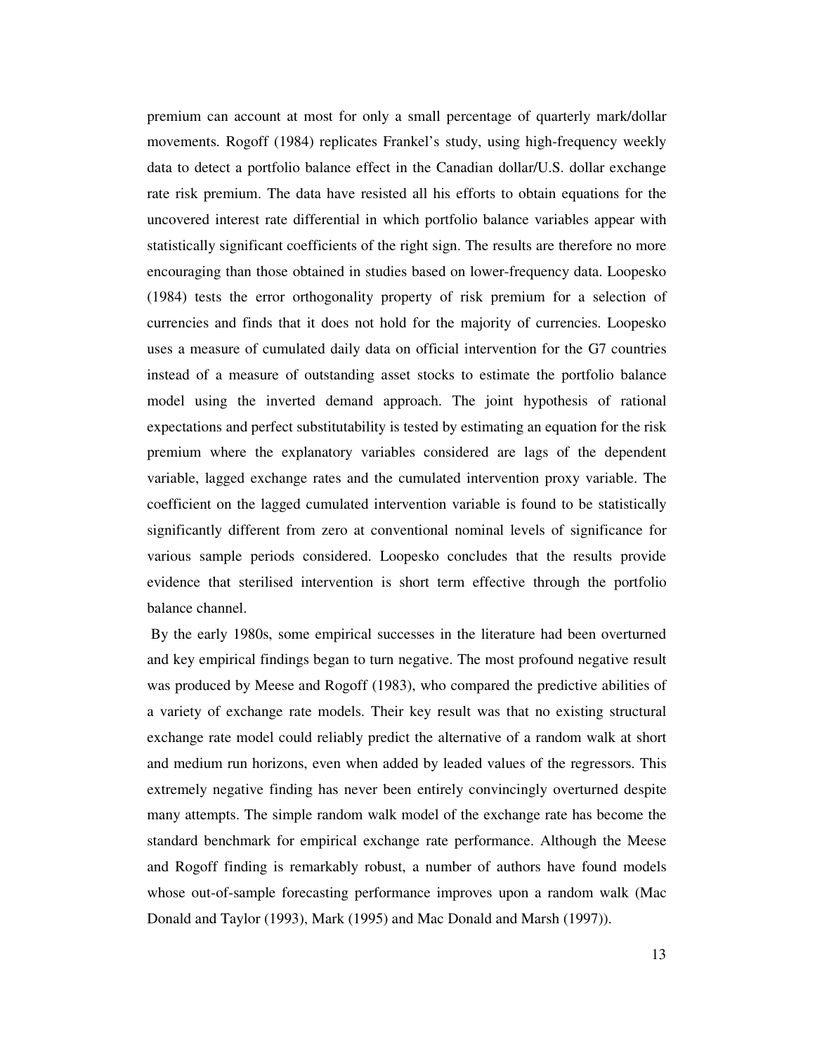premium can account at most for only a small percentage of quarterly mark/dollar movements. Rogoff (1984) replicates Frankel's study, using high-frequency weekly data to detect a portfolio balance effect in the Canadian dollar/U.S. dollar exchange rate risk premium. The data have resisted all his efforts to obtain equations for the uncovered interest rate differential in which portfolio balance variables appear with statistically significant coefficients of the right sign. The results are therefore no more encouraging than those obtained in studies based on lower-frequency data. Loopesko (1984) tests the error orthogonality property of risk premium for a selection of currencies and finds that it does not hold for the majority of currencies. Loopesko uses a measure of cumulated daily data on official intervention for the G7 countries instead of a measure of outstanding asset stocks to estimate the portfolio balance model using the inverted demand approach. The joint hypothesis of rational expectations and perfect substitutability is tested by estimating an equation for the risk premium where the explanatory variables considered are lags of the dependent variable, lagged exchange rates and the cumulated intervention proxy variable. The coefficient on the lagged cumulated intervention variable is found to be statistically significantly different from zero at conventional nominal levels of significance for various sample periods considered. Loopesko concludes that the results provide evidence that sterilised intervention is short term effective through the portfolio balance channel.

By the early 1980s, some empirical successes in the literature had been overturned and key empirical findings began to turn negative. The most profound negative result was produced by Meese and Rogoff (1983), who compared the predictive abilities of a variety of exchange rate models. Their key result was that no existing structural exchange rate model could reliably predict the alternative of a random walk at short and medium run horizons, even when added by leaded values of the regressors. This extremely negative finding has never been entirely convincingly overturned despite many attempts. The simple random walk model of the exchange rate has become the standard benchmark for empirical exchange rate performance. Although the Meese and Rogoff finding is remarkably robust, a number of authors have found models whose out-of-sample forecasting performance improves upon a random walk (Mac Donald and Taylor (1993), Mark (1995) and Mac Donald and Marsh (1997)).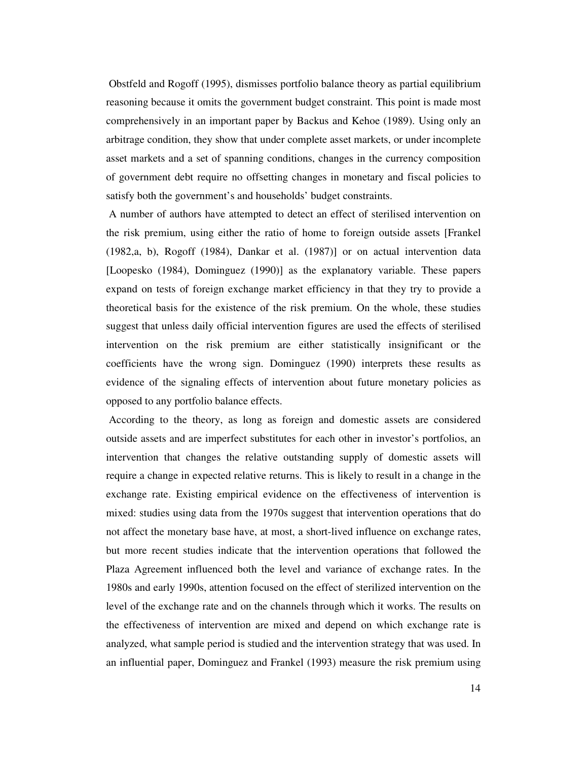Obstfeld and Rogoff (1995), dismisses portfolio balance theory as partial equilibrium reasoning because it omits the government budget constraint. This point is made most comprehensively in an important paper by Backus and Kehoe (1989). Using only an arbitrage condition, they show that under complete asset markets, or under incomplete asset markets and a set of spanning conditions, changes in the currency composition of government debt require no offsetting changes in monetary and fiscal policies to satisfy both the government's and households' budget constraints.

A number of authors have attempted to detect an effect of sterilised intervention on the risk premium, using either the ratio of home to foreign outside assets [Frankel (1982,a, b), Rogoff (1984), Dankar et al. (1987)] or on actual intervention data [Loopesko (1984), Dominguez (1990)] as the explanatory variable. These papers expand on tests of foreign exchange market efficiency in that they try to provide a theoretical basis for the existence of the risk premium. On the whole, these studies suggest that unless daily official intervention figures are used the effects of sterilised intervention on the risk premium are either statistically insignificant or the coefficients have the wrong sign. Dominguez (1990) interprets these results as evidence of the signaling effects of intervention about future monetary policies as opposed to any portfolio balance effects.

According to the theory, as long as foreign and domestic assets are considered outside assets and are imperfect substitutes for each other in investor's portfolios, an intervention that changes the relative outstanding supply of domestic assets will require a change in expected relative returns. This is likely to result in a change in the exchange rate. Existing empirical evidence on the effectiveness of intervention is mixed: studies using data from the 1970s suggest that intervention operations that do not affect the monetary base have, at most, a short-lived influence on exchange rates, but more recent studies indicate that the intervention operations that followed the Plaza Agreement influenced both the level and variance of exchange rates. In the 1980s and early 1990s, attention focused on the effect of sterilized intervention on the level of the exchange rate and on the channels through which it works. The results on the effectiveness of intervention are mixed and depend on which exchange rate is analyzed, what sample period is studied and the intervention strategy that was used. In an influential paper, Dominguez and Frankel (1993) measure the risk premium using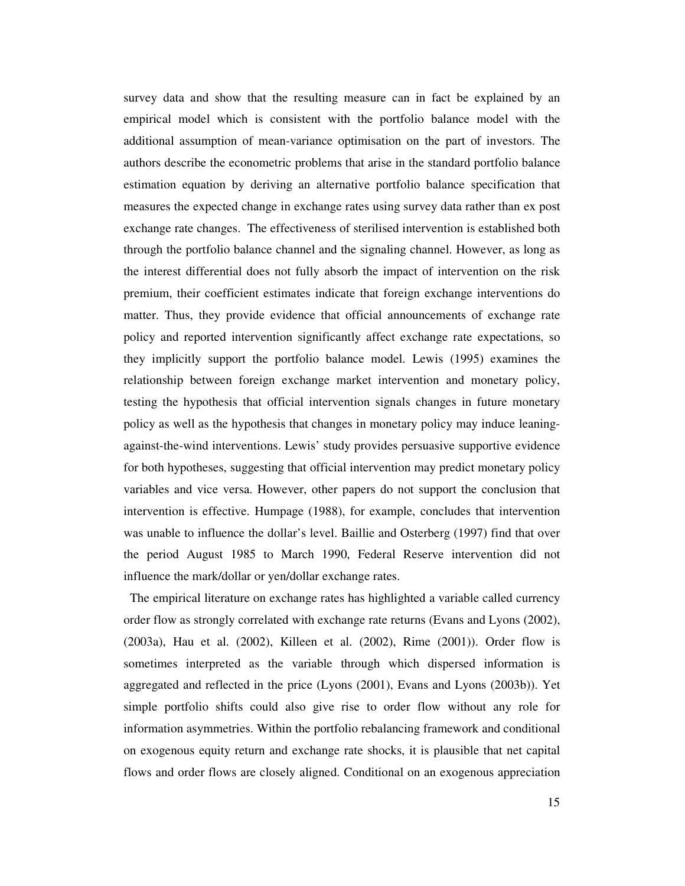survey data and show that the resulting measure can in fact be explained by an empirical model which is consistent with the portfolio balance model with the additional assumption of mean-variance optimisation on the part of investors. The authors describe the econometric problems that arise in the standard portfolio balance estimation equation by deriving an alternative portfolio balance specification that measures the expected change in exchange rates using survey data rather than ex post exchange rate changes. The effectiveness of sterilised intervention is established both through the portfolio balance channel and the signaling channel. However, as long as the interest differential does not fully absorb the impact of intervention on the risk premium, their coefficient estimates indicate that foreign exchange interventions do matter. Thus, they provide evidence that official announcements of exchange rate policy and reported intervention significantly affect exchange rate expectations, so they implicitly support the portfolio balance model. Lewis (1995) examines the relationship between foreign exchange market intervention and monetary policy, testing the hypothesis that official intervention signals changes in future monetary policy as well as the hypothesis that changes in monetary policy may induce leaning-against-the-wind interventions. Lewis' study provides persuasive supportive evidence for both hypotheses, suggesting that official intervention may predict monetary policy variables and vice versa. However, other papers do not support the conclusion that intervention is effective. Humpage (1988), for example, concludes that intervention was unable to influence the dollar's level. Baillie and Osterberg (1997) find that over the period August 1985 to March 1990, Federal Reserve intervention did not influence the mark/dollar or yen/dollar exchange rates.

The empirical literature on exchange rates has highlighted a variable called currency order flow as strongly correlated with exchange rate returns (Evans and Lyons (2002), (2003a), Hau et al. (2002), Killeen et al. (2002), Rime (2001)). Order flow is sometimes interpreted as the variable through which dispersed information is aggregated and reflected in the price (Lyons (2001), Evans and Lyons (2003b)). Yet simple portfolio shifts could also give rise to order flow without any role for information asymmetries. Within the portfolio rebalancing framework and conditional on exogenous equity return and exchange rate shocks, it is plausible that net capital flows and order flows are closely aligned. Conditional on an exogenous appreciation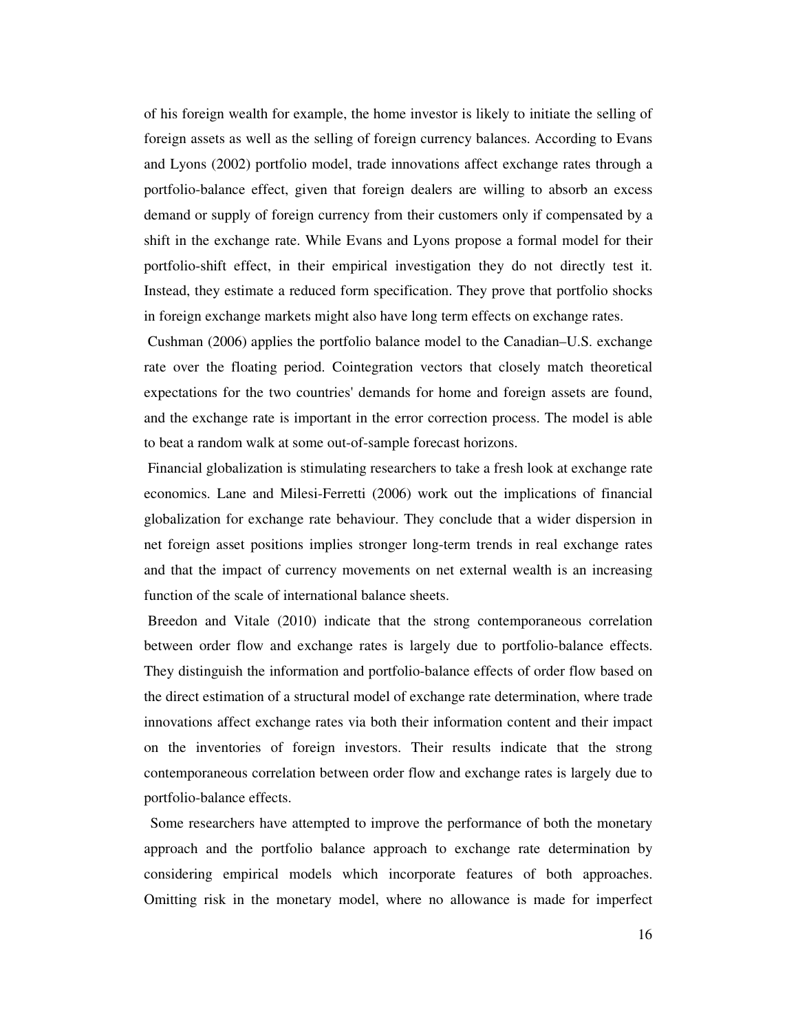of his foreign wealth for example, the home investor is likely to initiate the selling of foreign assets as well as the selling of foreign currency balances. According to Evans and Lyons (2002) portfolio model, trade innovations affect exchange rates through a portfolio-balance effect, given that foreign dealers are willing to absorb an excess demand or supply of foreign currency from their customers only if compensated by a shift in the exchange rate. While Evans and Lyons propose a formal model for their portfolio-shift effect, in their empirical investigation they do not directly test it. Instead, they estimate a reduced form specification. They prove that portfolio shocks in foreign exchange markets might also have long term effects on exchange rates.

Cushman (2006) applies the portfolio balance model to the Canadian–U.S. exchange rate over the floating period. Cointegration vectors that closely match theoretical expectations for the two countries' demands for home and foreign assets are found, and the exchange rate is important in the error correction process. The model is able to beat a random walk at some out-of-sample forecast horizons.

Financial globalization is stimulating researchers to take a fresh look at exchange rate economics. Lane and Milesi-Ferretti (2006) work out the implications of financial globalization for exchange rate behaviour. They conclude that a wider dispersion in net foreign asset positions implies stronger long-term trends in real exchange rates and that the impact of currency movements on net external wealth is an increasing function of the scale of international balance sheets.

Breedon and Vitale (2010) indicate that the strong contemporaneous correlation between order flow and exchange rates is largely due to portfolio-balance effects. They distinguish the information and portfolio-balance effects of order flow based on the direct estimation of a structural model of exchange rate determination, where trade innovations affect exchange rates via both their information content and their impact on the inventories of foreign investors. Their results indicate that the strong contemporaneous correlation between order flow and exchange rates is largely due to portfolio-balance effects.

Some researchers have attempted to improve the performance of both the monetary approach and the portfolio balance approach to exchange rate determination by considering empirical models which incorporate features of both approaches. Omitting risk in the monetary model, where no allowance is made for imperfect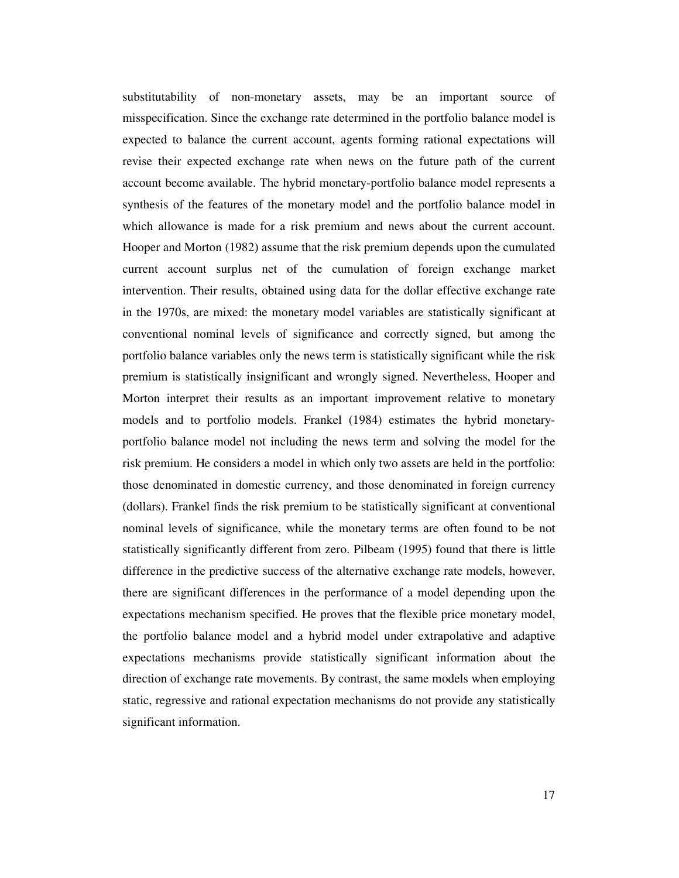substitutability of non-monetary assets, may be an important source of misspecification. Since the exchange rate determined in the portfolio balance model is expected to balance the current account, agents forming rational expectations will revise their expected exchange rate when news on the future path of the current account become available. The hybrid monetary-portfolio balance model represents a synthesis of the features of the monetary model and the portfolio balance model in which allowance is made for a risk premium and news about the current account. Hooper and Morton (1982) assume that the risk premium depends upon the cumulated current account surplus net of the cumulation of foreign exchange market intervention. Their results, obtained using data for the dollar effective exchange rate in the 1970s, are mixed: the monetary model variables are statistically significant at conventional nominal levels of significance and correctly signed, but among the portfolio balance variables only the news term is statistically significant while the risk premium is statistically insignificant and wrongly signed. Nevertheless, Hooper and Morton interpret their results as an important improvement relative to monetary models and to portfolio models. Frankel (1984) estimates the hybrid monetary-portfolio balance model not including the news term and solving the model for the risk premium. He considers a model in which only two assets are held in the portfolio: those denominated in domestic currency, and those denominated in foreign currency (dollars). Frankel finds the risk premium to be statistically significant at conventional nominal levels of significance, while the monetary terms are often found to be not statistically significantly different from zero. Pilbeam (1995) found that there is little difference in the predictive success of the alternative exchange rate models, however, there are significant differences in the performance of a model depending upon the expectations mechanism specified. He proves that the flexible price monetary model, the portfolio balance model and a hybrid model under extrapolative and adaptive expectations mechanisms provide statistically significant information about the direction of exchange rate movements. By contrast, the same models when employing static, regressive and rational expectation mechanisms do not provide any statistically significant information.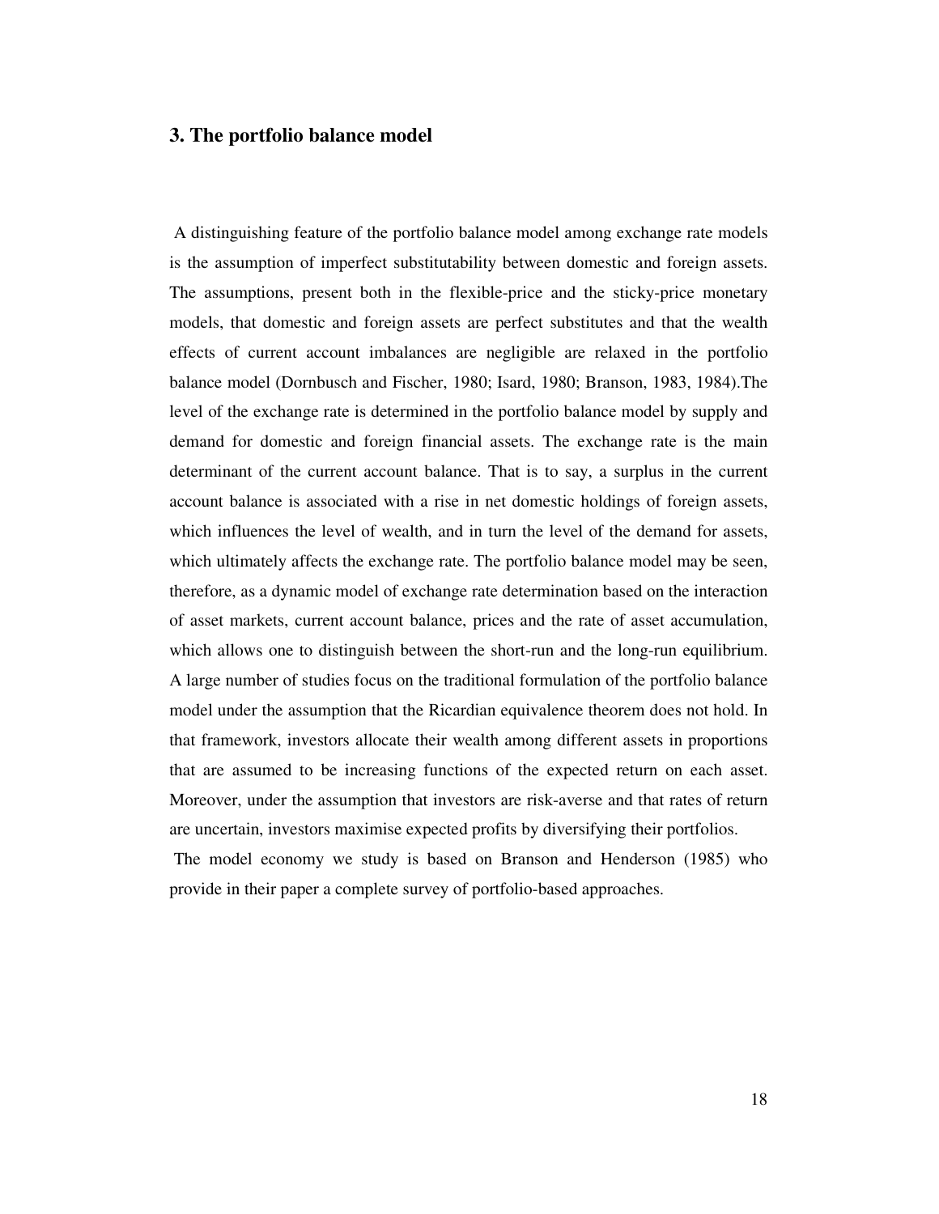## 3. The portfolio balance model

A distinguishing feature of the portfolio balance model among exchange rate models is the assumption of imperfect substitutability between domestic and foreign assets. The assumptions, present both in the flexible-price and the sticky-price monetary models, that domestic and foreign assets are perfect substitutes and that the wealth effects of current account imbalances are negligible are relaxed in the portfolio balance model (Dornbusch and Fischer, 1980; Isard, 1980; Branson, 1983, 1984).The level of the exchange rate is determined in the portfolio balance model by supply and demand for domestic and foreign financial assets. The exchange rate is the main determinant of the current account balance. That is to say, a surplus in the current account balance is associated with a rise in net domestic holdings of foreign assets, which influences the level of wealth, and in turn the level of the demand for assets, which ultimately affects the exchange rate. The portfolio balance model may be seen, therefore, as a dynamic model of exchange rate determination based on the interaction of asset markets, current account balance, prices and the rate of asset accumulation, which allows one to distinguish between the short-run and the long-run equilibrium. A large number of studies focus on the traditional formulation of the portfolio balance model under the assumption that the Ricardian equivalence theorem does not hold. In that framework, investors allocate their wealth among different assets in proportions that are assumed to be increasing functions of the expected return on each asset. Moreover, under the assumption that investors are risk-averse and that rates of return are uncertain, investors maximise expected profits by diversifying their portfolios.

The model economy we study is based on Branson and Henderson (1985) who provide in their paper a complete survey of portfolio-based approaches.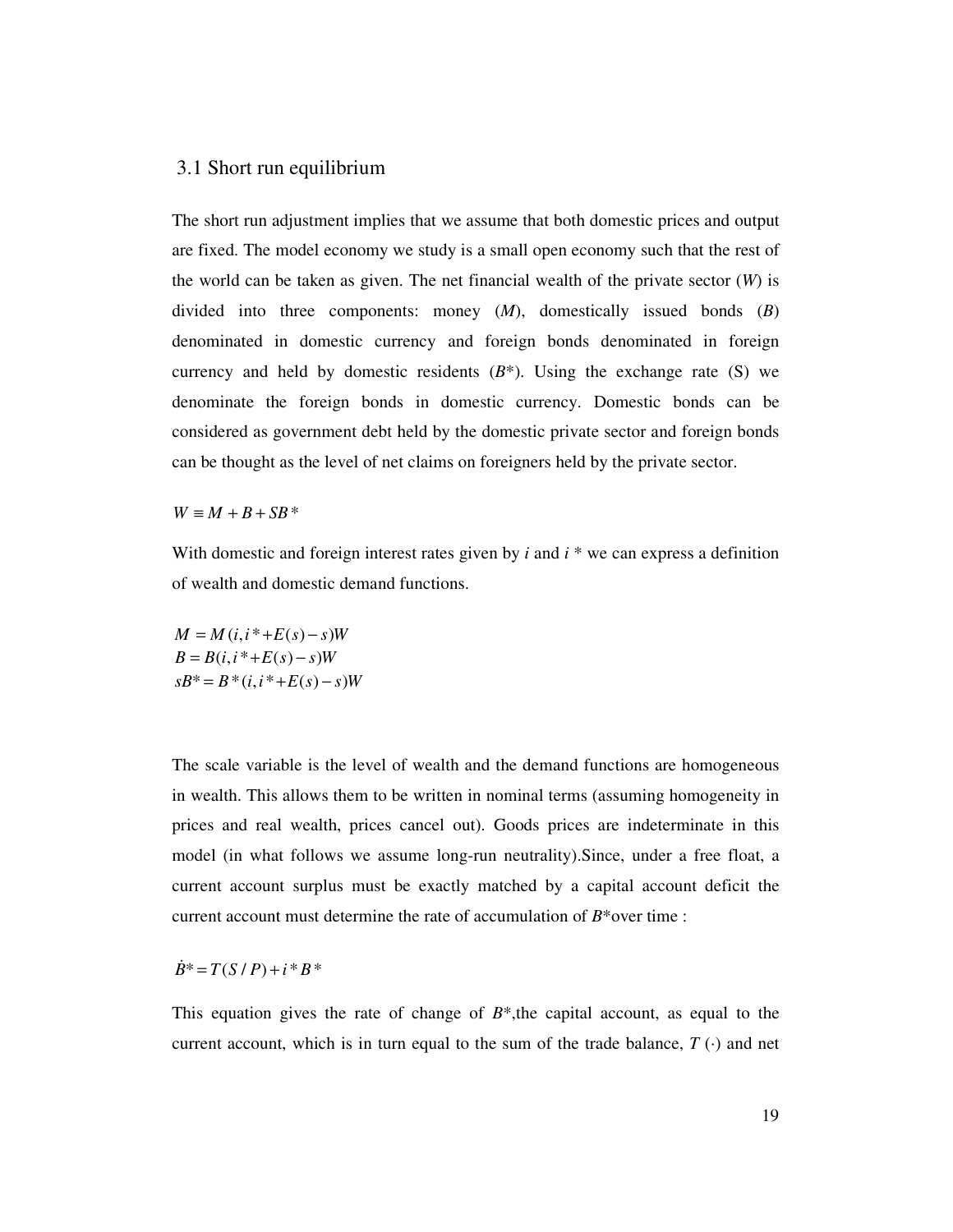## 3.1 Short run equilibrium

The short run adjustment implies that we assume that both domestic prices and output are fixed. The model economy we study is a small open economy such that the rest of the world can be taken as given. The net financial wealth of the private sector ($W$) is divided into three components: money ($M$), domestically issued bonds ($B$) denominated in domestic currency and foreign bonds denominated in foreign currency and held by domestic residents ($B^*$). Using the exchange rate (S) we denominate the foreign bonds in domestic currency. Domestic bonds can be considered as government debt held by the domestic private sector and foreign bonds can be thought as the level of net claims on foreigners held by the private sector.

$$W \equiv M + B + SB^*$$

With domestic and foreign interest rates given by $i$ and $i^*$ we can express a definition of wealth and domestic demand functions.

$$M = M(i, i^* + E(s) - s)W$$
$$B = B(i, i^* + E(s) - s)W$$
$$sB^* = B^*(i, i^* + E(s) - s)W$$

The scale variable is the level of wealth and the demand functions are homogeneous in wealth. This allows them to be written in nominal terms (assuming homogeneity in prices and real wealth, prices cancel out). Goods prices are indeterminate in this model (in what follows we assume long-run neutrality).Since, under a free float, a current account surplus must be exactly matched by a capital account deficit the current account must determine the rate of accumulation of $B^*$over time :

$$\dot{B}^* = T(S/P) + i^* B^*$$

This equation gives the rate of change of $B^*$,the capital account, as equal to the current account, which is in turn equal to the sum of the trade balance, $T(\cdot)$ and net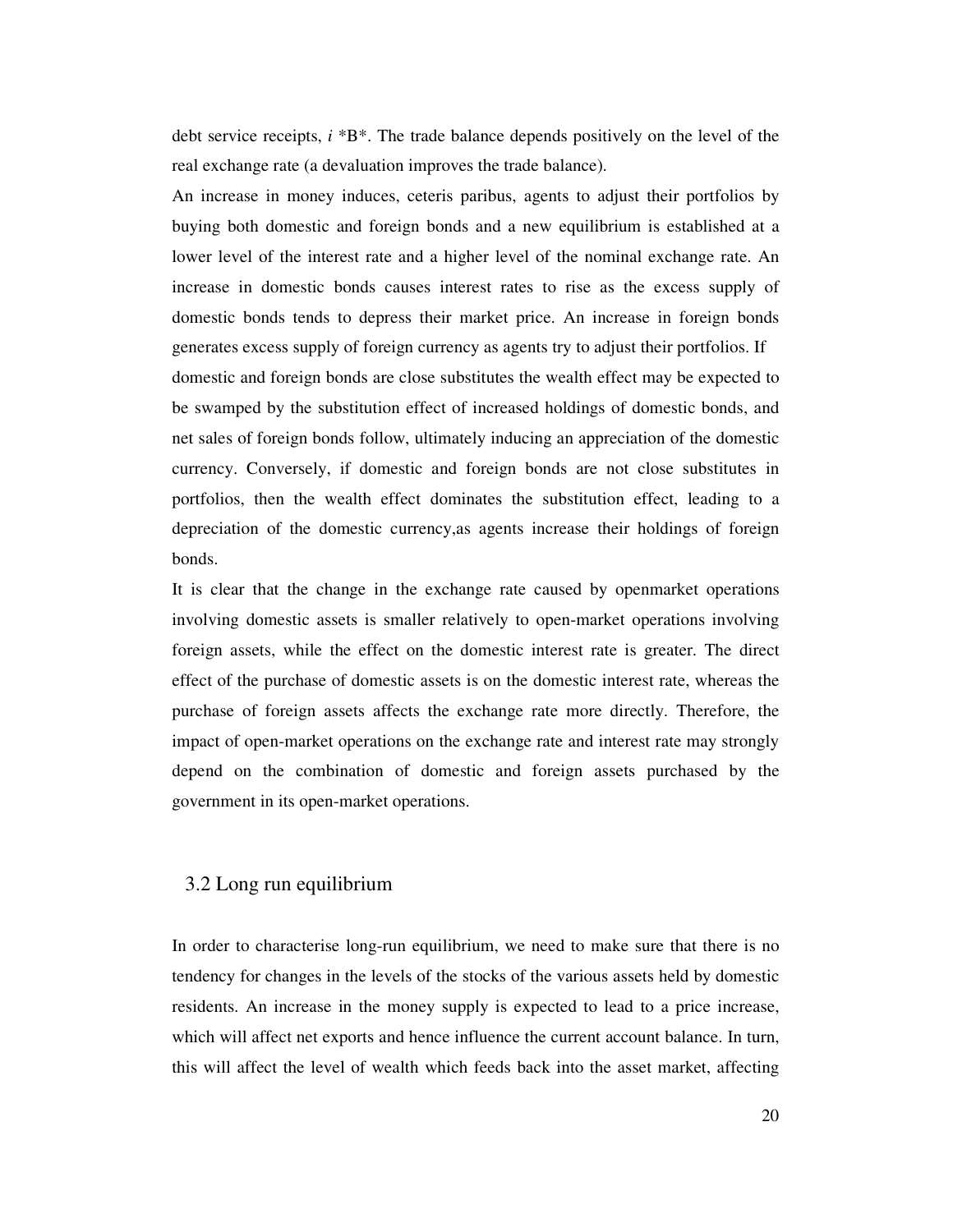debt service receipts, $i^*B^*$. The trade balance depends positively on the level of the real exchange rate (a devaluation improves the trade balance).

An increase in money induces, ceteris paribus, agents to adjust their portfolios by buying both domestic and foreign bonds and a new equilibrium is established at a lower level of the interest rate and a higher level of the nominal exchange rate. An increase in domestic bonds causes interest rates to rise as the excess supply of domestic bonds tends to depress their market price. An increase in foreign bonds generates excess supply of foreign currency as agents try to adjust their portfolios. If domestic and foreign bonds are close substitutes the wealth effect may be expected to be swamped by the substitution effect of increased holdings of domestic bonds, and net sales of foreign bonds follow, ultimately inducing an appreciation of the domestic currency. Conversely, if domestic and foreign bonds are not close substitutes in portfolios, then the wealth effect dominates the substitution effect, leading to a depreciation of the domestic currency,as agents increase their holdings of foreign bonds.

It is clear that the change in the exchange rate caused by openmarket operations involving domestic assets is smaller relatively to open-market operations involving foreign assets, while the effect on the domestic interest rate is greater. The direct effect of the purchase of domestic assets is on the domestic interest rate, whereas the purchase of foreign assets affects the exchange rate more directly. Therefore, the impact of open-market operations on the exchange rate and interest rate may strongly depend on the combination of domestic and foreign assets purchased by the government in its open-market operations.

## 3.2 Long run equilibrium

In order to characterise long-run equilibrium, we need to make sure that there is no tendency for changes in the levels of the stocks of the various assets held by domestic residents. An increase in the money supply is expected to lead to a price increase, which will affect net exports and hence influence the current account balance. In turn, this will affect the level of wealth which feeds back into the asset market, affecting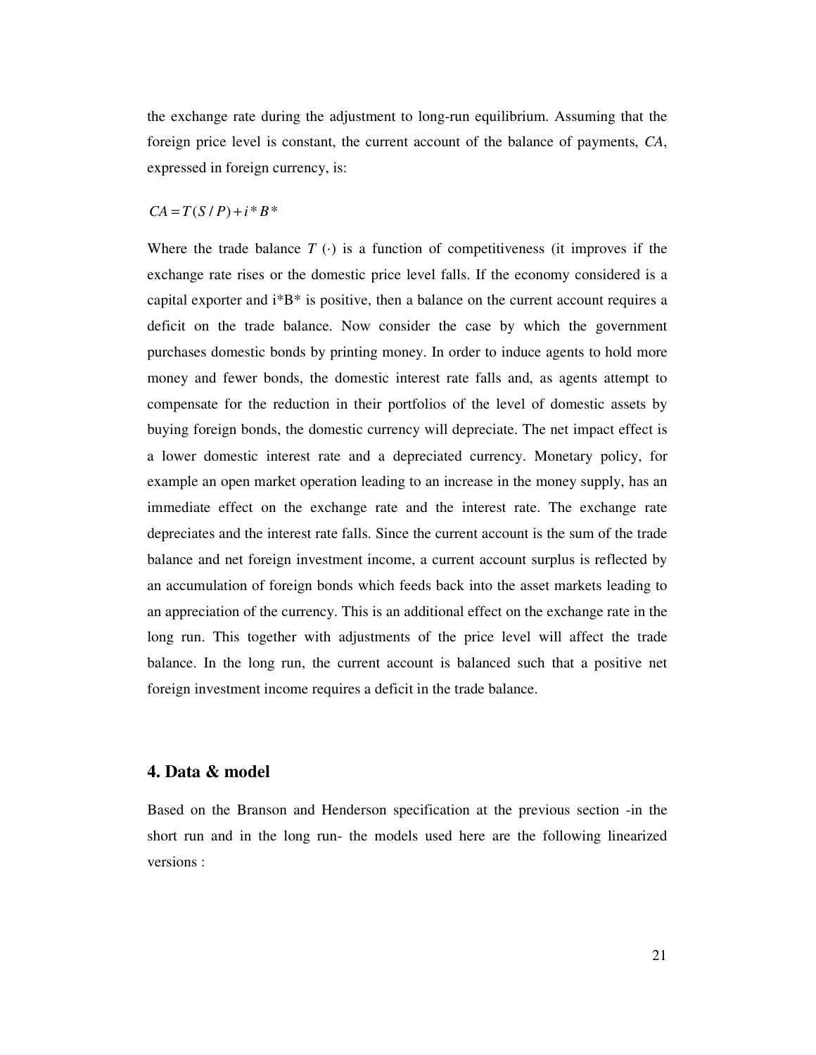the exchange rate during the adjustment to long-run equilibrium. Assuming that the foreign price level is constant, the current account of the balance of payments, *CA*, expressed in foreign currency, is:

$$CA = T(S/P) + i^*B^*$$

Where the trade balance $T(\cdot)$ is a function of competitiveness (it improves if the exchange rate rises or the domestic price level falls. If the economy considered is a capital exporter and $i^*B^*$ is positive, then a balance on the current account requires a deficit on the trade balance. Now consider the case by which the government purchases domestic bonds by printing money. In order to induce agents to hold more money and fewer bonds, the domestic interest rate falls and, as agents attempt to compensate for the reduction in their portfolios of the level of domestic assets by buying foreign bonds, the domestic currency will depreciate. The net impact effect is a lower domestic interest rate and a depreciated currency. Monetary policy, for example an open market operation leading to an increase in the money supply, has an immediate effect on the exchange rate and the interest rate. The exchange rate depreciates and the interest rate falls. Since the current account is the sum of the trade balance and net foreign investment income, a current account surplus is reflected by an accumulation of foreign bonds which feeds back into the asset markets leading to an appreciation of the currency. This is an additional effect on the exchange rate in the long run. This together with adjustments of the price level will affect the trade balance. In the long run, the current account is balanced such that a positive net foreign investment income requires a deficit in the trade balance.

## 4. Data & model

Based on the Branson and Henderson specification at the previous section -in the short run and in the long run- the models used here are the following linearized versions :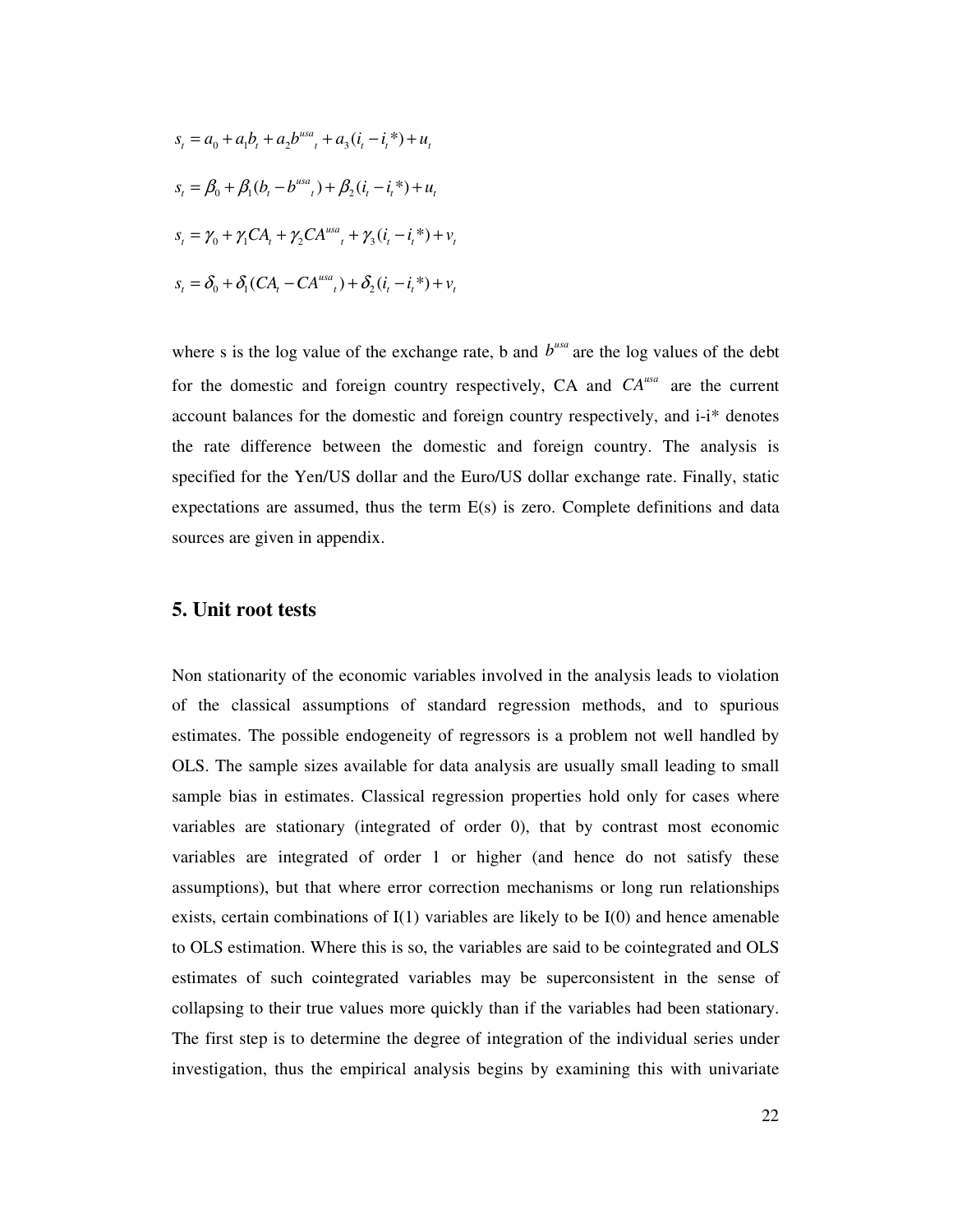$$s_t = a_0 + a_1 b_t + a_2 b^{usa}{}_t + a_3 (i_t - i_t *) + u_t$$

$$s_t = \beta_0 + \beta_1 (b_t - b^{usa}{}_t) + \beta_2 (i_t - i_t *) + u_t$$

$$s_t = \gamma_0 + \gamma_1 CA_t + \gamma_2 CA^{usa}{}_t + \gamma_3 (i_t - i_t *) + v_t$$

$$s_t = \delta_0 + \delta_1 (CA_t - CA^{usa}{}_t) + \delta_2 (i_t - i_t *) + v_t$$

where s is the log value of the exchange rate, b and $b^{usa}$ are the log values of the debt for the domestic and foreign country respectively, CA and $CA^{usa}$ are the current account balances for the domestic and foreign country respectively, and i-i* denotes the rate difference between the domestic and foreign country. The analysis is specified for the Yen/US dollar and the Euro/US dollar exchange rate. Finally, static expectations are assumed, thus the term E(s) is zero. Complete definitions and data sources are given in appendix.

## 5. Unit root tests

Non stationarity of the economic variables involved in the analysis leads to violation of the classical assumptions of standard regression methods, and to spurious estimates. The possible endogeneity of regressors is a problem not well handled by OLS. The sample sizes available for data analysis are usually small leading to small sample bias in estimates. Classical regression properties hold only for cases where variables are stationary (integrated of order 0), that by contrast most economic variables are integrated of order 1 or higher (and hence do not satisfy these assumptions), but that where error correction mechanisms or long run relationships exists, certain combinations of I(1) variables are likely to be I(0) and hence amenable to OLS estimation. Where this is so, the variables are said to be cointegrated and OLS estimates of such cointegrated variables may be superconsistent in the sense of collapsing to their true values more quickly than if the variables had been stationary. The first step is to determine the degree of integration of the individual series under investigation, thus the empirical analysis begins by examining this with univariate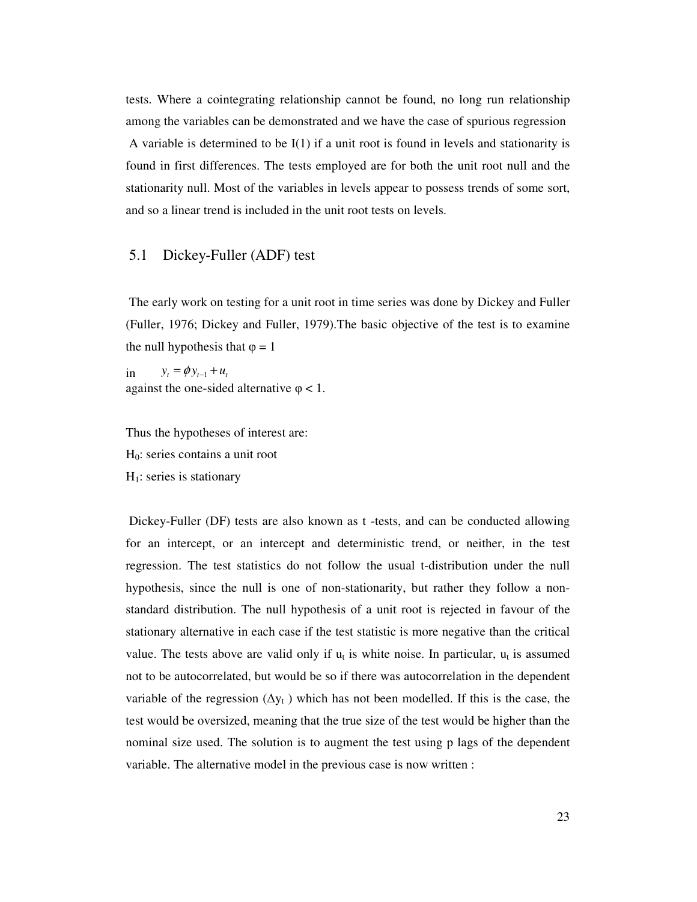tests. Where a cointegrating relationship cannot be found, no long run relationship among the variables can be demonstrated and we have the case of spurious regression

A variable is determined to be I(1) if a unit root is found in levels and stationarity is found in first differences. The tests employed are for both the unit root null and the stationarity null. Most of the variables in levels appear to possess trends of some sort, and so a linear trend is included in the unit root tests on levels.

## 5.1 Dickey-Fuller (ADF) test

The early work on testing for a unit root in time series was done by Dickey and Fuller (Fuller, 1976; Dickey and Fuller, 1979).The basic objective of the test is to examine the null hypothesis that $\varphi = 1$

in $y_t = \phi y_{t-1} + u_t$

against the one-sided alternative $\varphi < 1$.

Thus the hypotheses of interest are:

$H_0$: series contains a unit root

$H_1$: series is stationary

Dickey-Fuller (DF) tests are also known as t -tests, and can be conducted allowing for an intercept, or an intercept and deterministic trend, or neither, in the test regression. The test statistics do not follow the usual t-distribution under the null hypothesis, since the null is one of non-stationarity, but rather they follow a non-standard distribution. The null hypothesis of a unit root is rejected in favour of the stationary alternative in each case if the test statistic is more negative than the critical value. The tests above are valid only if $u_t$ is white noise. In particular, $u_t$ is assumed not to be autocorrelated, but would be so if there was autocorrelation in the dependent variable of the regression ($\Delta y_t$ ) which has not been modelled. If this is the case, the test would be oversized, meaning that the true size of the test would be higher than the nominal size used. The solution is to augment the test using p lags of the dependent variable. The alternative model in the previous case is now written :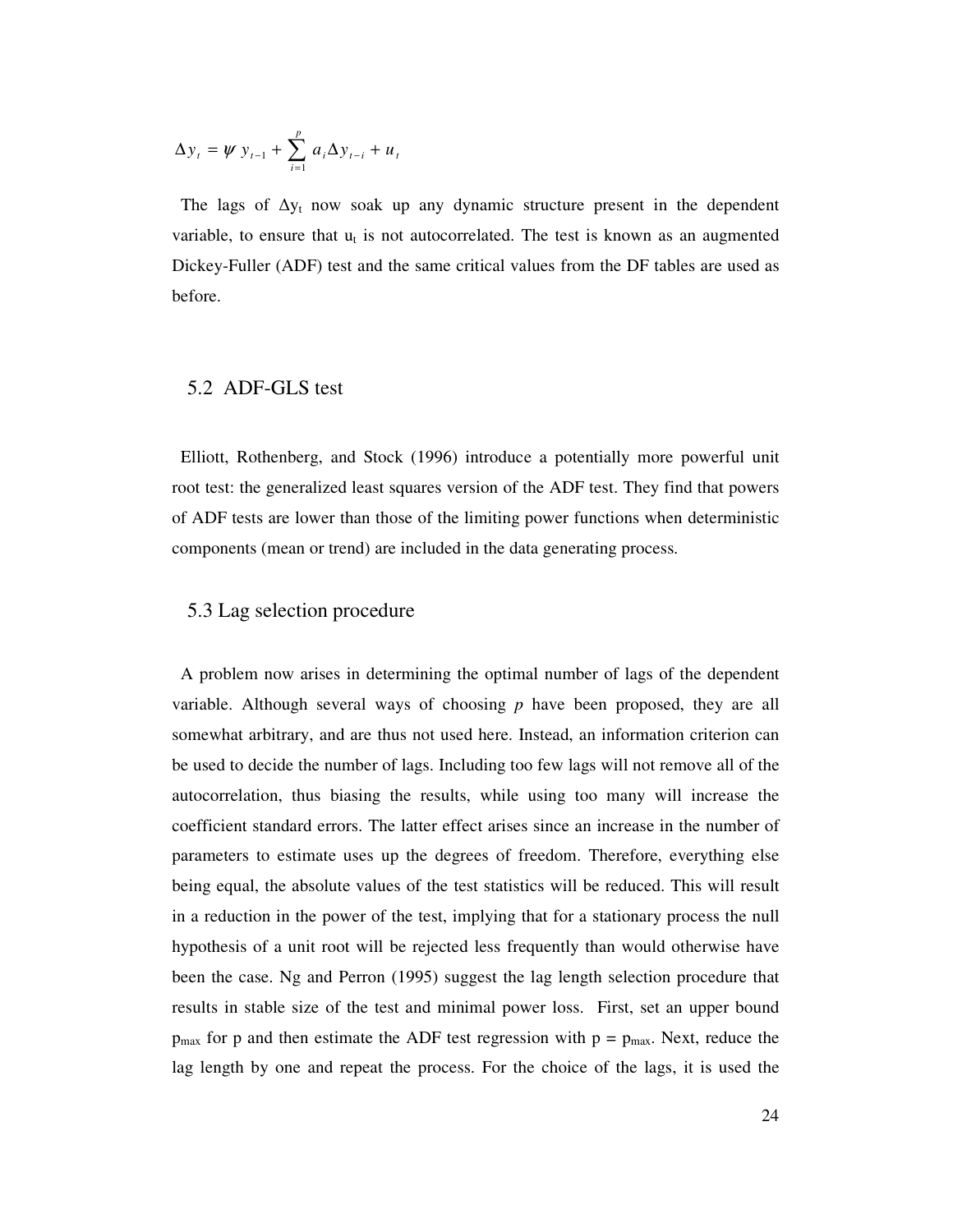$$\Delta y_t = \psi \, y_{t-1} + \sum_{i=1}^{p} a_i \Delta y_{t-i} + u_t$$

The lags of $\Delta y_t$ now soak up any dynamic structure present in the dependent variable, to ensure that $u_t$ is not autocorrelated. The test is known as an augmented Dickey-Fuller (ADF) test and the same critical values from the DF tables are used as before.

## 5.2 ADF-GLS test

Elliott, Rothenberg, and Stock (1996) introduce a potentially more powerful unit root test: the generalized least squares version of the ADF test. They find that powers of ADF tests are lower than those of the limiting power functions when deterministic components (mean or trend) are included in the data generating process.

## 5.3 Lag selection procedure

A problem now arises in determining the optimal number of lags of the dependent variable. Although several ways of choosing *p* have been proposed, they are all somewhat arbitrary, and are thus not used here. Instead, an information criterion can be used to decide the number of lags. Including too few lags will not remove all of the autocorrelation, thus biasing the results, while using too many will increase the coefficient standard errors. The latter effect arises since an increase in the number of parameters to estimate uses up the degrees of freedom. Therefore, everything else being equal, the absolute values of the test statistics will be reduced. This will result in a reduction in the power of the test, implying that for a stationary process the null hypothesis of a unit root will be rejected less frequently than would otherwise have been the case. Ng and Perron (1995) suggest the lag length selection procedure that results in stable size of the test and minimal power loss. First, set an upper bound $p_{max}$ for p and then estimate the ADF test regression with $p = p_{max}$. Next, reduce the lag length by one and repeat the process. For the choice of the lags, it is used the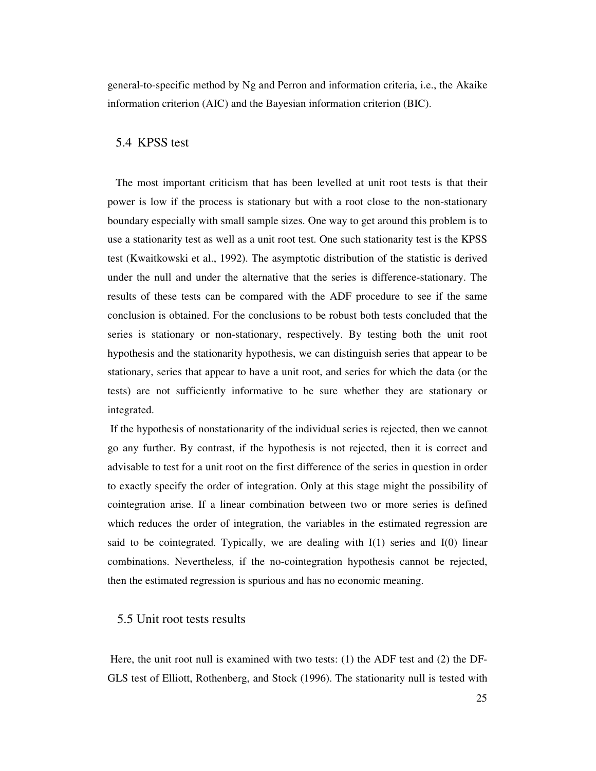general-to-specific method by Ng and Perron and information criteria, i.e., the Akaike information criterion (AIC) and the Bayesian information criterion (BIC).

## 5.4 KPSS test

The most important criticism that has been levelled at unit root tests is that their power is low if the process is stationary but with a root close to the non-stationary boundary especially with small sample sizes. One way to get around this problem is to use a stationarity test as well as a unit root test. One such stationarity test is the KPSS test (Kwaitkowski et al., 1992). The asymptotic distribution of the statistic is derived under the null and under the alternative that the series is difference-stationary. The results of these tests can be compared with the ADF procedure to see if the same conclusion is obtained. For the conclusions to be robust both tests concluded that the series is stationary or non-stationary, respectively. By testing both the unit root hypothesis and the stationarity hypothesis, we can distinguish series that appear to be stationary, series that appear to have a unit root, and series for which the data (or the tests) are not sufficiently informative to be sure whether they are stationary or integrated.

If the hypothesis of nonstationarity of the individual series is rejected, then we cannot go any further. By contrast, if the hypothesis is not rejected, then it is correct and advisable to test for a unit root on the first difference of the series in question in order to exactly specify the order of integration. Only at this stage might the possibility of cointegration arise. If a linear combination between two or more series is defined which reduces the order of integration, the variables in the estimated regression are said to be cointegrated. Typically, we are dealing with I(1) series and I(0) linear combinations. Nevertheless, if the no-cointegration hypothesis cannot be rejected, then the estimated regression is spurious and has no economic meaning.

## 5.5 Unit root tests results

Here, the unit root null is examined with two tests: (1) the ADF test and (2) the DF-GLS test of Elliott, Rothenberg, and Stock (1996). The stationarity null is tested with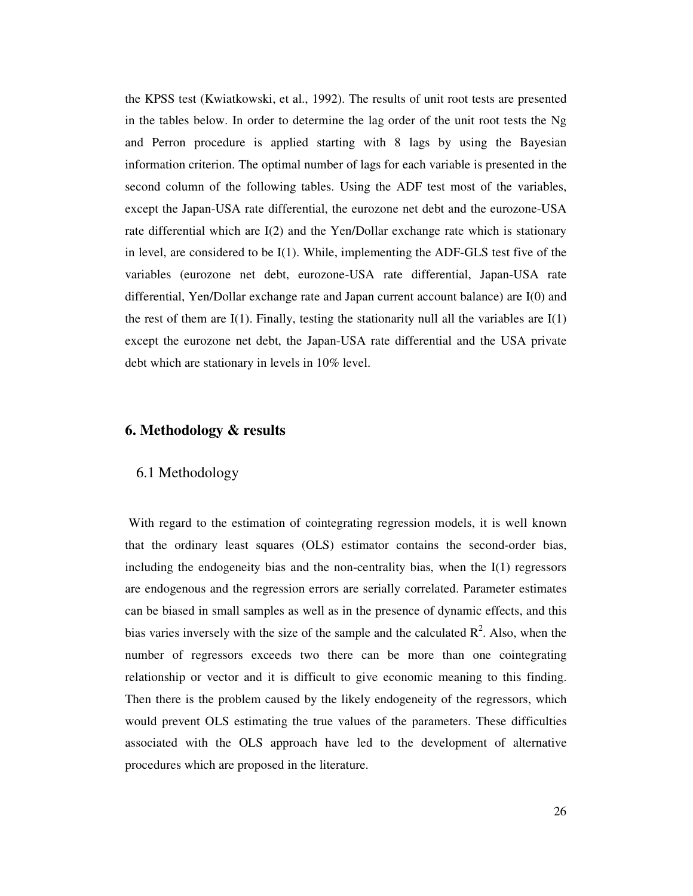the KPSS test (Kwiatkowski, et al., 1992). The results of unit root tests are presented in the tables below. In order to determine the lag order of the unit root tests the Ng and Perron procedure is applied starting with 8 lags by using the Bayesian information criterion. The optimal number of lags for each variable is presented in the second column of the following tables. Using the ADF test most of the variables, except the Japan-USA rate differential, the eurozone net debt and the eurozone-USA rate differential which are I(2) and the Yen/Dollar exchange rate which is stationary in level, are considered to be I(1). While, implementing the ADF-GLS test five of the variables (eurozone net debt, eurozone-USA rate differential, Japan-USA rate differential, Yen/Dollar exchange rate and Japan current account balance) are I(0) and the rest of them are I(1). Finally, testing the stationarity null all the variables are I(1) except the eurozone net debt, the Japan-USA rate differential and the USA private debt which are stationary in levels in 10% level.

## 6. Methodology & results

### 6.1 Methodology

With regard to the estimation of cointegrating regression models, it is well known that the ordinary least squares (OLS) estimator contains the second-order bias, including the endogeneity bias and the non-centrality bias, when the I(1) regressors are endogenous and the regression errors are serially correlated. Parameter estimates can be biased in small samples as well as in the presence of dynamic effects, and this bias varies inversely with the size of the sample and the calculated $R^2$. Also, when the number of regressors exceeds two there can be more than one cointegrating relationship or vector and it is difficult to give economic meaning to this finding. Then there is the problem caused by the likely endogeneity of the regressors, which would prevent OLS estimating the true values of the parameters. These difficulties associated with the OLS approach have led to the development of alternative procedures which are proposed in the literature.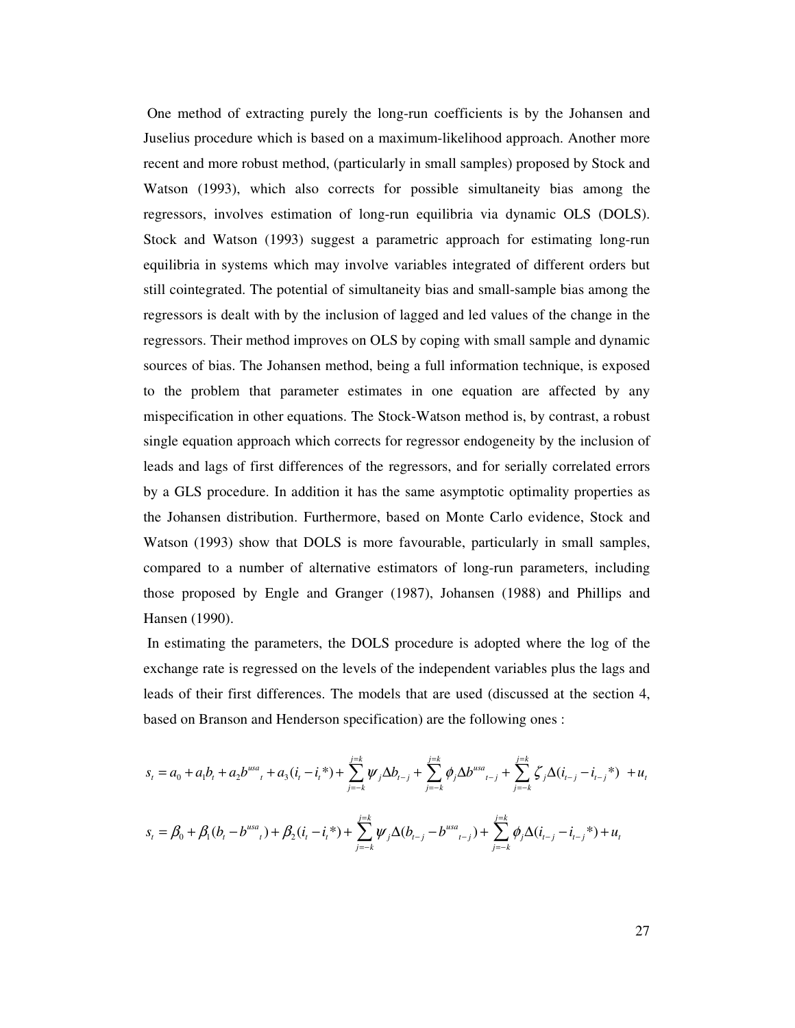One method of extracting purely the long-run coefficients is by the Johansen and Juselius procedure which is based on a maximum-likelihood approach. Another more recent and more robust method, (particularly in small samples) proposed by Stock and Watson (1993), which also corrects for possible simultaneity bias among the regressors, involves estimation of long-run equilibria via dynamic OLS (DOLS). Stock and Watson (1993) suggest a parametric approach for estimating long-run equilibria in systems which may involve variables integrated of different orders but still cointegrated. The potential of simultaneity bias and small-sample bias among the regressors is dealt with by the inclusion of lagged and led values of the change in the regressors. Their method improves on OLS by coping with small sample and dynamic sources of bias. The Johansen method, being a full information technique, is exposed to the problem that parameter estimates in one equation are affected by any mispecification in other equations. The Stock-Watson method is, by contrast, a robust single equation approach which corrects for regressor endogeneity by the inclusion of leads and lags of first differences of the regressors, and for serially correlated errors by a GLS procedure. In addition it has the same asymptotic optimality properties as the Johansen distribution. Furthermore, based on Monte Carlo evidence, Stock and Watson (1993) show that DOLS is more favourable, particularly in small samples, compared to a number of alternative estimators of long-run parameters, including those proposed by Engle and Granger (1987), Johansen (1988) and Phillips and Hansen (1990).

In estimating the parameters, the DOLS procedure is adopted where the log of the exchange rate is regressed on the levels of the independent variables plus the lags and leads of their first differences. The models that are used (discussed at the section 4, based on Branson and Henderson specification) are the following ones :

$$s_t = a_0 + a_1 b_t + a_2 b^{usa}{}_t + a_3 (i_t - i_t{}^*) + \sum_{j=-k}^{j=k} \psi_j \Delta b_{t-j} + \sum_{j=-k}^{j=k} \phi_j \Delta b^{usa}{}_{t-j} + \sum_{j=-k}^{j=k} \zeta_j \Delta (i_{t-j} - i_{t-j}{}^*) + u_t$$

$$s_t = \beta_0 + \beta_1 (b_t - b^{usa}{}_t) + \beta_2 (i_t - i_t{}^*) + \sum_{j=-k}^{j=k} \psi_j \Delta (b_{t-j} - b^{usa}{}_{t-j}) + \sum_{j=-k}^{j=k} \phi_j \Delta (i_{t-j} - i_{t-j}{}^*) + u_t$$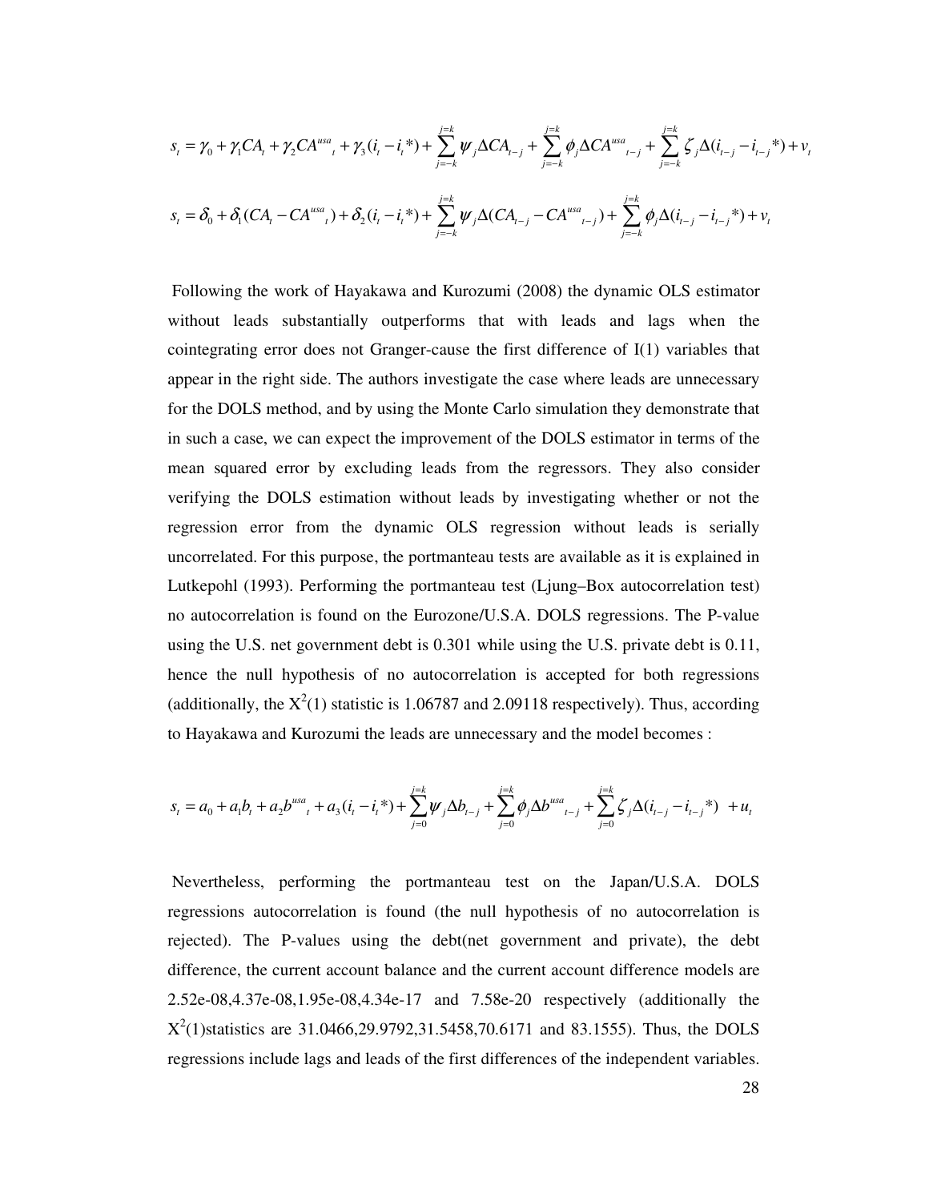$$s_t = \gamma_0 + \gamma_1 CA_t + \gamma_2 CA^{usa}{}_t + \gamma_3 (i_t - i_t{}^*) + \sum_{j=-k}^{j=k} \psi_j \Delta CA_{t-j} + \sum_{j=-k}^{j=k} \phi_j \Delta CA^{usa}{}_{t-j} + \sum_{j=-k}^{j=k} \zeta_j \Delta (i_{t-j} - i_{t-j}{}^*) + v_t$$

$$s_t = \delta_0 + \delta_1 (CA_t - CA^{usa}{}_t) + \delta_2 (i_t - i_t{}^*) + \sum_{j=-k}^{j=k} \psi_j \Delta (CA_{t-j} - CA^{usa}{}_{t-j}) + \sum_{j=-k}^{j=k} \phi_j \Delta (i_{t-j} - i_{t-j}{}^*) + v_t$$

Following the work of Hayakawa and Kurozumi (2008) the dynamic OLS estimator without leads substantially outperforms that with leads and lags when the cointegrating error does not Granger-cause the first difference of I(1) variables that appear in the right side. The authors investigate the case where leads are unnecessary for the DOLS method, and by using the Monte Carlo simulation they demonstrate that in such a case, we can expect the improvement of the DOLS estimator in terms of the mean squared error by excluding leads from the regressors. They also consider verifying the DOLS estimation without leads by investigating whether or not the regression error from the dynamic OLS regression without leads is serially uncorrelated. For this purpose, the portmanteau tests are available as it is explained in Lutkepohl (1993). Performing the portmanteau test (Ljung–Box autocorrelation test) no autocorrelation is found on the Eurozone/U.S.A. DOLS regressions. The P-value using the U.S. net government debt is 0.301 while using the U.S. private debt is 0.11, hence the null hypothesis of no autocorrelation is accepted for both regressions (additionally, the $X^2(1)$ statistic is 1.06787 and 2.09118 respectively). Thus, according to Hayakawa and Kurozumi the leads are unnecessary and the model becomes :

$$s_t = a_0 + a_1 b_t + a_2 b^{usa}{}_t + a_3 (i_t - i_t{}^*) + \sum_{j=0}^{j=k} \psi_j \Delta b_{t-j} + \sum_{j=0}^{j=k} \phi_j \Delta b^{usa}{}_{t-j} + \sum_{j=0}^{j=k} \zeta_j \Delta (i_{t-j} - i_{t-j}{}^*) \ + u_t$$

Nevertheless, performing the portmanteau test on the Japan/U.S.A. DOLS regressions autocorrelation is found (the null hypothesis of no autocorrelation is rejected). The P-values using the debt(net government and private), the debt difference, the current account balance and the current account difference models are 2.52e-08,4.37e-08,1.95e-08,4.34e-17 and 7.58e-20 respectively (additionally the $X^2(1)$statistics are 31.0466,29.9792,31.5458,70.6171 and 83.1555). Thus, the DOLS regressions include lags and leads of the first differences of the independent variables.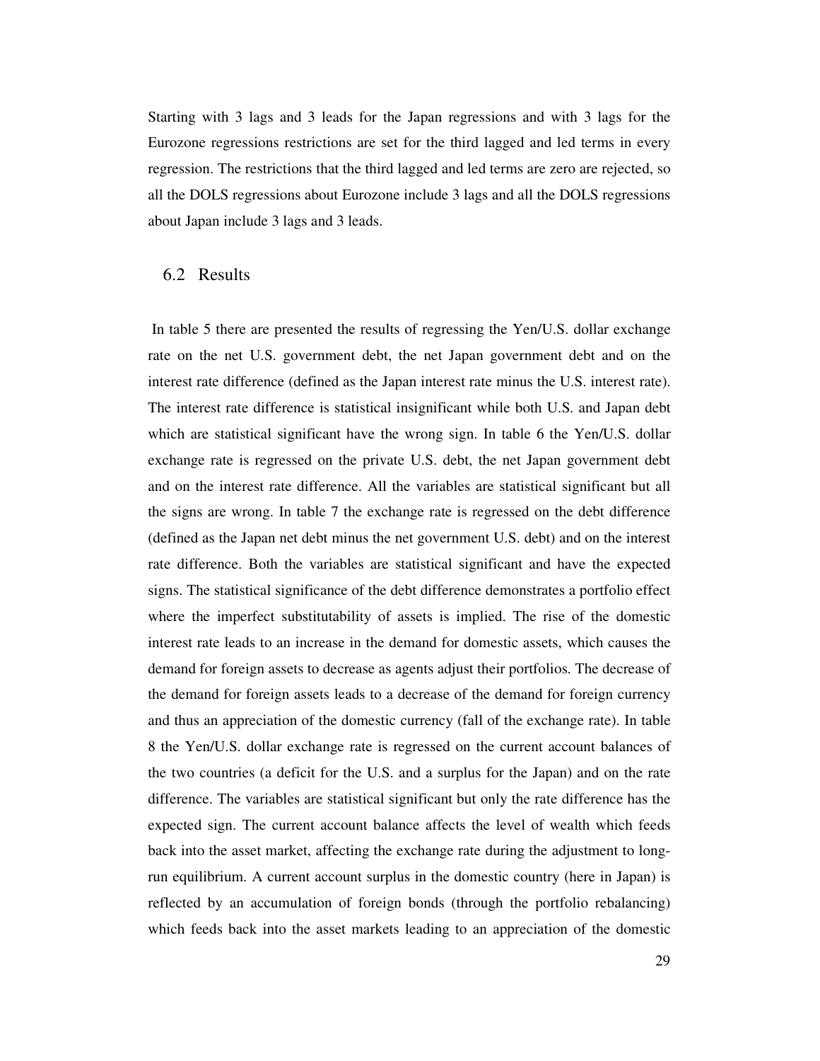Starting with 3 lags and 3 leads for the Japan regressions and with 3 lags for the Eurozone regressions restrictions are set for the third lagged and led terms in every regression. The restrictions that the third lagged and led terms are zero are rejected, so all the DOLS regressions about Eurozone include 3 lags and all the DOLS regressions about Japan include 3 lags and 3 leads.

## 6.2 Results

In table 5 there are presented the results of regressing the Yen/U.S. dollar exchange rate on the net U.S. government debt, the net Japan government debt and on the interest rate difference (defined as the Japan interest rate minus the U.S. interest rate). The interest rate difference is statistical insignificant while both U.S. and Japan debt which are statistical significant have the wrong sign. In table 6 the Yen/U.S. dollar exchange rate is regressed on the private U.S. debt, the net Japan government debt and on the interest rate difference. All the variables are statistical significant but all the signs are wrong. In table 7 the exchange rate is regressed on the debt difference (defined as the Japan net debt minus the net government U.S. debt) and on the interest rate difference. Both the variables are statistical significant and have the expected signs. The statistical significance of the debt difference demonstrates a portfolio effect where the imperfect substitutability of assets is implied. The rise of the domestic interest rate leads to an increase in the demand for domestic assets, which causes the demand for foreign assets to decrease as agents adjust their portfolios. The decrease of the demand for foreign assets leads to a decrease of the demand for foreign currency and thus an appreciation of the domestic currency (fall of the exchange rate). In table 8 the Yen/U.S. dollar exchange rate is regressed on the current account balances of the two countries (a deficit for the U.S. and a surplus for the Japan) and on the rate difference. The variables are statistical significant but only the rate difference has the expected sign. The current account balance affects the level of wealth which feeds back into the asset market, affecting the exchange rate during the adjustment to long-run equilibrium. A current account surplus in the domestic country (here in Japan) is reflected by an accumulation of foreign bonds (through the portfolio rebalancing) which feeds back into the asset markets leading to an appreciation of the domestic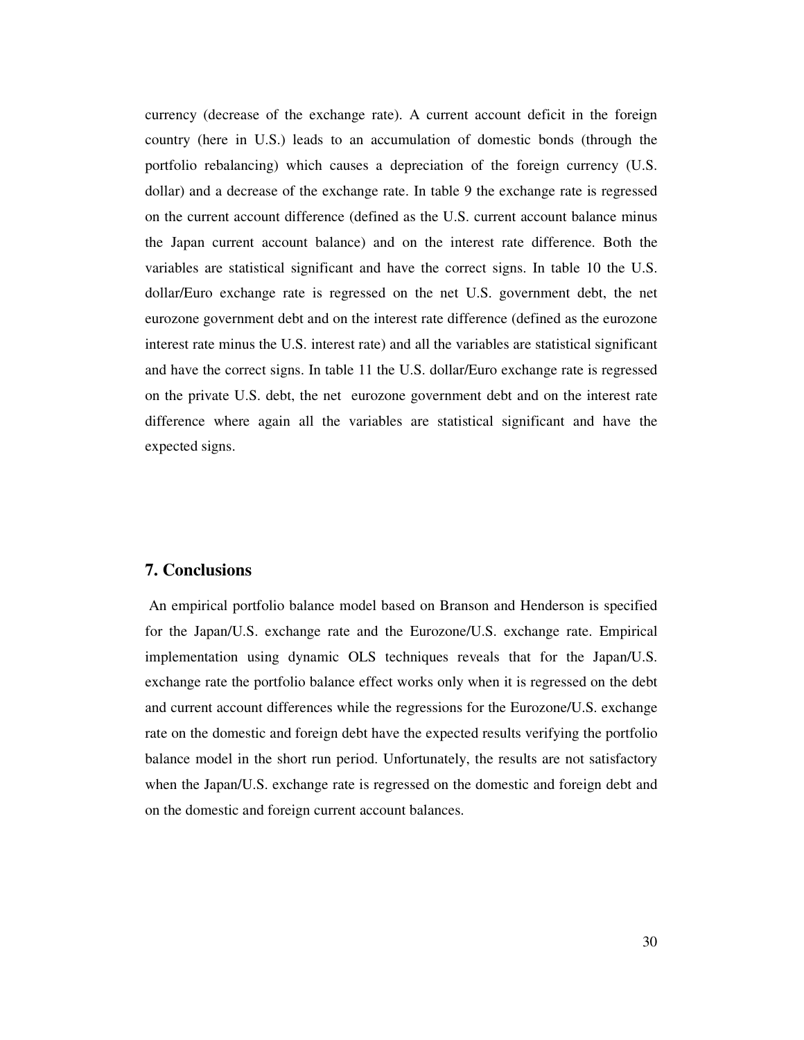currency (decrease of the exchange rate). A current account deficit in the foreign country (here in U.S.) leads to an accumulation of domestic bonds (through the portfolio rebalancing) which causes a depreciation of the foreign currency (U.S. dollar) and a decrease of the exchange rate. In table 9 the exchange rate is regressed on the current account difference (defined as the U.S. current account balance minus the Japan current account balance) and on the interest rate difference. Both the variables are statistical significant and have the correct signs. In table 10 the U.S. dollar/Euro exchange rate is regressed on the net U.S. government debt, the net eurozone government debt and on the interest rate difference (defined as the eurozone interest rate minus the U.S. interest rate) and all the variables are statistical significant and have the correct signs. In table 11 the U.S. dollar/Euro exchange rate is regressed on the private U.S. debt, the net eurozone government debt and on the interest rate difference where again all the variables are statistical significant and have the expected signs.

## 7. Conclusions

An empirical portfolio balance model based on Branson and Henderson is specified for the Japan/U.S. exchange rate and the Eurozone/U.S. exchange rate. Empirical implementation using dynamic OLS techniques reveals that for the Japan/U.S. exchange rate the portfolio balance effect works only when it is regressed on the debt and current account differences while the regressions for the Eurozone/U.S. exchange rate on the domestic and foreign debt have the expected results verifying the portfolio balance model in the short run period. Unfortunately, the results are not satisfactory when the Japan/U.S. exchange rate is regressed on the domestic and foreign debt and on the domestic and foreign current account balances.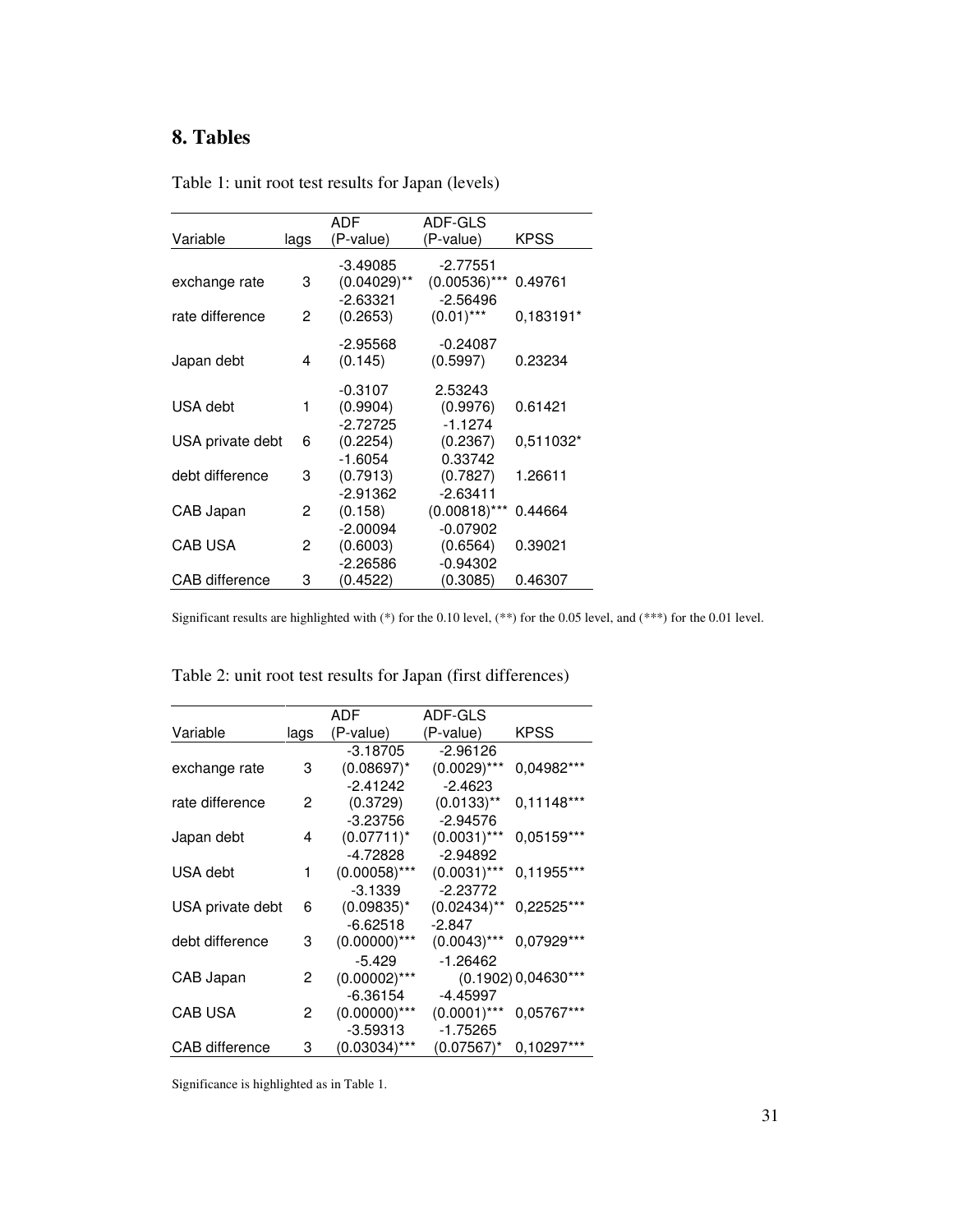## 8. Tables

Table 1: unit root test results for Japan (levels)

| Variable | lags | ADF (P-value) | ADF-GLS (P-value) | KPSS |
|---|---|---|---|---|
| exchange rate | 3 | -3.49085 (0.04029)** | -2.77551 (0.00536)*** | 0.49761 |
| rate difference | 2 | -2.63321 (0.2653) | -2.56496 (0.01)*** | 0,183191* |
| Japan debt | 4 | -2.95568 (0.145) | -0.24087 (0.5997) | 0.23234 |
| USA debt | 1 | -0.3107 (0.9904) | 2.53243 (0.9976) | 0.61421 |
| USA private debt | 6 | -2.72725 (0.2254) | -1.1274 (0.2367) | 0,511032* |
| debt difference | 3 | -1.6054 (0.7913) | 0.33742 (0.7827) | 1.26611 |
| CAB Japan | 2 | -2.91362 (0.158) | -2.63411 (0.00818)*** | 0.44664 |
| CAB USA | 2 | -2.00094 (0.6003) | -0.07902 (0.6564) | 0.39021 |
| CAB difference | 3 | -2.26586 (0.4522) | -0.94302 (0.3085) | 0.46307 |

Significant results are highlighted with (*) for the 0.10 level, (**) for the 0.05 level, and (***) for the 0.01 level.

Table 2: unit root test results for Japan (first differences)

| Variable | lags | ADF (P-value) | ADF-GLS (P-value) | KPSS |
|---|---|---|---|---|
| exchange rate | 3 | -3.18705 (0.08697)* | -2.96126 (0.0029)*** | 0,04982*** |
| rate difference | 2 | -2.41242 (0.3729) | -2.4623 (0.0133)** | 0,11148*** |
| Japan debt | 4 | -3.23756 (0.07711)* | -2.94576 (0.0031)*** | 0,05159*** |
| USA debt | 1 | -4.72828 (0.00058)*** | -2.94892 (0.0031)*** | 0,11955*** |
| USA private debt | 6 | -3.1339 (0.09835)* | -2.23772 (0.02434)** | 0,22525*** |
| debt difference | 3 | -6.62518 (0.00000)*** | -2.847 (0.0043)*** | 0,07929*** |
| CAB Japan | 2 | -5.429 (0.00002)*** | -1.26462 (0.1902) | 0,04630*** |
| CAB USA | 2 | -6.36154 (0.00000)*** | -4.45997 (0.0001)*** | 0,05767*** |
| CAB difference | 3 | -3.59313 (0.03034)*** | -1.75265 (0.07567)* | 0,10297*** |

Significance is highlighted as in Table 1.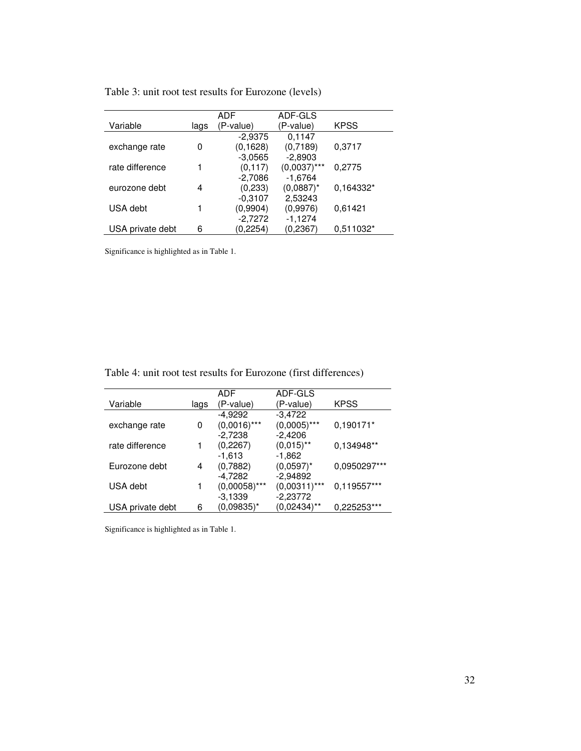Table 3: unit root test results for Eurozone (levels)

| Variable | lags | ADF (P-value) | ADF-GLS (P-value) | KPSS |
|---|---|---|---|---|
| exchange rate | 0 | -2,9375 (0,1628) | 0,1147 (0,7189) | 0,3717 |
| rate difference | 1 | -3,0565 (0,117) | -2,8903 (0,0037)*** | 0,2775 |
| eurozone debt | 4 | -2,7086 (0,233) | -1,6764 (0,0887)* | 0,164332* |
| USA debt | 1 | -0,3107 (0,9904) | 2,53243 (0,9976) | 0,61421 |
| USA private debt | 6 | -2,7272 (0,2254) | -1,1274 (0,2367) | 0,511032* |

Significance is highlighted as in Table 1.

Table 4: unit root test results for Eurozone (first differences)

| Variable | lags | ADF (P-value) | ADF-GLS (P-value) | KPSS |
|---|---|---|---|---|
| exchange rate | 0 | -4,9292 (0,0016)*** | -3,4722 (0,0005)*** | 0,190171* |
| rate difference | 1 | -2,7238 (0,2267) | -2,4206 (0,015)** | 0,134948** |
| Eurozone debt | 4 | -1,613 (0,7882) | -1,862 (0,0597)* | 0,0950297*** |
| USA debt | 1 | -4,7282 (0,00058)*** | -2,94892 (0,00311)*** | 0,119557*** |
| USA private debt | 6 | -3,1339 (0,09835)* | -2,23772 (0,02434)** | 0,225253*** |

Significance is highlighted as in Table 1.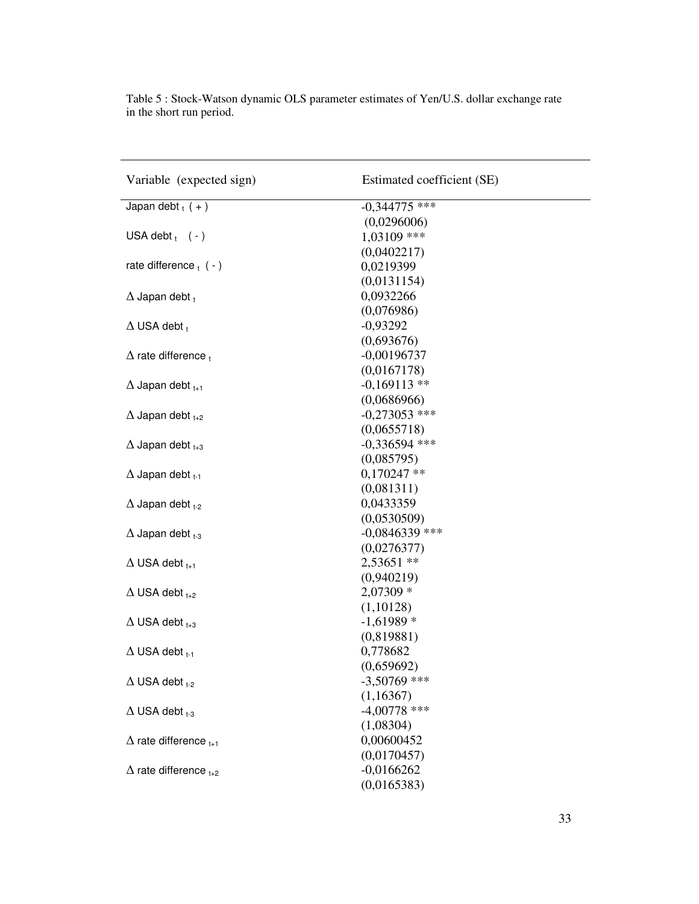Table 5 : Stock-Watson dynamic OLS parameter estimates of Yen/U.S. dollar exchange rate in the short run period.

| Variable (expected sign) | Estimated coefficient (SE) |
|---|---|
| Japan debt $_t$ ( + ) | -0,344775 *** |
| | (0,0296006) |
| USA debt $_t$ ( - ) | 1,03109 *** |
| | (0,0402217) |
| rate difference $_t$ ( - ) | 0,0219399 |
| | (0,0131154) |
| $\Delta$ Japan debt $_t$ | 0,0932266 |
| | (0,076986) |
| $\Delta$ USA debt $_t$ | -0,93292 |
| | (0,693676) |
| $\Delta$ rate difference $_t$ | -0,00196737 |
| | (0,0167178) |
| $\Delta$ Japan debt $_{t+1}$ | -0,169113 ** |
| | (0,0686966) |
| $\Delta$ Japan debt $_{t+2}$ | -0,273053 *** |
| | (0,0655718) |
| $\Delta$ Japan debt $_{t+3}$ | -0,336594 *** |
| | (0,085795) |
| $\Delta$ Japan debt $_{t-1}$ | 0,170247 ** |
| | (0,081311) |
| $\Delta$ Japan debt $_{t-2}$ | 0,0433359 |
| | (0,0530509) |
| $\Delta$ Japan debt $_{t-3}$ | -0,0846339 *** |
| | (0,0276377) |
| $\Delta$ USA debt $_{t+1}$ | 2,53651 ** |
| | (0,940219) |
| $\Delta$ USA debt $_{t+2}$ | 2,07309 * |
| | (1,10128) |
| $\Delta$ USA debt $_{t+3}$ | -1,61989 * |
| | (0,819881) |
| $\Delta$ USA debt $_{t-1}$ | 0,778682 |
| | (0,659692) |
| $\Delta$ USA debt $_{t-2}$ | -3,50769 *** |
| | (1,16367) |
| $\Delta$ USA debt $_{t-3}$ | -4,00778 *** |
| | (1,08304) |
| $\Delta$ rate difference $_{t+1}$ | 0,00600452 |
| | (0,0170457) |
| $\Delta$ rate difference $_{t+2}$ | -0,0166262 |
| | (0,0165383) |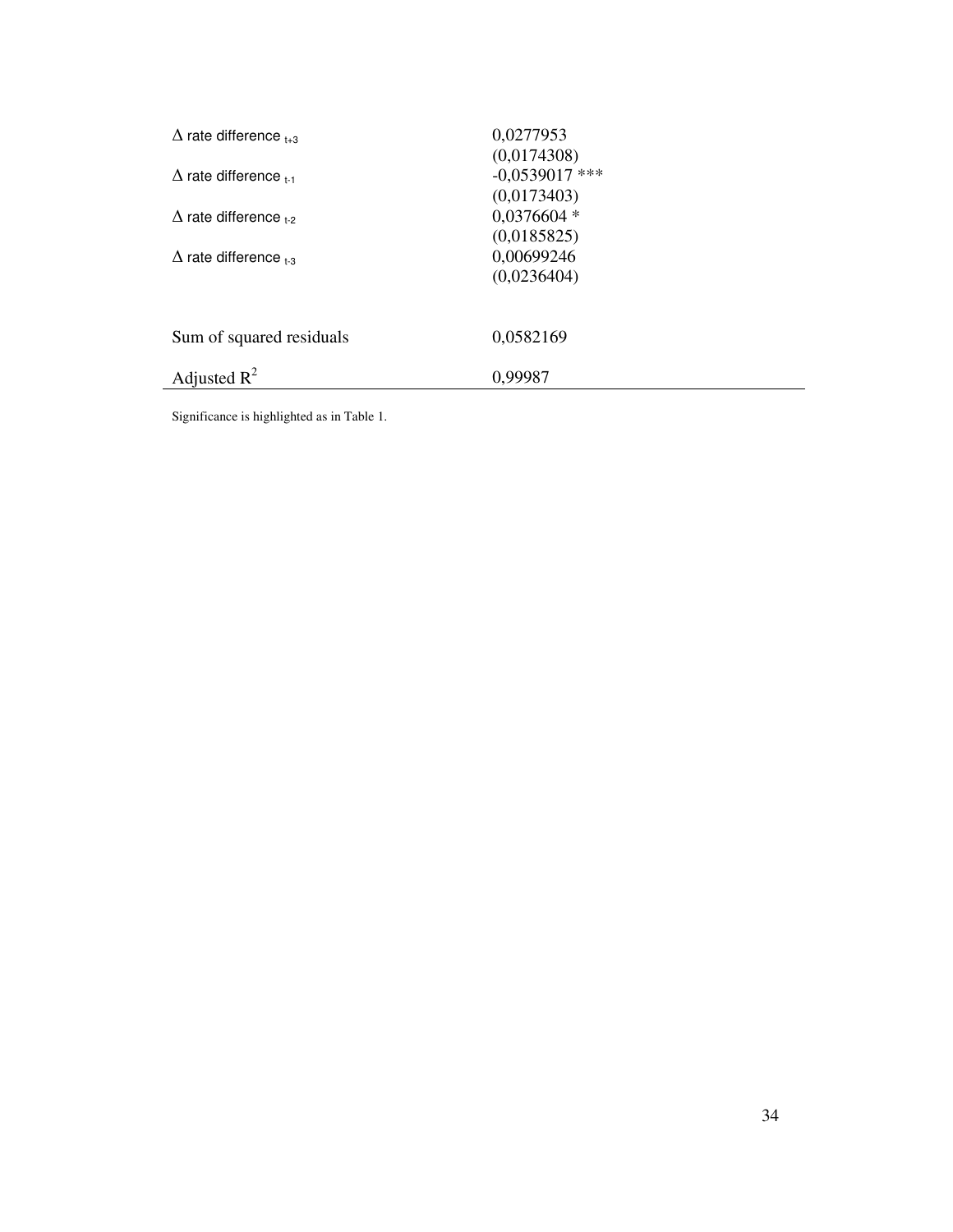| | |
|---|---|
| $\Delta$ rate difference $_{t+3}$ | 0,0277953 |
| | (0,0174308) |
| $\Delta$ rate difference $_{t-1}$ | -0,0539017 *** |
| | (0,0173403) |
| $\Delta$ rate difference $_{t-2}$ | 0,0376604 * |
| | (0,0185825) |
| $\Delta$ rate difference $_{t-3}$ | 0,00699246 |
| | (0,0236404) |
| | |
| Sum of squared residuals | 0,0582169 |
| Adjusted $R^2$ | 0,99987 |

Significance is highlighted as in Table 1.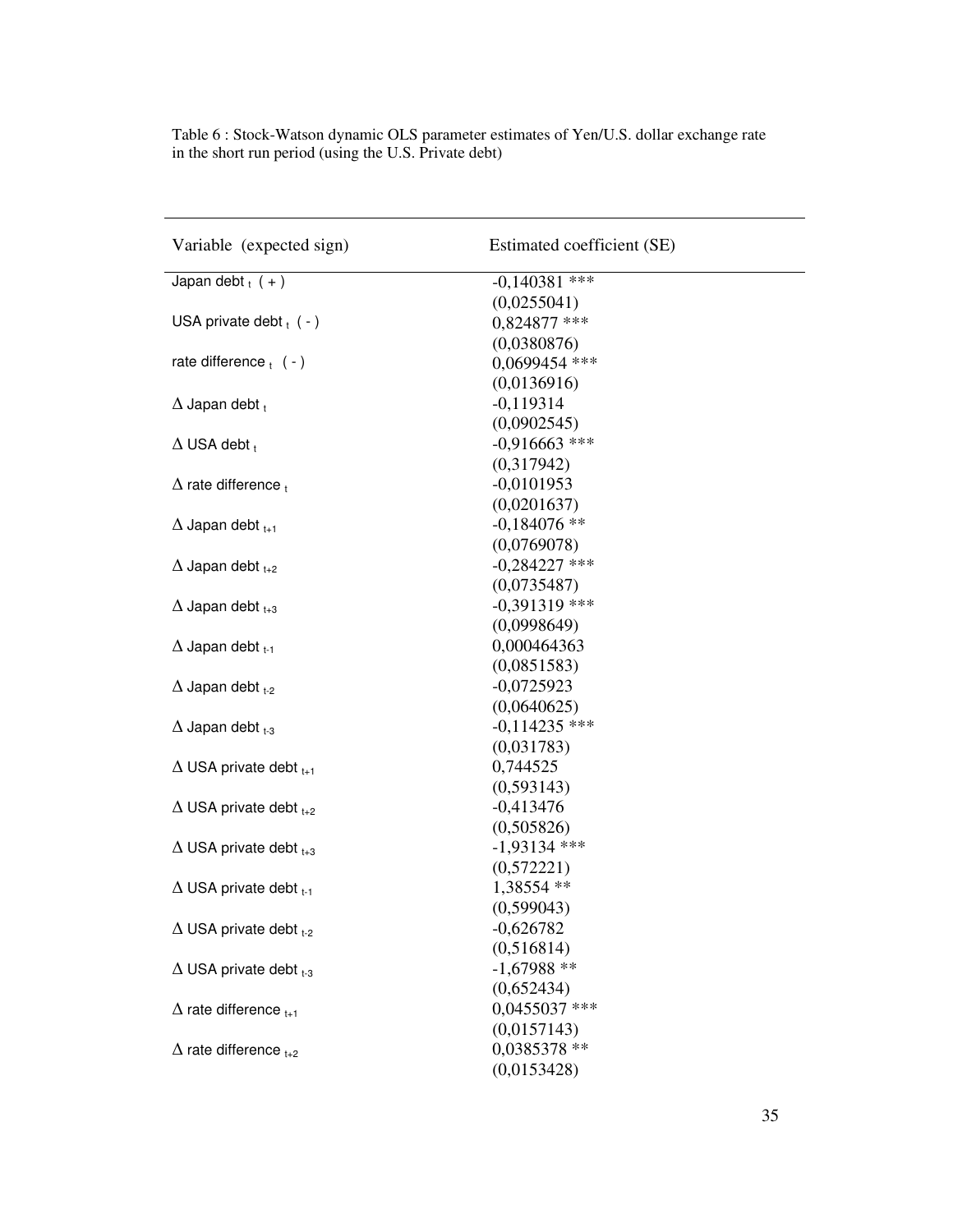Table 6 : Stock-Watson dynamic OLS parameter estimates of Yen/U.S. dollar exchange rate in the short run period (using the U.S. Private debt)

| Variable (expected sign) | Estimated coefficient (SE) |
|---|---|
| Japan debt $_t$ ( + ) | -0,140381 *** |
| | (0,0255041) |
| USA private debt $_t$ ( - ) | 0,824877 *** |
| | (0,0380876) |
| rate difference $_t$ ( - ) | 0,0699454 *** |
| | (0,0136916) |
| $\Delta$ Japan debt $_t$ | -0,119314 |
| | (0,0902545) |
| $\Delta$ USA debt $_t$ | -0,916663 *** |
| | (0,317942) |
| $\Delta$ rate difference $_t$ | -0,0101953 |
| | (0,0201637) |
| $\Delta$ Japan debt $_{t+1}$ | -0,184076 ** |
| | (0,0769078) |
| $\Delta$ Japan debt $_{t+2}$ | -0,284227 *** |
| | (0,0735487) |
| $\Delta$ Japan debt $_{t+3}$ | -0,391319 *** |
| | (0,0998649) |
| $\Delta$ Japan debt $_{t-1}$ | 0,000464363 |
| | (0,0851583) |
| $\Delta$ Japan debt $_{t-2}$ | -0,0725923 |
| | (0,0640625) |
| $\Delta$ Japan debt $_{t-3}$ | -0,114235 *** |
| | (0,031783) |
| $\Delta$ USA private debt $_{t+1}$ | 0,744525 |
| | (0,593143) |
| $\Delta$ USA private debt $_{t+2}$ | -0,413476 |
| | (0,505826) |
| $\Delta$ USA private debt $_{t+3}$ | -1,93134 *** |
| | (0,572221) |
| $\Delta$ USA private debt $_{t-1}$ | 1,38554 ** |
| | (0,599043) |
| $\Delta$ USA private debt $_{t-2}$ | -0,626782 |
| | (0,516814) |
| $\Delta$ USA private debt $_{t-3}$ | -1,67988 ** |
| | (0,652434) |
| $\Delta$ rate difference $_{t+1}$ | 0,0455037 *** |
| | (0,0157143) |
| $\Delta$ rate difference $_{t+2}$ | 0,0385378 ** |
| | (0,0153428) |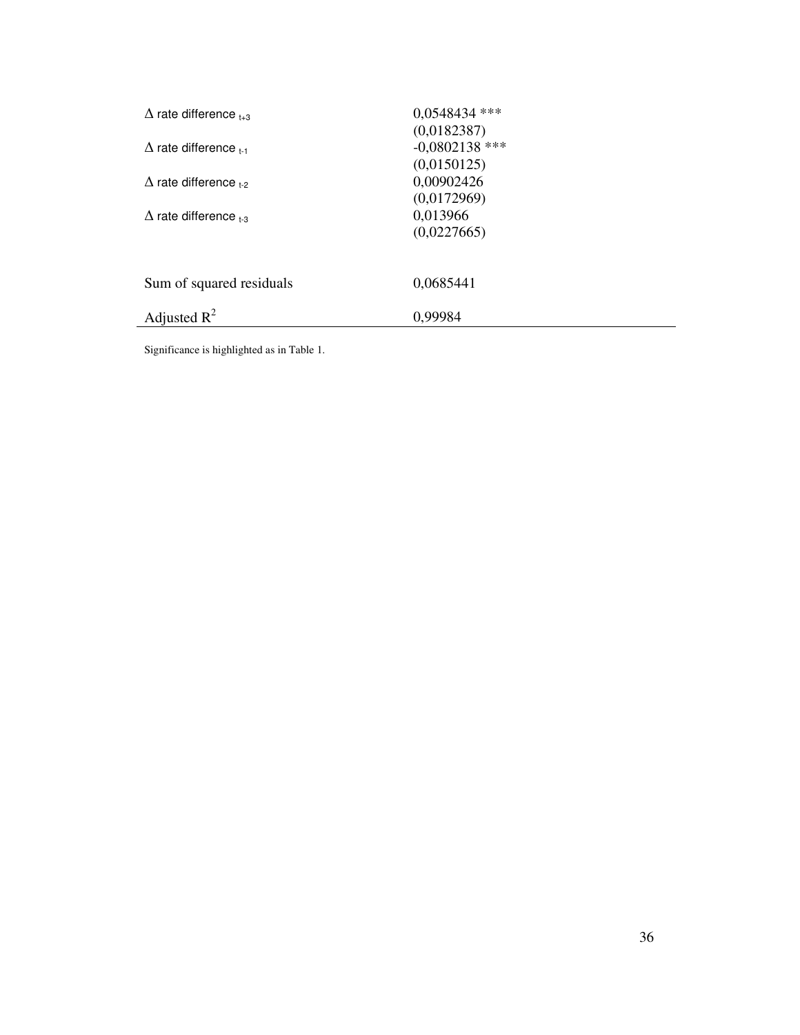| | |
|---|---|
| $\Delta$ rate difference $_{t+3}$ | 0,0548434 *** |
| | (0,0182387) |
| $\Delta$ rate difference $_{t-1}$ | -0,0802138 *** |
| | (0,0150125) |
| $\Delta$ rate difference $_{t-2}$ | 0,00902426 |
| | (0,0172969) |
| $\Delta$ rate difference $_{t-3}$ | 0,013966 |
| | (0,0227665) |
| Sum of squared residuals | 0,0685441 |
| Adjusted $R^2$ | 0,99984 |

Significance is highlighted as in Table 1.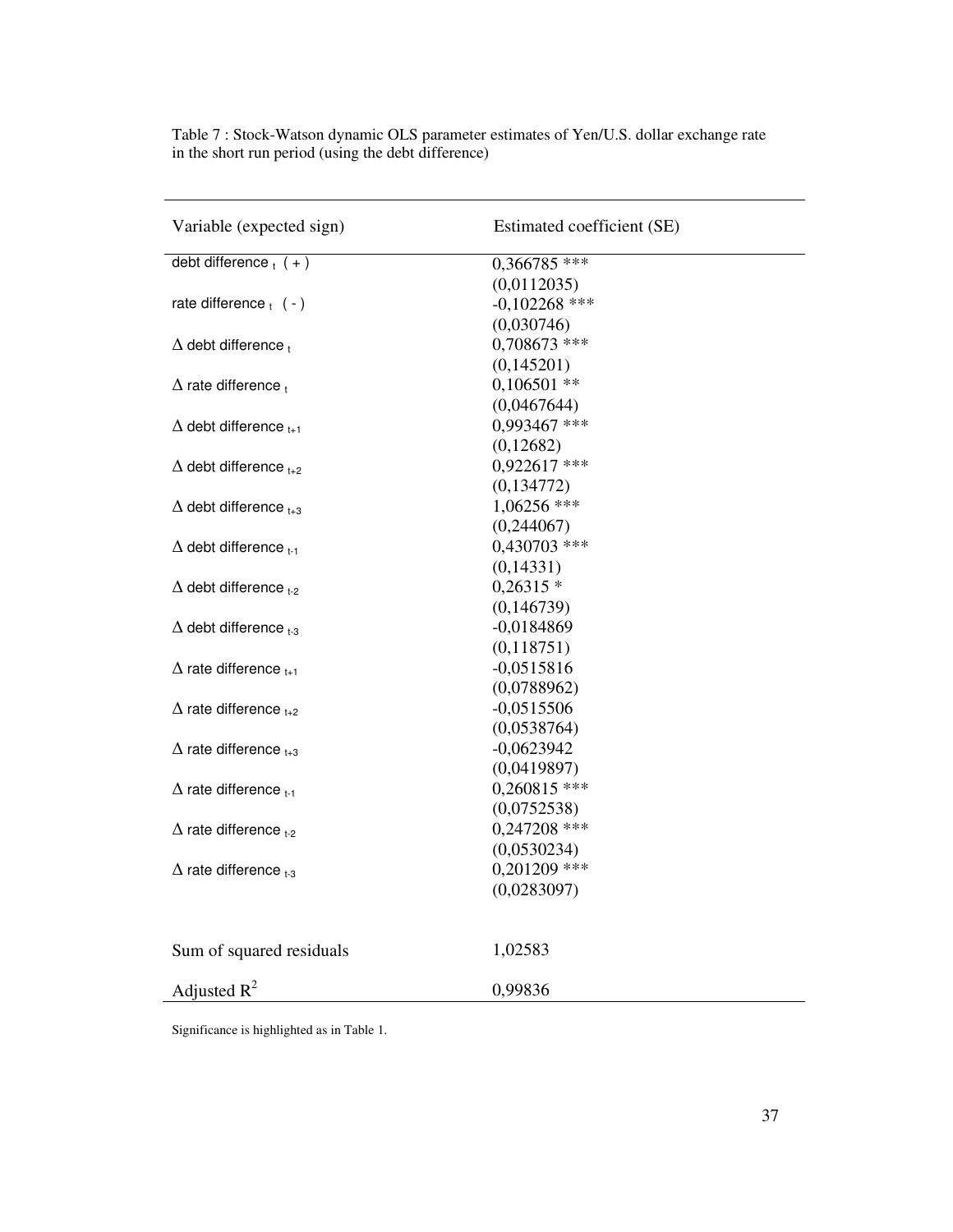Table 7 : Stock-Watson dynamic OLS parameter estimates of Yen/U.S. dollar exchange rate in the short run period (using the debt difference)

| Variable (expected sign) | Estimated coefficient (SE) |
|---|---|
| debt difference $_t$ ( + ) | 0,366785 *** |
| | (0,0112035) |
| rate difference $_t$ ( - ) | -0,102268 *** |
| | (0,030746) |
| $\Delta$ debt difference $_t$ | 0,708673 *** |
| | (0,145201) |
| $\Delta$ rate difference $_t$ | 0,106501 ** |
| | (0,0467644) |
| $\Delta$ debt difference $_{t+1}$ | 0,993467 *** |
| | (0,12682) |
| $\Delta$ debt difference $_{t+2}$ | 0,922617 *** |
| | (0,134772) |
| $\Delta$ debt difference $_{t+3}$ | 1,06256 *** |
| | (0,244067) |
| $\Delta$ debt difference $_{t-1}$ | 0,430703 *** |
| | (0,14331) |
| $\Delta$ debt difference $_{t-2}$ | 0,26315 * |
| | (0,146739) |
| $\Delta$ debt difference $_{t-3}$ | -0,0184869 |
| | (0,118751) |
| $\Delta$ rate difference $_{t+1}$ | -0,0515816 |
| | (0,0788962) |
| $\Delta$ rate difference $_{t+2}$ | -0,0515506 |
| | (0,0538764) |
| $\Delta$ rate difference $_{t+3}$ | -0,0623942 |
| | (0,0419897) |
| $\Delta$ rate difference $_{t-1}$ | 0,260815 *** |
| | (0,0752538) |
| $\Delta$ rate difference $_{t-2}$ | 0,247208 *** |
| | (0,0530234) |
| $\Delta$ rate difference $_{t-3}$ | 0,201209 *** |
| | (0,0283097) |
| Sum of squared residuals | 1,02583 |
| Adjusted $R^2$ | 0,99836 |

Significance is highlighted as in Table 1.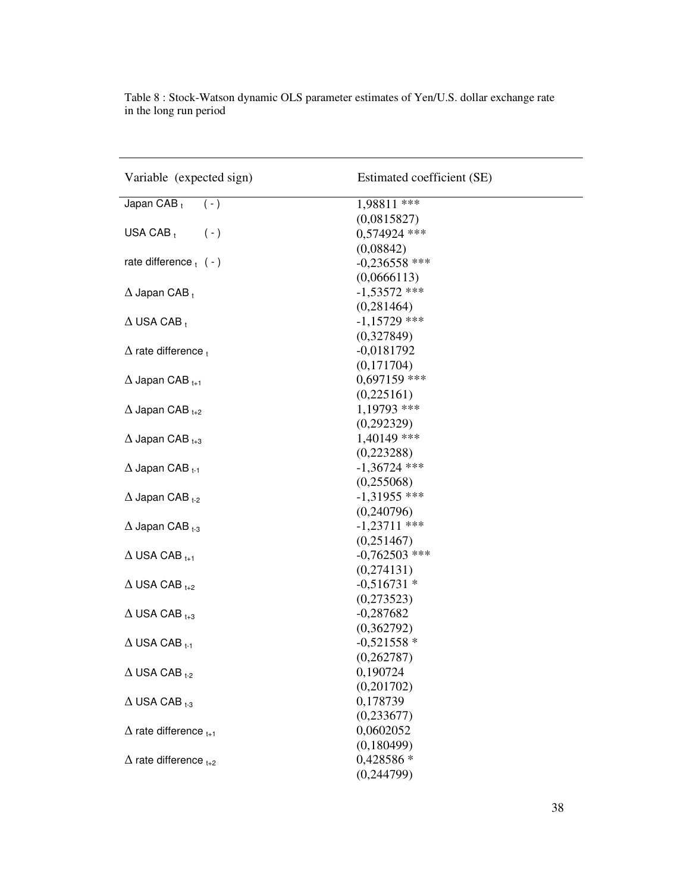Table 8 : Stock-Watson dynamic OLS parameter estimates of Yen/U.S. dollar exchange rate in the long run period

| Variable (expected sign) | Estimated coefficient (SE) |
|---|---|
| Japan CAB $_t$ ( - ) | 1,98811 *** |
| | (0,0815827) |
| USA CAB $_t$ ( - ) | 0,574924 *** |
| | (0,08842) |
| rate difference $_t$ ( - ) | -0,236558 *** |
| | (0,0666113) |
| $\Delta$ Japan CAB $_t$ | -1,53572 *** |
| | (0,281464) |
| $\Delta$ USA CAB $_t$ | -1,15729 *** |
| | (0,327849) |
| $\Delta$ rate difference $_t$ | -0,0181792 |
| | (0,171704) |
| $\Delta$ Japan CAB $_{t+1}$ | 0,697159 *** |
| | (0,225161) |
| $\Delta$ Japan CAB $_{t+2}$ | 1,19793 *** |
| | (0,292329) |
| $\Delta$ Japan CAB $_{t+3}$ | 1,40149 *** |
| | (0,223288) |
| $\Delta$ Japan CAB $_{t-1}$ | -1,36724 *** |
| | (0,255068) |
| $\Delta$ Japan CAB $_{t-2}$ | -1,31955 *** |
| | (0,240796) |
| $\Delta$ Japan CAB $_{t-3}$ | -1,23711 *** |
| | (0,251467) |
| $\Delta$ USA CAB $_{t+1}$ | -0,762503 *** |
| | (0,274131) |
| $\Delta$ USA CAB $_{t+2}$ | -0,516731 * |
| | (0,273523) |
| $\Delta$ USA CAB $_{t+3}$ | -0,287682 |
| | (0,362792) |
| $\Delta$ USA CAB $_{t-1}$ | -0,521558 * |
| | (0,262787) |
| $\Delta$ USA CAB $_{t-2}$ | 0,190724 |
| | (0,201702) |
| $\Delta$ USA CAB $_{t-3}$ | 0,178739 |
| | (0,233677) |
| $\Delta$ rate difference $_{t+1}$ | 0,0602052 |
| | (0,180499) |
| $\Delta$ rate difference $_{t+2}$ | 0,428586 * |
| | (0,244799) |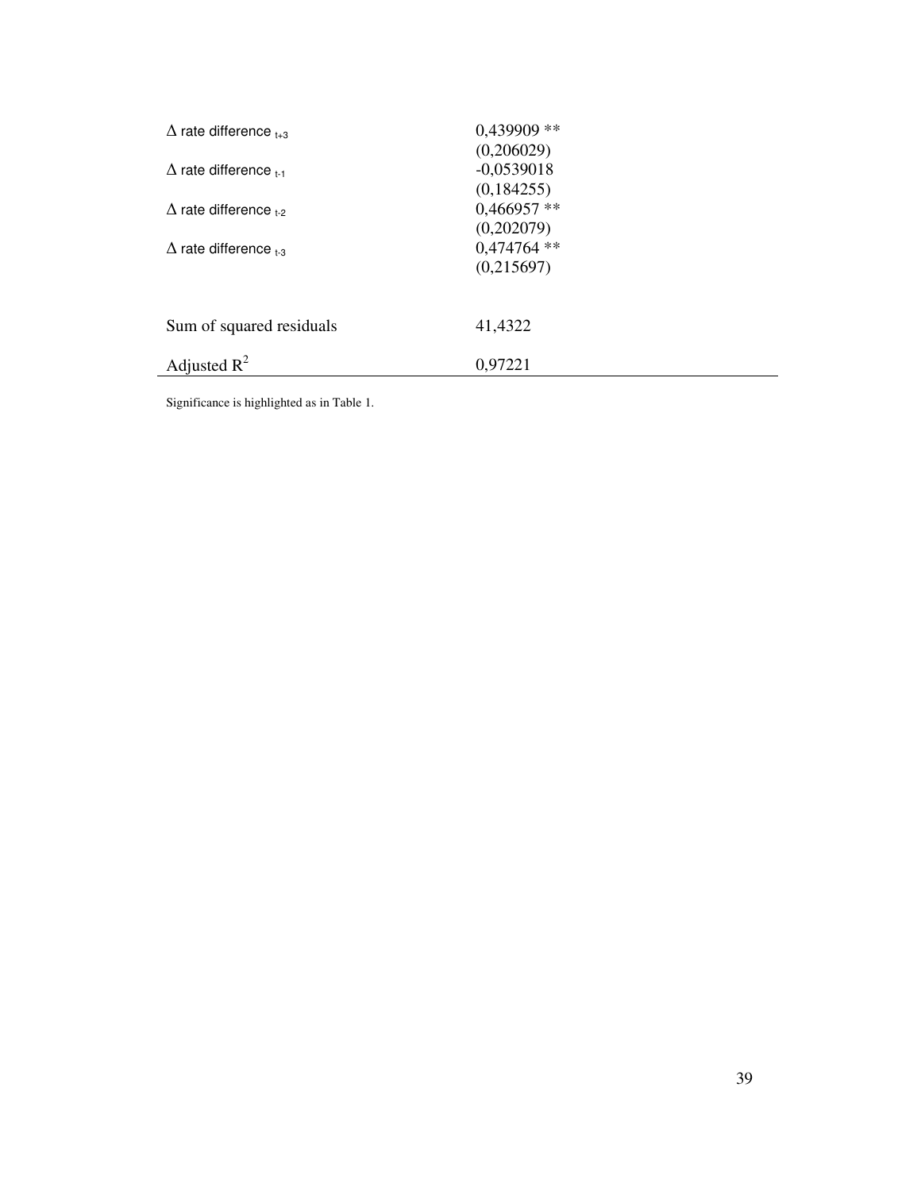| | |
|---|---|
| $\Delta$ rate difference $_{t+3}$ | 0,439909 ** |
| | (0,206029) |
| $\Delta$ rate difference $_{t-1}$ | -0,0539018 |
| | (0,184255) |
| $\Delta$ rate difference $_{t-2}$ | 0,466957 ** |
| | (0,202079) |
| $\Delta$ rate difference $_{t-3}$ | 0,474764 ** |
| | (0,215697) |
| | |
| Sum of squared residuals | 41,4322 |
| Adjusted $R^2$ | 0,97221 |

Significance is highlighted as in Table 1.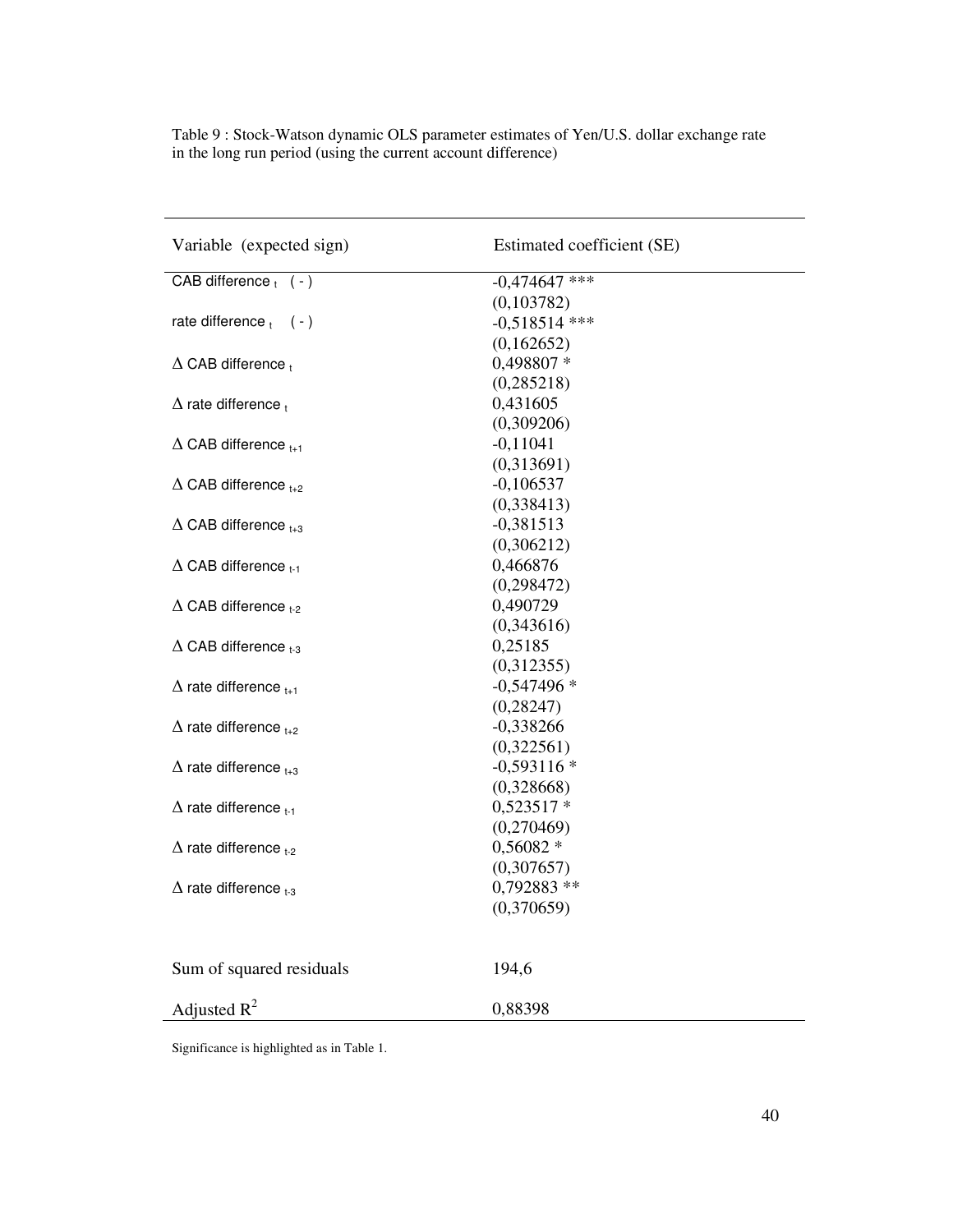Table 9 : Stock-Watson dynamic OLS parameter estimates of Yen/U.S. dollar exchange rate in the long run period (using the current account difference)

| Variable (expected sign) | Estimated coefficient (SE) |
|---|---|
| CAB difference $_t$ ( - ) | -0,474647 *** |
| | (0,103782) |
| rate difference $_t$ ( - ) | -0,518514 *** |
| | (0,162652) |
| $\Delta$ CAB difference $_t$ | 0,498807 * |
| | (0,285218) |
| $\Delta$ rate difference $_t$ | 0,431605 |
| | (0,309206) |
| $\Delta$ CAB difference $_{t+1}$ | -0,11041 |
| | (0,313691) |
| $\Delta$ CAB difference $_{t+2}$ | -0,106537 |
| | (0,338413) |
| $\Delta$ CAB difference $_{t+3}$ | -0,381513 |
| | (0,306212) |
| $\Delta$ CAB difference $_{t-1}$ | 0,466876 |
| | (0,298472) |
| $\Delta$ CAB difference $_{t-2}$ | 0,490729 |
| | (0,343616) |
| $\Delta$ CAB difference $_{t-3}$ | 0,25185 |
| | (0,312355) |
| $\Delta$ rate difference $_{t+1}$ | -0,547496 * |
| | (0,28247) |
| $\Delta$ rate difference $_{t+2}$ | -0,338266 |
| | (0,322561) |
| $\Delta$ rate difference $_{t+3}$ | -0,593116 * |
| | (0,328668) |
| $\Delta$ rate difference $_{t-1}$ | 0,523517 * |
| | (0,270469) |
| $\Delta$ rate difference $_{t-2}$ | 0,56082 * |
| | (0,307657) |
| $\Delta$ rate difference $_{t-3}$ | 0,792883 ** |
| | (0,370659) |
| Sum of squared residuals | 194,6 |
| Adjusted $R^2$ | 0,88398 |

Significance is highlighted as in Table 1.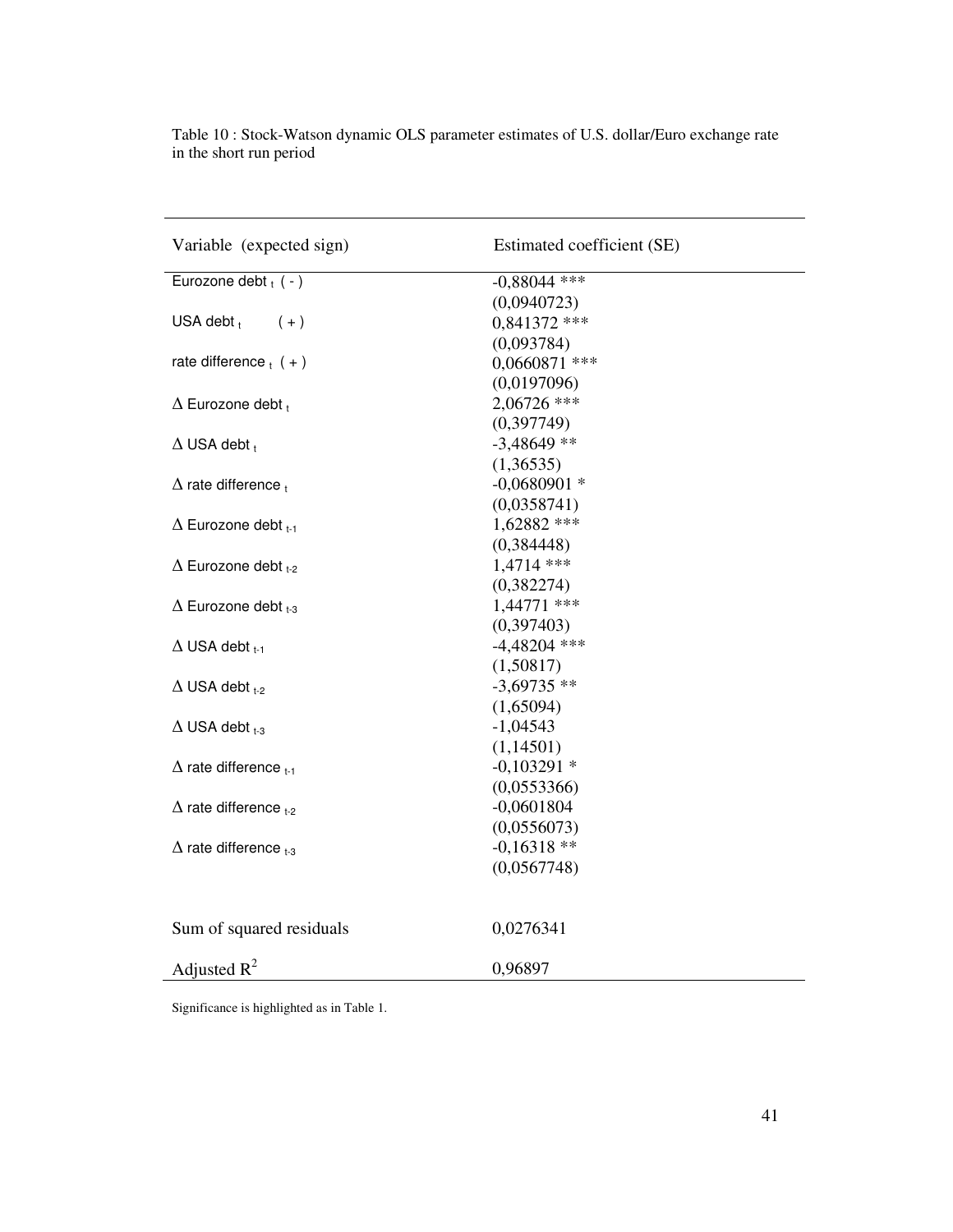Table 10 : Stock-Watson dynamic OLS parameter estimates of U.S. dollar/Euro exchange rate in the short run period

| Variable (expected sign) | Estimated coefficient (SE) |
|---|---|
| Eurozone debt $_t$ ( - ) | -0,88044 *** |
| | (0,0940723) |
| USA debt $_t$ ( + ) | 0,841372 *** |
| | (0,093784) |
| rate difference $_t$ ( + ) | 0,0660871 *** |
| | (0,0197096) |
| $\Delta$ Eurozone debt $_t$ | 2,06726 *** |
| | (0,397749) |
| $\Delta$ USA debt $_t$ | -3,48649 ** |
| | (1,36535) |
| $\Delta$ rate difference $_t$ | -0,0680901 * |
| | (0,0358741) |
| $\Delta$ Eurozone debt $_{t-1}$ | 1,62882 *** |
| | (0,384448) |
| $\Delta$ Eurozone debt $_{t-2}$ | 1,4714 *** |
| | (0,382274) |
| $\Delta$ Eurozone debt $_{t-3}$ | 1,44771 *** |
| | (0,397403) |
| $\Delta$ USA debt $_{t-1}$ | -4,48204 *** |
| | (1,50817) |
| $\Delta$ USA debt $_{t-2}$ | -3,69735 ** |
| | (1,65094) |
| $\Delta$ USA debt $_{t-3}$ | -1,04543 |
| | (1,14501) |
| $\Delta$ rate difference $_{t-1}$ | -0,103291 * |
| | (0,0553366) |
| $\Delta$ rate difference $_{t-2}$ | -0,0601804 |
| | (0,0556073) |
| $\Delta$ rate difference $_{t-3}$ | -0,16318 ** |
| | (0,0567748) |
| Sum of squared residuals | 0,0276341 |
| Adjusted $R^2$ | 0,96897 |

Significance is highlighted as in Table 1.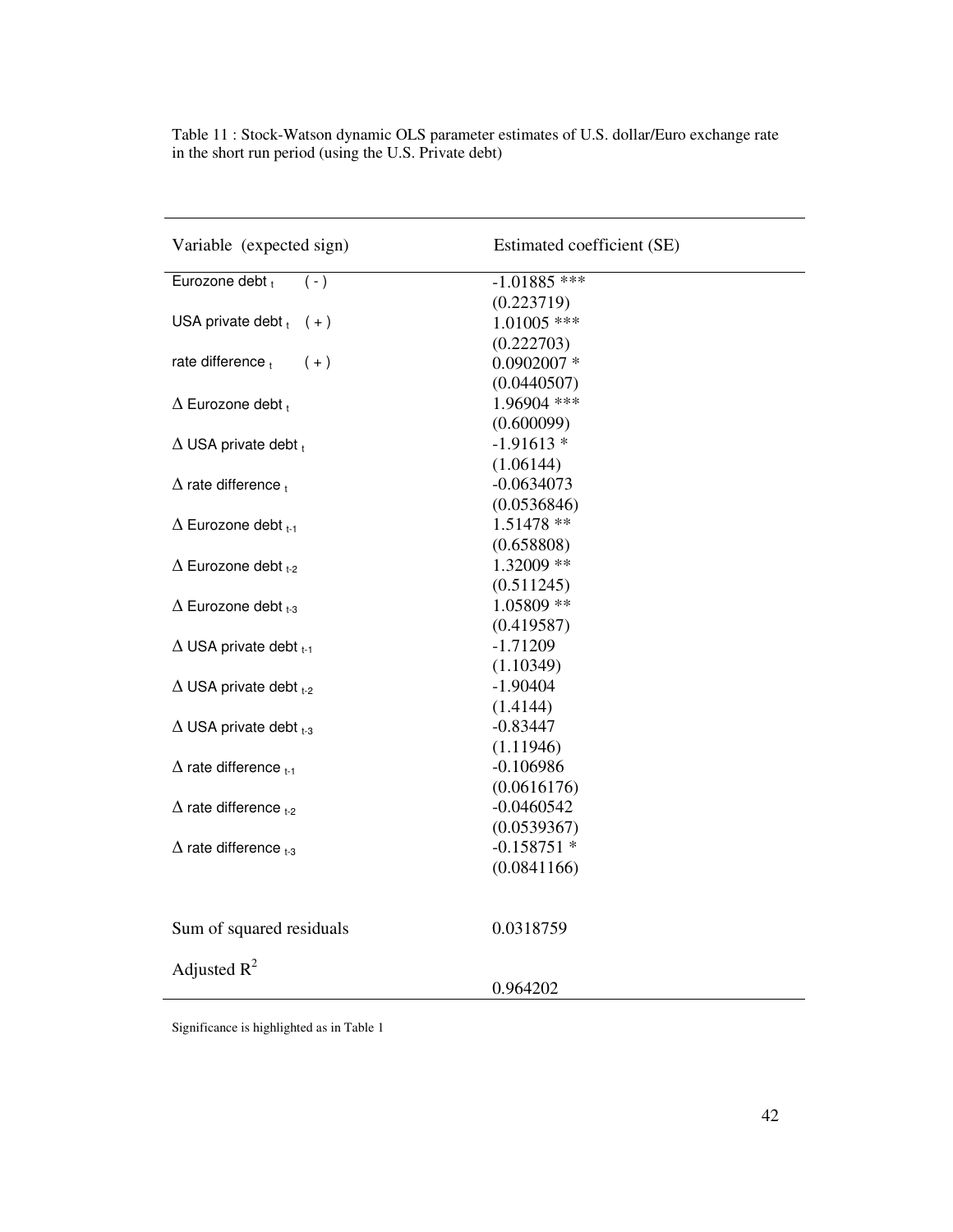Table 11 : Stock-Watson dynamic OLS parameter estimates of U.S. dollar/Euro exchange rate in the short run period (using the U.S. Private debt)

| Variable (expected sign) | Estimated coefficient (SE) |
|---|---|
| Eurozone debt $_t$ ( - ) | -1.01885 *** |
| | (0.223719) |
| USA private debt $_t$ ( + ) | 1.01005 *** |
| | (0.222703) |
| rate difference $_t$ ( + ) | 0.0902007 * |
| | (0.0440507) |
| $\Delta$ Eurozone debt $_t$ | 1.96904 *** |
| | (0.600099) |
| $\Delta$ USA private debt $_t$ | -1.91613 * |
| | (1.06144) |
| $\Delta$ rate difference $_t$ | -0.0634073 |
| | (0.0536846) |
| $\Delta$ Eurozone debt $_{t-1}$ | 1.51478 ** |
| | (0.658808) |
| $\Delta$ Eurozone debt $_{t-2}$ | 1.32009 ** |
| | (0.511245) |
| $\Delta$ Eurozone debt $_{t-3}$ | 1.05809 ** |
| | (0.419587) |
| $\Delta$ USA private debt $_{t-1}$ | -1.71209 |
| | (1.10349) |
| $\Delta$ USA private debt $_{t-2}$ | -1.90404 |
| | (1.4144) |
| $\Delta$ USA private debt $_{t-3}$ | -0.83447 |
| | (1.11946) |
| $\Delta$ rate difference $_{t-1}$ | -0.106986 |
| | (0.0616176) |
| $\Delta$ rate difference $_{t-2}$ | -0.0460542 |
| | (0.0539367) |
| $\Delta$ rate difference $_{t-3}$ | -0.158751 * |
| | (0.0841166) |
| Sum of squared residuals | 0.0318759 |
| Adjusted $R^2$ | 0.964202 |

Significance is highlighted as in Table 1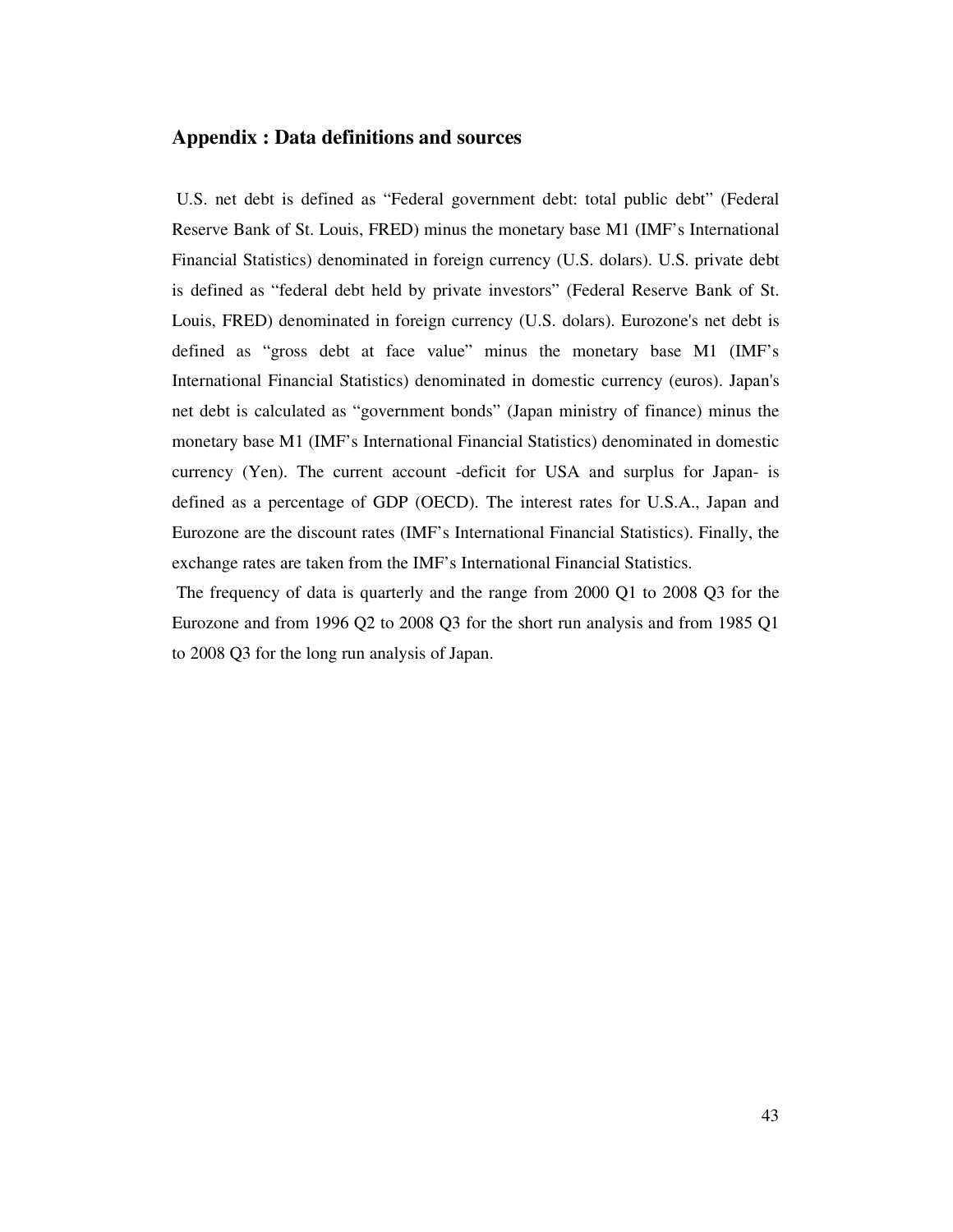## Appendix : Data definitions and sources

U.S. net debt is defined as "Federal government debt: total public debt" (Federal Reserve Bank of St. Louis, FRED) minus the monetary base M1 (IMF's International Financial Statistics) denominated in foreign currency (U.S. dolars). U.S. private debt is defined as "federal debt held by private investors" (Federal Reserve Bank of St. Louis, FRED) denominated in foreign currency (U.S. dolars). Eurozone's net debt is defined as "gross debt at face value" minus the monetary base M1 (IMF's International Financial Statistics) denominated in domestic currency (euros). Japan's net debt is calculated as "government bonds" (Japan ministry of finance) minus the monetary base M1 (IMF's International Financial Statistics) denominated in domestic currency (Yen). The current account -deficit for USA and surplus for Japan- is defined as a percentage of GDP (OECD). The interest rates for U.S.A., Japan and Eurozone are the discount rates (IMF's International Financial Statistics). Finally, the exchange rates are taken from the IMF's International Financial Statistics.

The frequency of data is quarterly and the range from 2000 Q1 to 2008 Q3 for the Eurozone and from 1996 Q2 to 2008 Q3 for the short run analysis and from 1985 Q1 to 2008 Q3 for the long run analysis of Japan.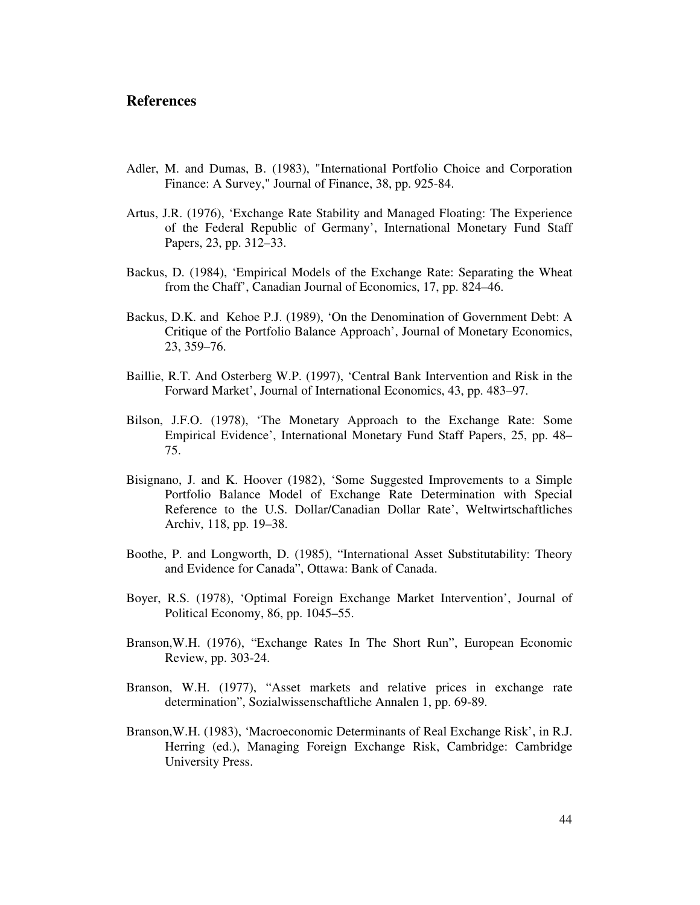## References

Adler, M. and Dumas, B. (1983), "International Portfolio Choice and Corporation Finance: A Survey," Journal of Finance, 38, pp. 925-84.

Artus, J.R. (1976), 'Exchange Rate Stability and Managed Floating: The Experience of the Federal Republic of Germany', International Monetary Fund Staff Papers, 23, pp. 312–33.

Backus, D. (1984), 'Empirical Models of the Exchange Rate: Separating the Wheat from the Chaff', Canadian Journal of Economics, 17, pp. 824–46.

Backus, D.K. and Kehoe P.J. (1989), 'On the Denomination of Government Debt: A Critique of the Portfolio Balance Approach', Journal of Monetary Economics, 23, 359–76.

Baillie, R.T. And Osterberg W.P. (1997), 'Central Bank Intervention and Risk in the Forward Market', Journal of International Economics, 43, pp. 483–97.

Bilson, J.F.O. (1978), 'The Monetary Approach to the Exchange Rate: Some Empirical Evidence', International Monetary Fund Staff Papers, 25, pp. 48–75.

Bisignano, J. and K. Hoover (1982), 'Some Suggested Improvements to a Simple Portfolio Balance Model of Exchange Rate Determination with Special Reference to the U.S. Dollar/Canadian Dollar Rate', Weltwirtschaftliches Archiv, 118, pp. 19–38.

Boothe, P. and Longworth, D. (1985), "International Asset Substitutability: Theory and Evidence for Canada", Ottawa: Bank of Canada.

Boyer, R.S. (1978), 'Optimal Foreign Exchange Market Intervention', Journal of Political Economy, 86, pp. 1045–55.

Branson,W.H. (1976), "Exchange Rates In The Short Run", European Economic Review, pp. 303-24.

Branson, W.H. (1977), "Asset markets and relative prices in exchange rate determination", Sozialwissenschaftliche Annalen 1, pp. 69-89.

Branson,W.H. (1983), 'Macroeconomic Determinants of Real Exchange Risk', in R.J. Herring (ed.), Managing Foreign Exchange Risk, Cambridge: Cambridge University Press.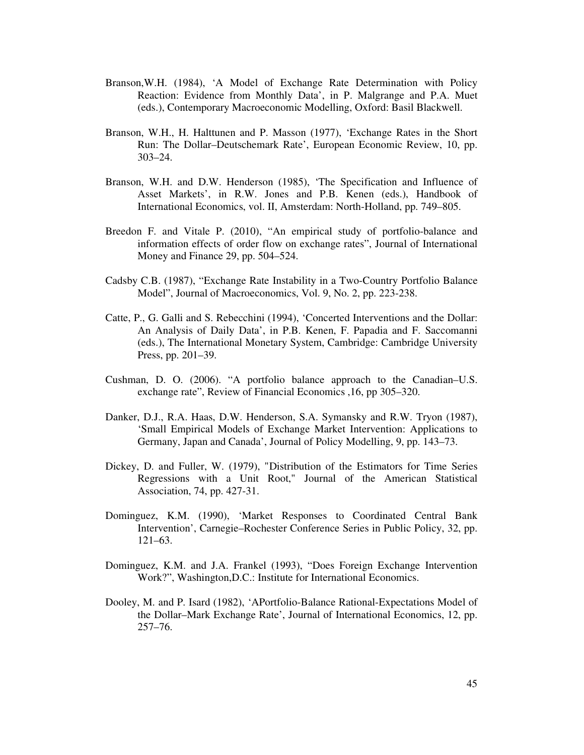Branson,W.H. (1984), 'A Model of Exchange Rate Determination with Policy Reaction: Evidence from Monthly Data', in P. Malgrange and P.A. Muet (eds.), Contemporary Macroeconomic Modelling, Oxford: Basil Blackwell.

Branson, W.H., H. Halttunen and P. Masson (1977), 'Exchange Rates in the Short Run: The Dollar–Deutschemark Rate', European Economic Review, 10, pp. 303–24.

Branson, W.H. and D.W. Henderson (1985), 'The Specification and Influence of Asset Markets', in R.W. Jones and P.B. Kenen (eds.), Handbook of International Economics, vol. II, Amsterdam: North-Holland, pp. 749–805.

Breedon F. and Vitale P. (2010), "An empirical study of portfolio-balance and information effects of order flow on exchange rates", Journal of International Money and Finance 29, pp. 504–524.

Cadsby C.B. (1987), "Exchange Rate Instability in a Two-Country Portfolio Balance Model", Journal of Macroeconomics, Vol. 9, No. 2, pp. 223-238.

Catte, P., G. Galli and S. Rebecchini (1994), 'Concerted Interventions and the Dollar: An Analysis of Daily Data', in P.B. Kenen, F. Papadia and F. Saccomanni (eds.), The International Monetary System, Cambridge: Cambridge University Press, pp. 201–39.

Cushman, D. O. (2006). "A portfolio balance approach to the Canadian–U.S. exchange rate", Review of Financial Economics ,16, pp 305–320.

Danker, D.J., R.A. Haas, D.W. Henderson, S.A. Symansky and R.W. Tryon (1987), 'Small Empirical Models of Exchange Market Intervention: Applications to Germany, Japan and Canada', Journal of Policy Modelling, 9, pp. 143–73.

Dickey, D. and Fuller, W. (1979), "Distribution of the Estimators for Time Series Regressions with a Unit Root," Journal of the American Statistical Association, 74, pp. 427-31.

Dominguez, K.M. (1990), 'Market Responses to Coordinated Central Bank Intervention', Carnegie–Rochester Conference Series in Public Policy, 32, pp. 121–63.

Dominguez, K.M. and J.A. Frankel (1993), "Does Foreign Exchange Intervention Work?", Washington,D.C.: Institute for International Economics.

Dooley, M. and P. Isard (1982), 'APortfolio-Balance Rational-Expectations Model of the Dollar–Mark Exchange Rate', Journal of International Economics, 12, pp. 257–76.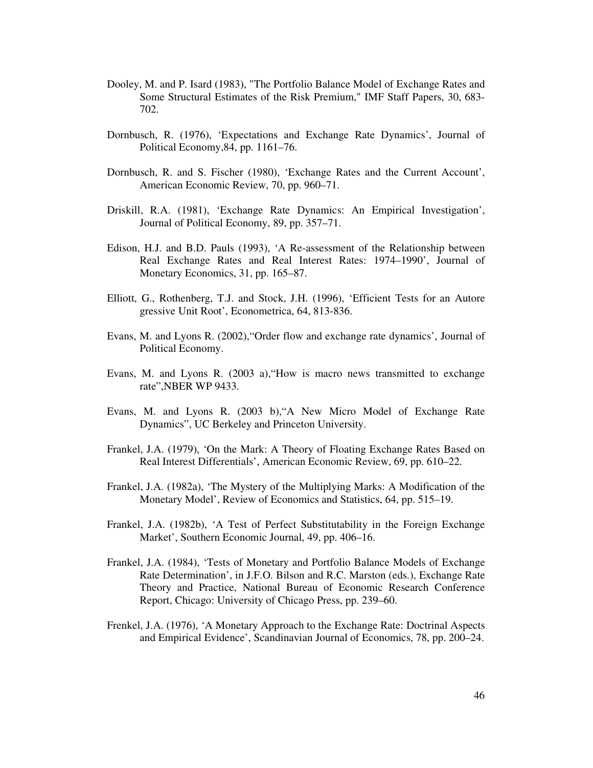Dooley, M. and P. Isard (1983), "The Portfolio Balance Model of Exchange Rates and Some Structural Estimates of the Risk Premium," IMF Staff Papers, 30, 683-702.

Dornbusch, R. (1976), 'Expectations and Exchange Rate Dynamics', Journal of Political Economy,84, pp. 1161–76.

Dornbusch, R. and S. Fischer (1980), 'Exchange Rates and the Current Account', American Economic Review, 70, pp. 960–71.

Driskill, R.A. (1981), 'Exchange Rate Dynamics: An Empirical Investigation', Journal of Political Economy, 89, pp. 357–71.

Edison, H.J. and B.D. Pauls (1993), 'A Re-assessment of the Relationship between Real Exchange Rates and Real Interest Rates: 1974–1990', Journal of Monetary Economics, 31, pp. 165–87.

Elliott, G., Rothenberg, T.J. and Stock, J.H. (1996), 'Efficient Tests for an Autore gressive Unit Root', Econometrica, 64, 813-836.

Evans, M. and Lyons R. (2002),"Order flow and exchange rate dynamics', Journal of Political Economy.

Evans, M. and Lyons R. (2003 a),"How is macro news transmitted to exchange rate",NBER WP 9433.

Evans, M. and Lyons R. (2003 b),"A New Micro Model of Exchange Rate Dynamics", UC Berkeley and Princeton University.

Frankel, J.A. (1979), 'On the Mark: A Theory of Floating Exchange Rates Based on Real Interest Differentials', American Economic Review, 69, pp. 610–22.

Frankel, J.A. (1982a), 'The Mystery of the Multiplying Marks: A Modification of the Monetary Model', Review of Economics and Statistics, 64, pp. 515–19.

Frankel, J.A. (1982b), 'A Test of Perfect Substitutability in the Foreign Exchange Market', Southern Economic Journal, 49, pp. 406–16.

Frankel, J.A. (1984), 'Tests of Monetary and Portfolio Balance Models of Exchange Rate Determination', in J.F.O. Bilson and R.C. Marston (eds.), Exchange Rate Theory and Practice, National Bureau of Economic Research Conference Report, Chicago: University of Chicago Press, pp. 239–60.

Frenkel, J.A. (1976), 'A Monetary Approach to the Exchange Rate: Doctrinal Aspects and Empirical Evidence', Scandinavian Journal of Economics, 78, pp. 200–24.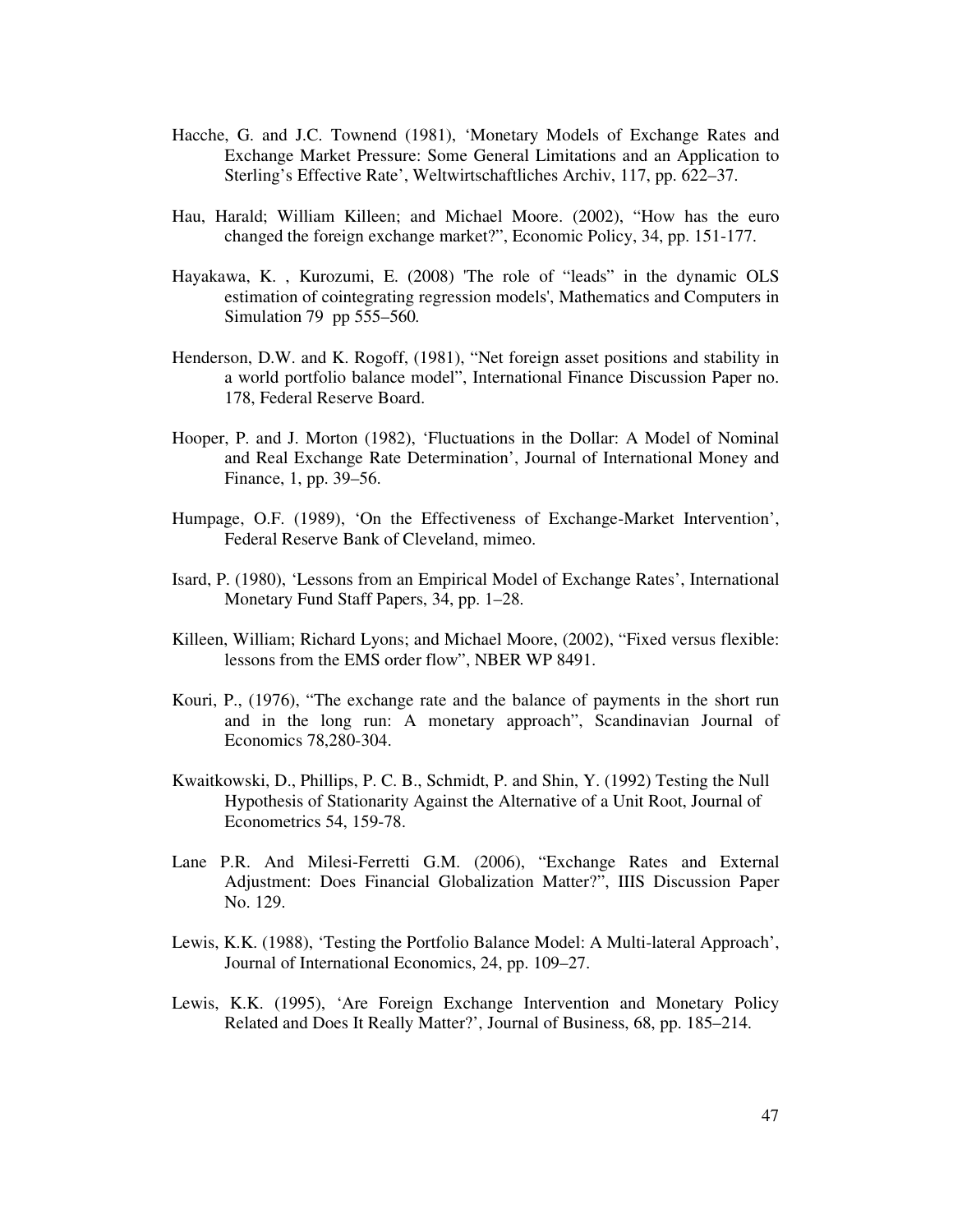Hacche, G. and J.C. Townend (1981), 'Monetary Models of Exchange Rates and Exchange Market Pressure: Some General Limitations and an Application to Sterling's Effective Rate', Weltwirtschaftliches Archiv, 117, pp. 622–37.

Hau, Harald; William Killeen; and Michael Moore. (2002), "How has the euro changed the foreign exchange market?", Economic Policy, 34, pp. 151-177.

Hayakawa, K. , Kurozumi, E. (2008) 'The role of "leads" in the dynamic OLS estimation of cointegrating regression models', Mathematics and Computers in Simulation 79 pp 555–560.

Henderson, D.W. and K. Rogoff, (1981), "Net foreign asset positions and stability in a world portfolio balance model", International Finance Discussion Paper no. 178, Federal Reserve Board.

Hooper, P. and J. Morton (1982), 'Fluctuations in the Dollar: A Model of Nominal and Real Exchange Rate Determination', Journal of International Money and Finance, 1, pp. 39–56.

Humpage, O.F. (1989), 'On the Effectiveness of Exchange-Market Intervention', Federal Reserve Bank of Cleveland, mimeo.

Isard, P. (1980), 'Lessons from an Empirical Model of Exchange Rates', International Monetary Fund Staff Papers, 34, pp. 1–28.

Killeen, William; Richard Lyons; and Michael Moore, (2002), "Fixed versus flexible: lessons from the EMS order flow", NBER WP 8491.

Kouri, P., (1976), "The exchange rate and the balance of payments in the short run and in the long run: A monetary approach", Scandinavian Journal of Economics 78,280-304.

Kwaitkowski, D., Phillips, P. C. B., Schmidt, P. and Shin, Y. (1992) Testing the Null Hypothesis of Stationarity Against the Alternative of a Unit Root, Journal of Econometrics 54, 159-78.

Lane P.R. And Milesi-Ferretti G.M. (2006), "Exchange Rates and External Adjustment: Does Financial Globalization Matter?", IIIS Discussion Paper No. 129.

Lewis, K.K. (1988), 'Testing the Portfolio Balance Model: A Multi-lateral Approach', Journal of International Economics, 24, pp. 109–27.

Lewis, K.K. (1995), 'Are Foreign Exchange Intervention and Monetary Policy Related and Does It Really Matter?', Journal of Business, 68, pp. 185–214.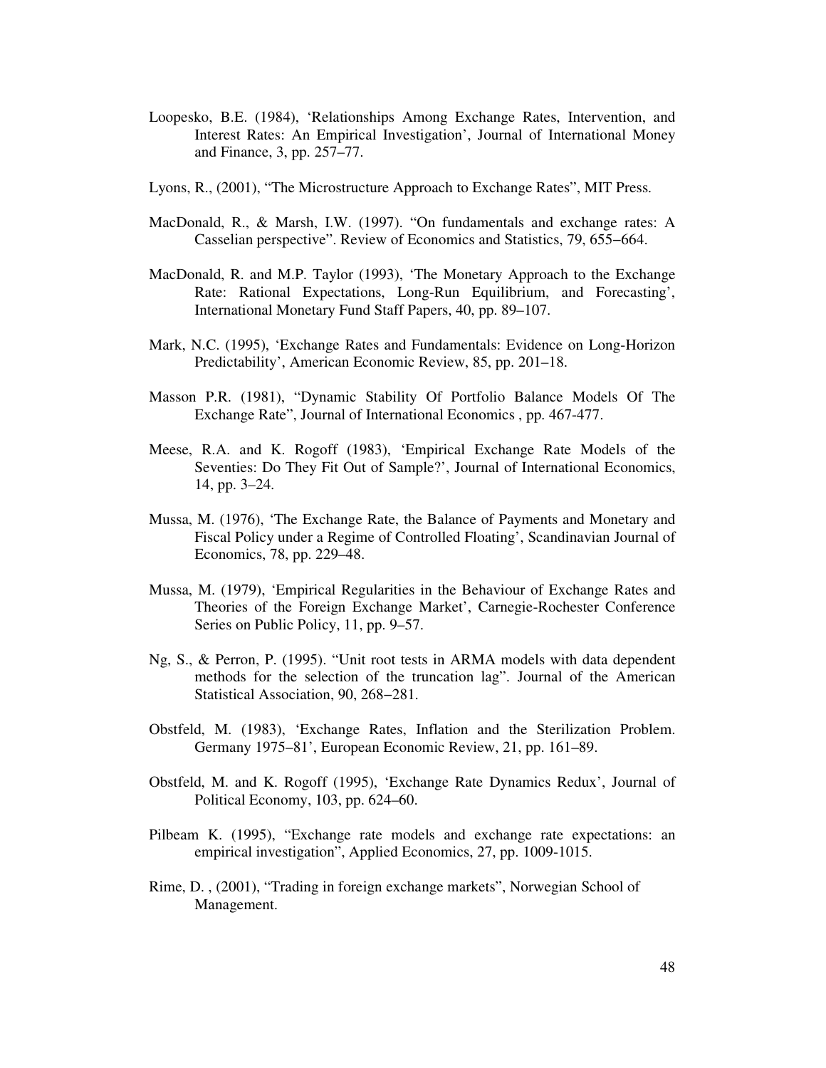Loopesko, B.E. (1984), 'Relationships Among Exchange Rates, Intervention, and Interest Rates: An Empirical Investigation', Journal of International Money and Finance, 3, pp. 257–77.

Lyons, R., (2001), "The Microstructure Approach to Exchange Rates", MIT Press.

MacDonald, R., & Marsh, I.W. (1997). "On fundamentals and exchange rates: A Casselian perspective". Review of Economics and Statistics, 79, 655−664.

MacDonald, R. and M.P. Taylor (1993), 'The Monetary Approach to the Exchange Rate: Rational Expectations, Long-Run Equilibrium, and Forecasting', International Monetary Fund Staff Papers, 40, pp. 89–107.

Mark, N.C. (1995), 'Exchange Rates and Fundamentals: Evidence on Long-Horizon Predictability', American Economic Review, 85, pp. 201–18.

Masson P.R. (1981), "Dynamic Stability Of Portfolio Balance Models Of The Exchange Rate", Journal of International Economics , pp. 467-477.

Meese, R.A. and K. Rogoff (1983), 'Empirical Exchange Rate Models of the Seventies: Do They Fit Out of Sample?', Journal of International Economics, 14, pp. 3–24.

Mussa, M. (1976), 'The Exchange Rate, the Balance of Payments and Monetary and Fiscal Policy under a Regime of Controlled Floating', Scandinavian Journal of Economics, 78, pp. 229–48.

Mussa, M. (1979), 'Empirical Regularities in the Behaviour of Exchange Rates and Theories of the Foreign Exchange Market', Carnegie-Rochester Conference Series on Public Policy, 11, pp. 9–57.

Ng, S., & Perron, P. (1995). "Unit root tests in ARMA models with data dependent methods for the selection of the truncation lag". Journal of the American Statistical Association, 90, 268−281.

Obstfeld, M. (1983), 'Exchange Rates, Inflation and the Sterilization Problem. Germany 1975–81', European Economic Review, 21, pp. 161–89.

Obstfeld, M. and K. Rogoff (1995), 'Exchange Rate Dynamics Redux', Journal of Political Economy, 103, pp. 624–60.

Pilbeam K. (1995), "Exchange rate models and exchange rate expectations: an empirical investigation", Applied Economics, 27, pp. 1009-1015.

Rime, D. , (2001), "Trading in foreign exchange markets", Norwegian School of Management.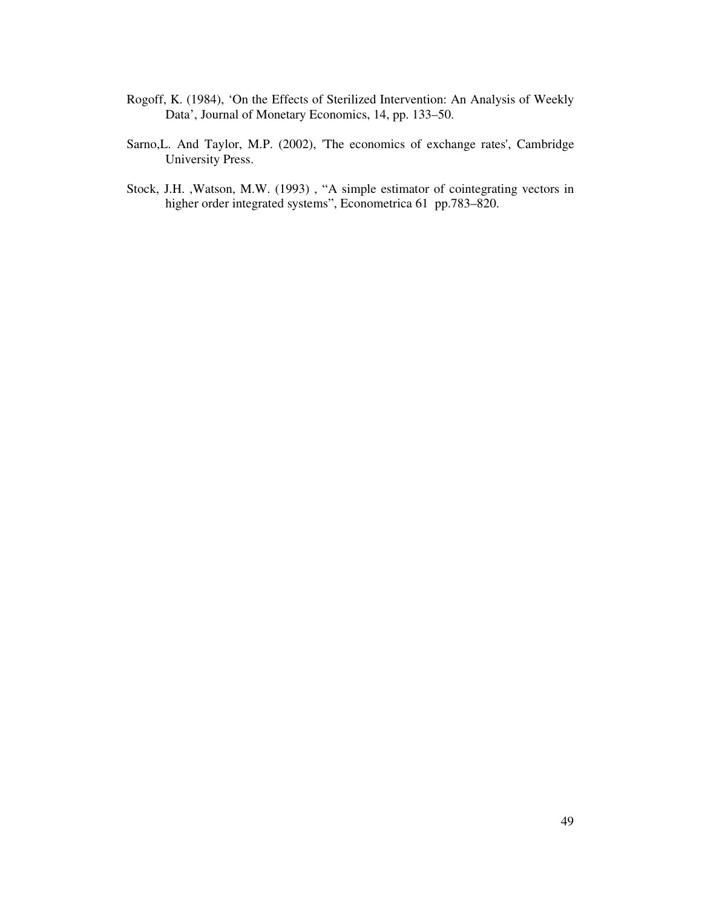Rogoff, K. (1984), ‘On the Effects of Sterilized Intervention: An Analysis of Weekly Data’, Journal of Monetary Economics, 14, pp. 133–50.

Sarno,L. And Taylor, M.P. (2002), 'The economics of exchange rates', Cambridge University Press.

Stock, J.H. ,Watson, M.W. (1993) , “A simple estimator of cointegrating vectors in higher order integrated systems”, Econometrica 61 pp.783–820.